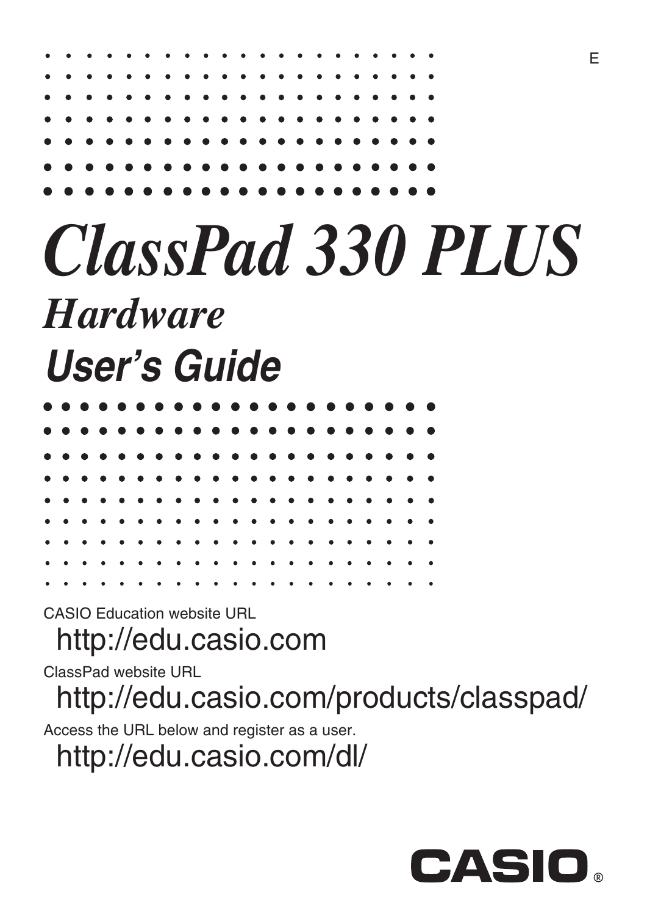E

# ClassPad 330 PLUS

## Hardware

## User's Guide

CASIO Education website URL

http://edu.casio.com

ClassPad website URL

http://edu.casio.com/products/classpad/

Access the URL below and register as a user.

http://edu.casio.com/dl/

CASIO®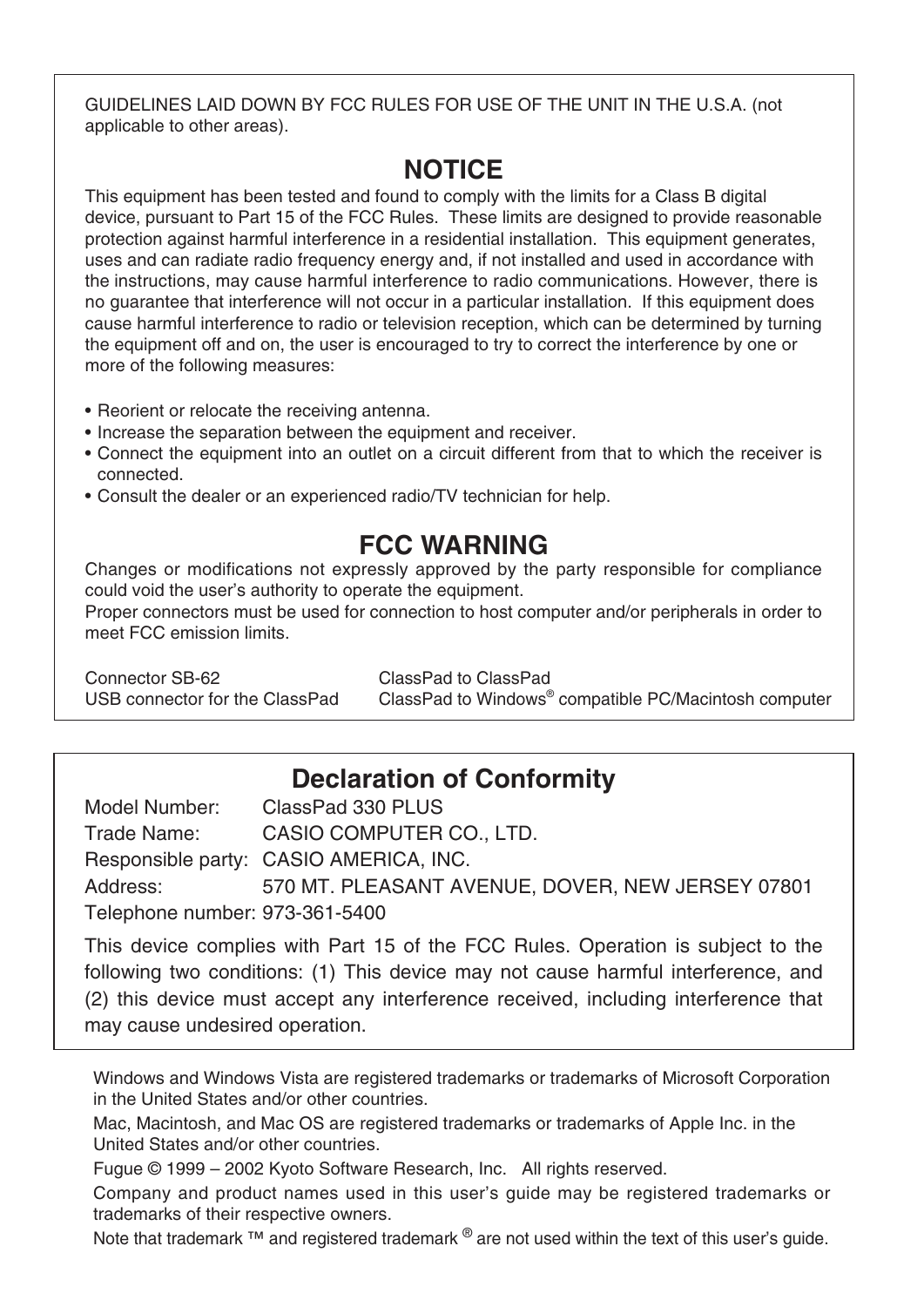GUIDELINES LAID DOWN BY FCC RULES FOR USE OF THE UNIT IN THE U.S.A. (not applicable to other areas).

## NOTICE

This equipment has been tested and found to comply with the limits for a Class B digital device, pursuant to Part 15 of the FCC Rules. These limits are designed to provide reasonable protection against harmful interference in a residential installation. This equipment generates, uses and can radiate radio frequency energy and, if not installed and used in accordance with the instructions, may cause harmful interference to radio communications. However, there is no guarantee that interference will not occur in a particular installation. If this equipment does cause harmful interference to radio or television reception, which can be determined by turning the equipment off and on, the user is encouraged to try to correct the interference by one or more of the following measures:

- Reorient or relocate the receiving antenna.
- Increase the separation between the equipment and receiver.
- Connect the equipment into an outlet on a circuit different from that to which the receiver is connected.
- Consult the dealer or an experienced radio/TV technician for help.

## FCC WARNING

Changes or modifications not expressly approved by the party responsible for compliance could void the user's authority to operate the equipment.
Proper connectors must be used for connection to host computer and/or peripherals in order to meet FCC emission limits.

| | |
|---|---|
| Connector SB-62 | ClassPad to ClassPad |
| USB connector for the ClassPad | ClassPad to Windows® compatible PC/Macintosh computer |

## Declaration of Conformity

Model Number: ClassPad 330 PLUS
Trade Name: CASIO COMPUTER CO., LTD.
Responsible party: CASIO AMERICA, INC.
Address: 570 MT. PLEASANT AVENUE, DOVER, NEW JERSEY 07801
Telephone number: 973-361-5400

This device complies with Part 15 of the FCC Rules. Operation is subject to the following two conditions: (1) This device may not cause harmful interference, and (2) this device must accept any interference received, including interference that may cause undesired operation.

Windows and Windows Vista are registered trademarks or trademarks of Microsoft Corporation in the United States and/or other countries.

Mac, Macintosh, and Mac OS are registered trademarks or trademarks of Apple Inc. in the United States and/or other countries.

Fugue © 1999 – 2002 Kyoto Software Research, Inc. All rights reserved.

Company and product names used in this user's guide may be registered trademarks or trademarks of their respective owners.

Note that trademark ™ and registered trademark ® are not used within the text of this user's guide.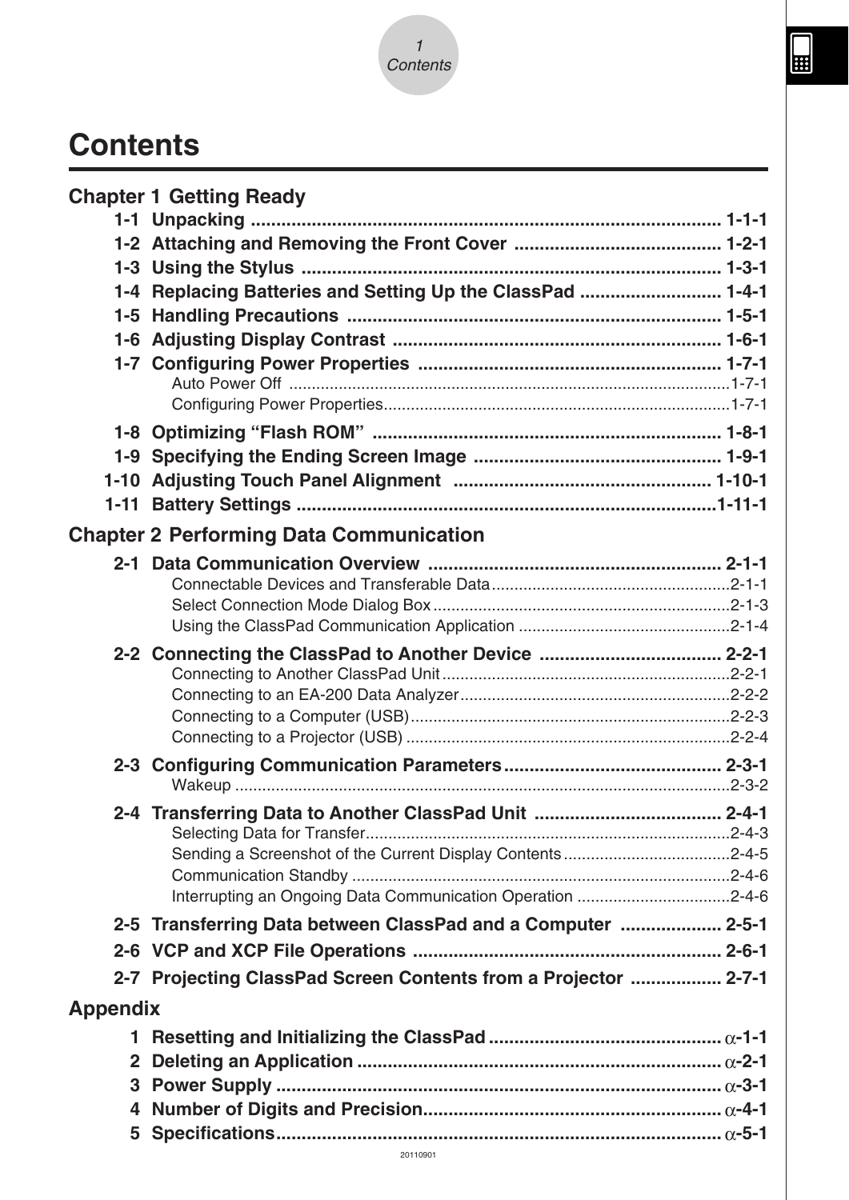# Contents

## Chapter 1 Getting Ready

**1-1 Unpacking** ..... 1-1-1

**1-2 Attaching and Removing the Front Cover** ..... 1-2-1

**1-3 Using the Stylus** ..... 1-3-1

**1-4 Replacing Batteries and Setting Up the ClassPad** ..... 1-4-1

**1-5 Handling Precautions** ..... 1-5-1

**1-6 Adjusting Display Contrast** ..... 1-6-1

**1-7 Configuring Power Properties** ..... 1-7-1

- Auto Power Off ..... 1-7-1
- Configuring Power Properties ..... 1-7-1

**1-8 Optimizing "Flash ROM"** ..... 1-8-1

**1-9 Specifying the Ending Screen Image** ..... 1-9-1

**1-10 Adjusting Touch Panel Alignment** ..... 1-10-1

**1-11 Battery Settings** ..... 1-11-1

## Chapter 2 Performing Data Communication

**2-1 Data Communication Overview** ..... 2-1-1

- Connectable Devices and Transferable Data ..... 2-1-1
- Select Connection Mode Dialog Box ..... 2-1-3
- Using the ClassPad Communication Application ..... 2-1-4

**2-2 Connecting the ClassPad to Another Device** ..... 2-2-1

- Connecting to Another ClassPad Unit ..... 2-2-1
- Connecting to an EA-200 Data Analyzer ..... 2-2-2
- Connecting to a Computer (USB) ..... 2-2-3
- Connecting to a Projector (USB) ..... 2-2-4

**2-3 Configuring Communication Parameters** ..... 2-3-1

- Wakeup ..... 2-3-2

**2-4 Transferring Data to Another ClassPad Unit** ..... 2-4-1

- Selecting Data for Transfer ..... 2-4-3
- Sending a Screenshot of the Current Display Contents ..... 2-4-5
- Communication Standby ..... 2-4-6
- Interrupting an Ongoing Data Communication Operation ..... 2-4-6

**2-5 Transferring Data between ClassPad and a Computer** ..... 2-5-1

**2-6 VCP and XCP File Operations** ..... 2-6-1

**2-7 Projecting ClassPad Screen Contents from a Projector** ..... 2-7-1

## Appendix

**1 Resetting and Initializing the ClassPad** ..... $\alpha$-1-1

**2 Deleting an Application** ..... $\alpha$-2-1

**3 Power Supply** ..... $\alpha$-3-1

**4 Number of Digits and Precision** ..... $\alpha$-4-1

**5 Specifications** ..... $\alpha$-5-1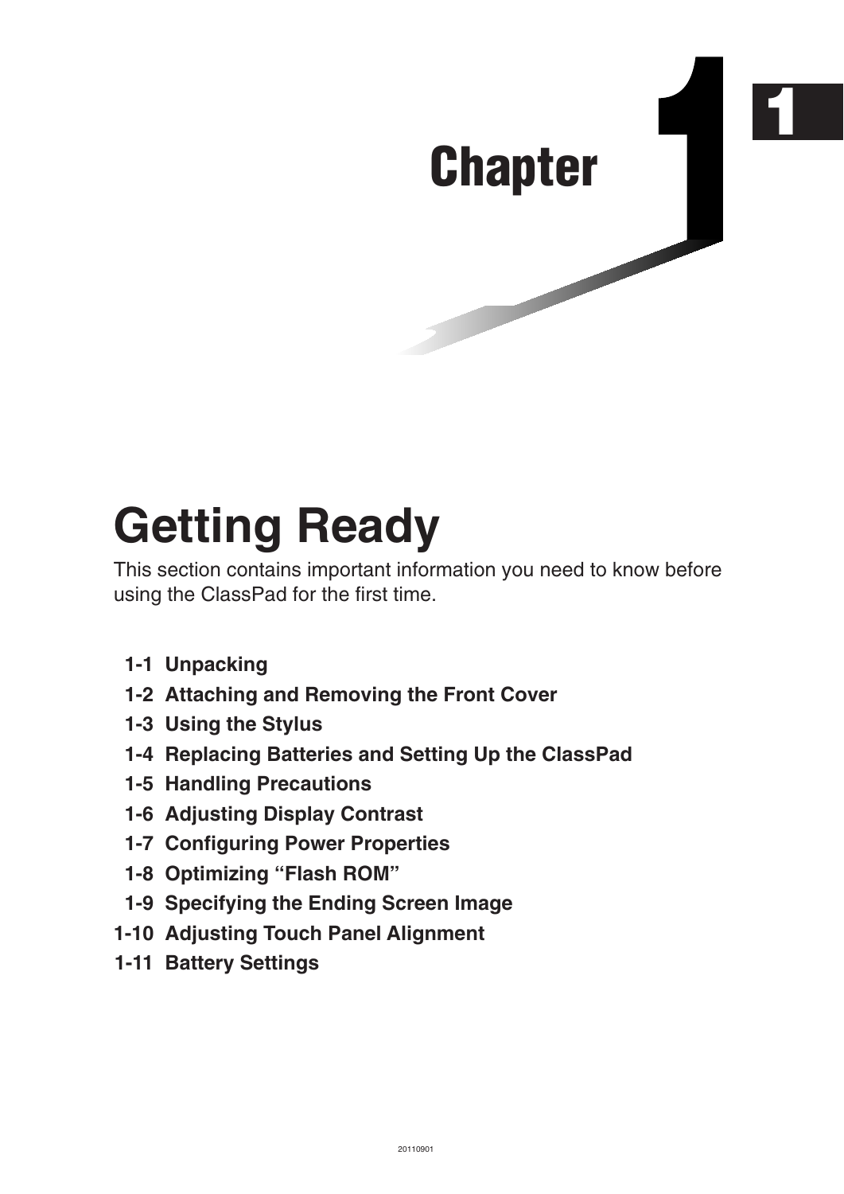# Chapter 1

# Getting Ready

This section contains important information you need to know before using the ClassPad for the first time.

1-1 Unpacking
1-2 Attaching and Removing the Front Cover
1-3 Using the Stylus
1-4 Replacing Batteries and Setting Up the ClassPad
1-5 Handling Precautions
1-6 Adjusting Display Contrast
1-7 Configuring Power Properties
1-8 Optimizing “Flash ROM”
1-9 Specifying the Ending Screen Image
1-10 Adjusting Touch Panel Alignment
1-11 Battery Settings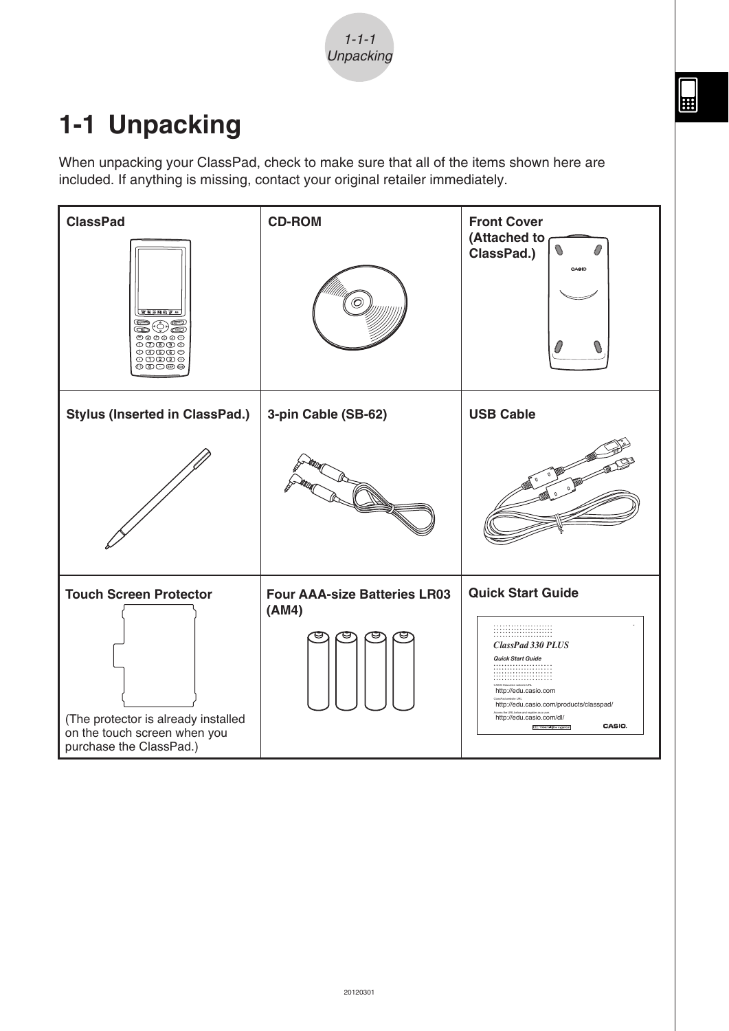# 1-1 Unpacking

When unpacking your ClassPad, check to make sure that all of the items shown here are included. If anything is missing, contact your original retailer immediately.

| ClassPad | CD-ROM | Front Cover (Attached to ClassPad.) |
|---|---|---|
| **Stylus (Inserted in ClassPad.)** | **3-pin Cable (SB-62)** | **USB Cable** |
| **Touch Screen Protector** (The protector is already installed on the touch screen when you purchase the ClassPad.) | **Four AAA-size Batteries LR03 (AM4)** | **Quick Start Guide** |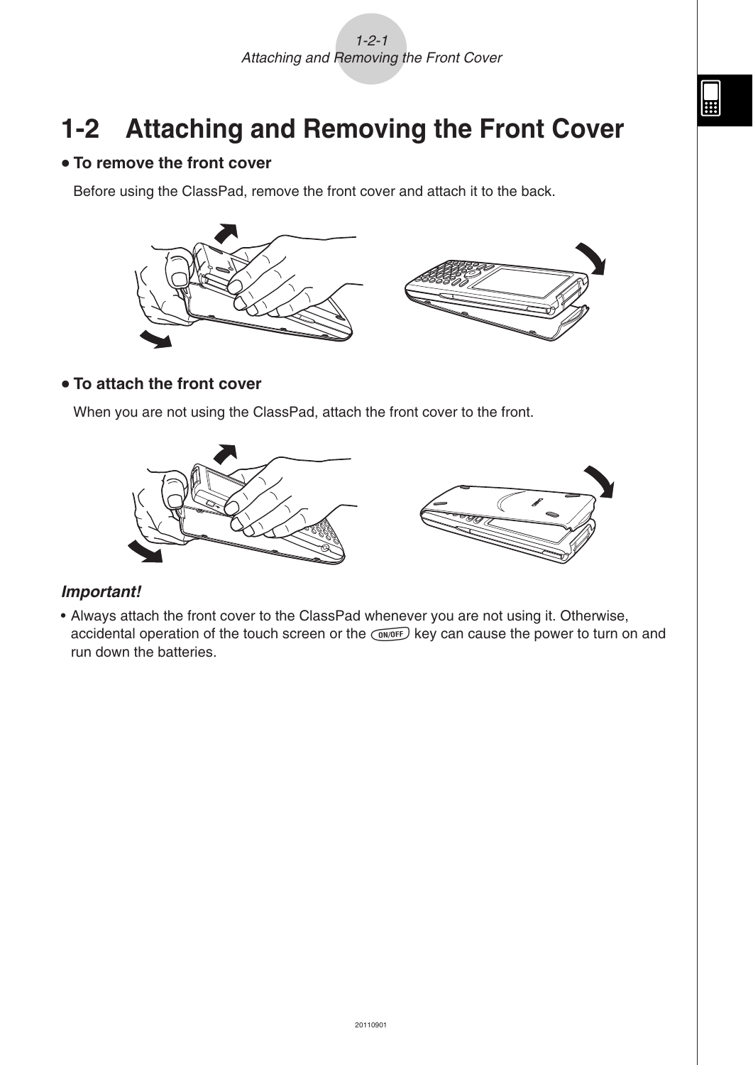# 1-2 Attaching and Removing the Front Cover

- **To remove the front cover**

Before using the ClassPad, remove the front cover and attach it to the back.

- **To attach the front cover**

When you are not using the ClassPad, attach the front cover to the front.

***Important!***

- Always attach the front cover to the ClassPad whenever you are not using it. Otherwise, accidental operation of the touch screen or the ON/OFF key can cause the power to turn on and run down the batteries.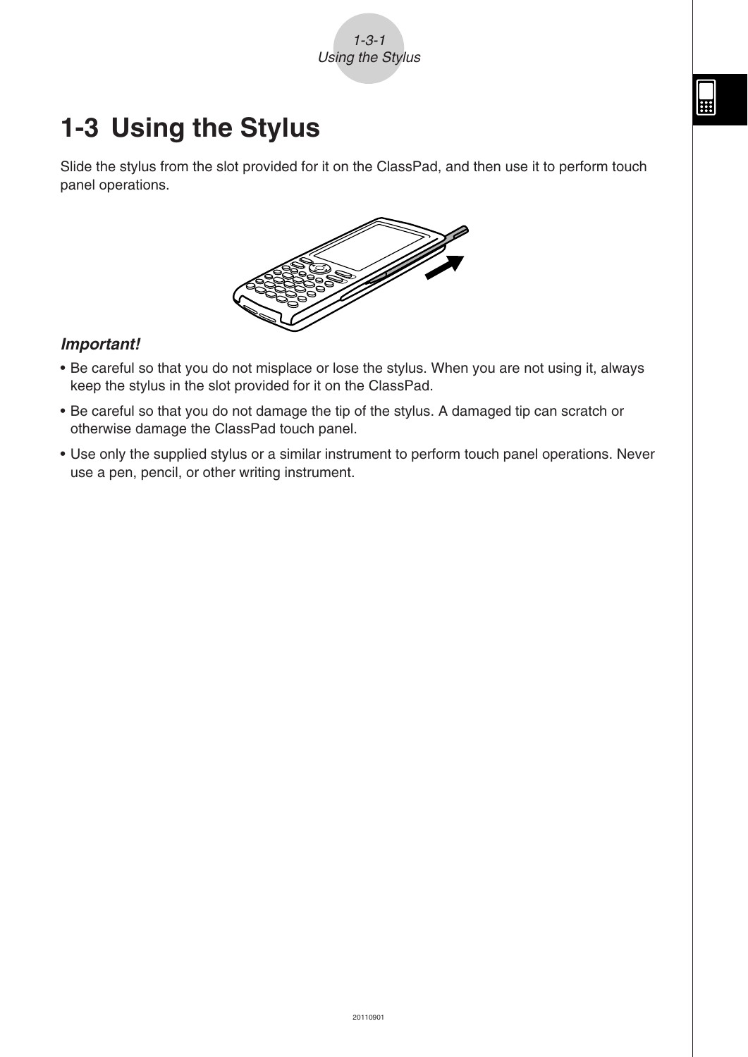# 1-3 Using the Stylus

Slide the stylus from the slot provided for it on the ClassPad, and then use it to perform touch panel operations.

***Important!***

- Be careful so that you do not misplace or lose the stylus. When you are not using it, always keep the stylus in the slot provided for it on the ClassPad.
- Be careful so that you do not damage the tip of the stylus. A damaged tip can scratch or otherwise damage the ClassPad touch panel.
- Use only the supplied stylus or a similar instrument to perform touch panel operations. Never use a pen, pencil, or other writing instrument.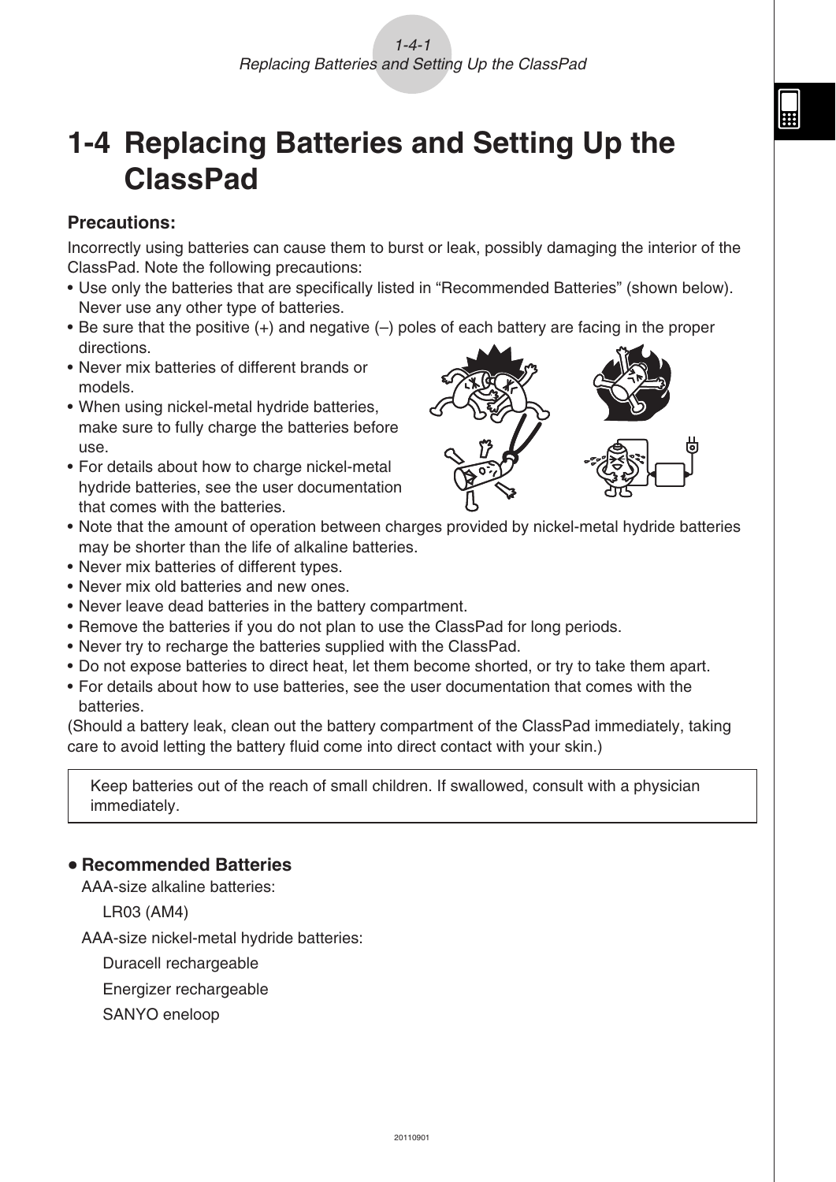# 1-4 Replacing Batteries and Setting Up the ClassPad

**Precautions:**

Incorrectly using batteries can cause them to burst or leak, possibly damaging the interior of the ClassPad. Note the following precautions:

- Use only the batteries that are specifically listed in “Recommended Batteries” (shown below). Never use any other type of batteries.
- Be sure that the positive (+) and negative (–) poles of each battery are facing in the proper directions.
- Never mix batteries of different brands or models.
- When using nickel-metal hydride batteries, make sure to fully charge the batteries before use.
- For details about how to charge nickel-metal hydride batteries, see the user documentation that comes with the batteries.
- Note that the amount of operation between charges provided by nickel-metal hydride batteries may be shorter than the life of alkaline batteries.
- Never mix batteries of different types.
- Never mix old batteries and new ones.
- Never leave dead batteries in the battery compartment.
- Remove the batteries if you do not plan to use the ClassPad for long periods.
- Never try to recharge the batteries supplied with the ClassPad.
- Do not expose batteries to direct heat, let them become shorted, or try to take them apart.
- For details about how to use batteries, see the user documentation that comes with the batteries.

(Should a battery leak, clean out the battery compartment of the ClassPad immediately, taking care to avoid letting the battery fluid come into direct contact with your skin.)

> Keep batteries out of the reach of small children. If swallowed, consult with a physician immediately.

**• Recommended Batteries**

AAA-size alkaline batteries:

LR03 (AM4)

AAA-size nickel-metal hydride batteries:

Duracell rechargeable

Energizer rechargeable

SANYO eneloop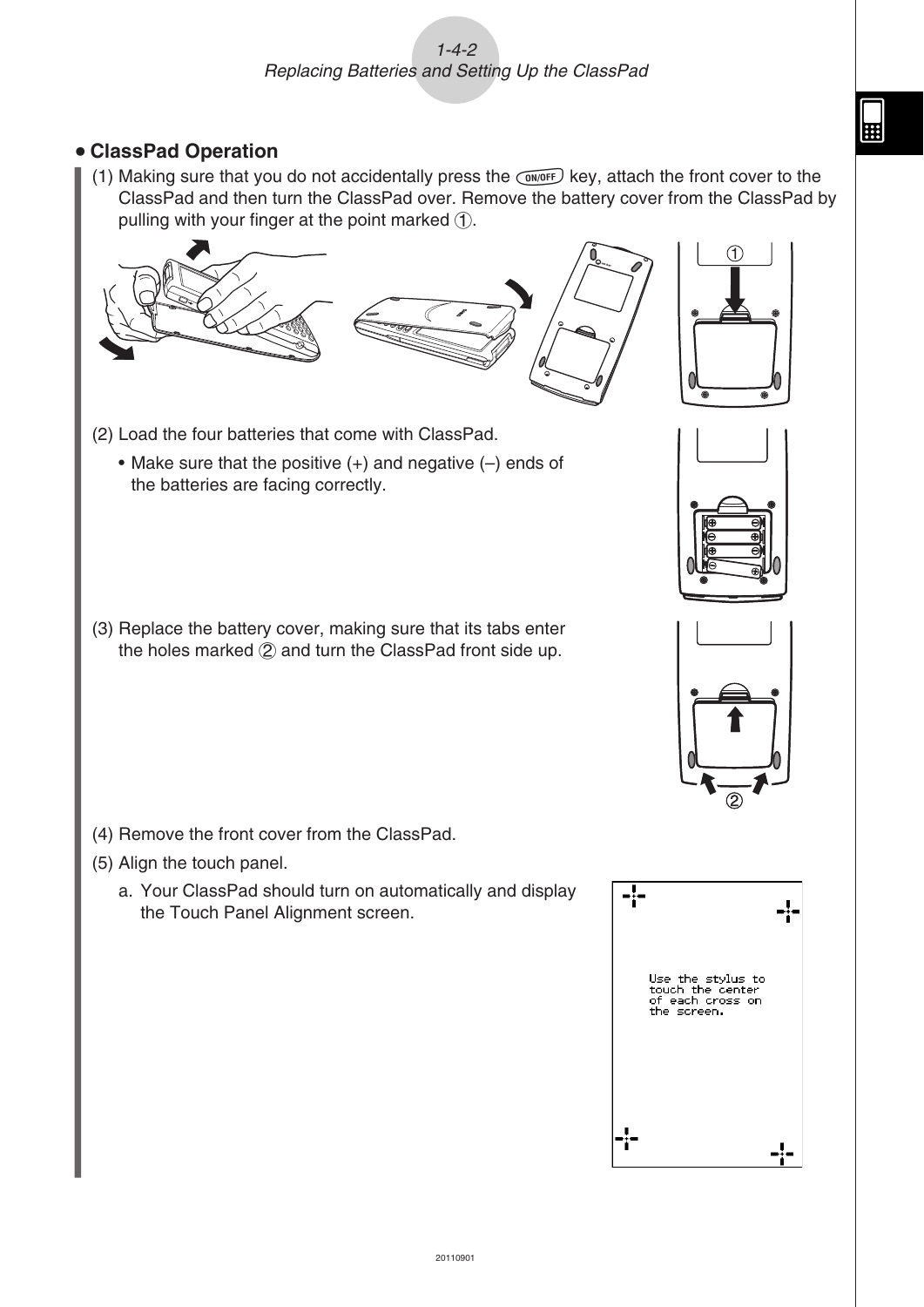### • ClassPad Operation

(1) Making sure that you do not accidentally press the ON/OFF key, attach the front cover to the ClassPad and then turn the ClassPad over. Remove the battery cover from the ClassPad by pulling with your finger at the point marked ①.

(2) Load the four batteries that come with ClassPad.

- Make sure that the positive (+) and negative (–) ends of the batteries are facing correctly.

(3) Replace the battery cover, making sure that its tabs enter the holes marked ② and turn the ClassPad front side up.

(4) Remove the front cover from the ClassPad.

(5) Align the touch panel.

a. Your ClassPad should turn on automatically and display the Touch Panel Alignment screen.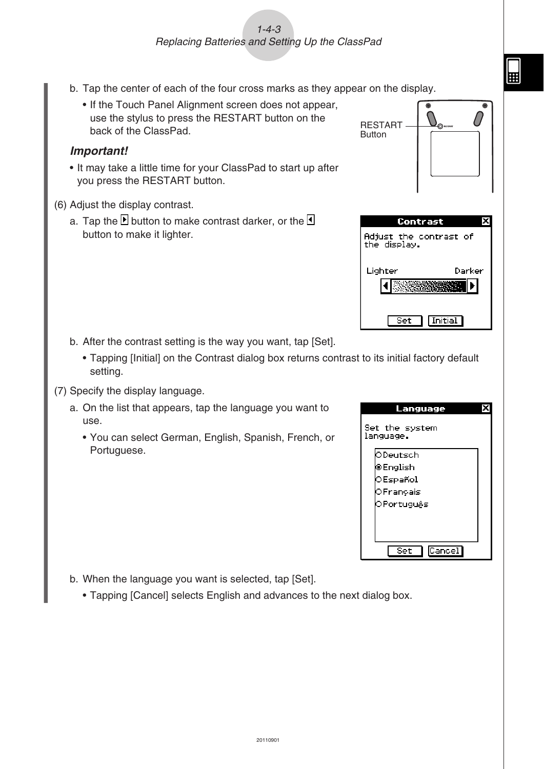b. Tap the center of each of the four cross marks as they appear on the display.

- If the Touch Panel Alignment screen does not appear, use the stylus to press the RESTART button on the back of the ClassPad.

RESTART Button

***Important!***

- It may take a little time for your ClassPad to start up after you press the RESTART button.

(6) Adjust the display contrast.

a. Tap the ▶ button to make contrast darker, or the ◀ button to make it lighter.

b. After the contrast setting is the way you want, tap [Set].

- Tapping [Initial] on the Contrast dialog box returns contrast to its initial factory default setting.

(7) Specify the display language.

a. On the list that appears, tap the language you want to use.

- You can select German, English, Spanish, French, or Portuguese.

b. When the language you want is selected, tap [Set].

- Tapping [Cancel] selects English and advances to the next dialog box.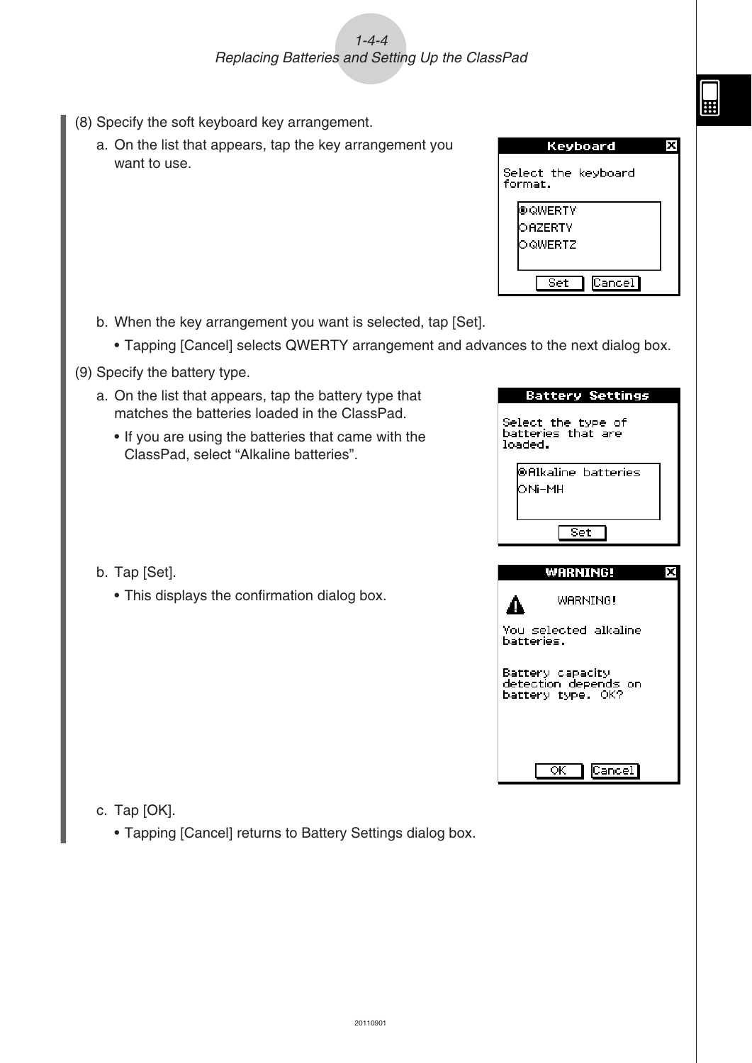(8) Specify the soft keyboard key arrangement.

a. On the list that appears, tap the key arrangement you want to use.

b. When the key arrangement you want is selected, tap [Set].

- Tapping [Cancel] selects QWERTY arrangement and advances to the next dialog box.

(9) Specify the battery type.

a. On the list that appears, tap the battery type that matches the batteries loaded in the ClassPad.

- If you are using the batteries that came with the ClassPad, select "Alkaline batteries".

b. Tap [Set].

- This displays the confirmation dialog box.

c. Tap [OK].

- Tapping [Cancel] returns to Battery Settings dialog box.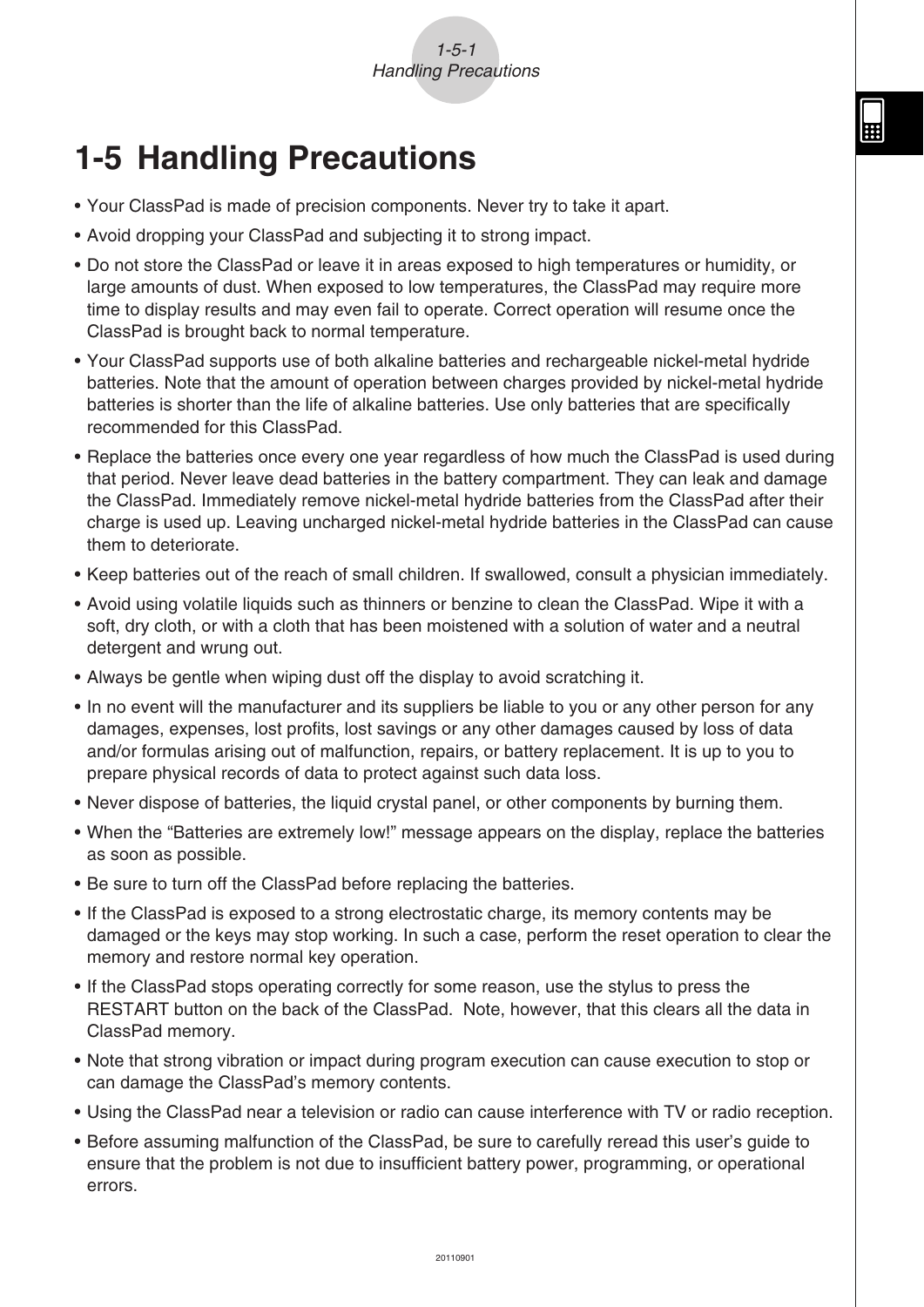# 1-5 Handling Precautions

- Your ClassPad is made of precision components. Never try to take it apart.
- Avoid dropping your ClassPad and subjecting it to strong impact.
- Do not store the ClassPad or leave it in areas exposed to high temperatures or humidity, or large amounts of dust. When exposed to low temperatures, the ClassPad may require more time to display results and may even fail to operate. Correct operation will resume once the ClassPad is brought back to normal temperature.
- Your ClassPad supports use of both alkaline batteries and rechargeable nickel-metal hydride batteries. Note that the amount of operation between charges provided by nickel-metal hydride batteries is shorter than the life of alkaline batteries. Use only batteries that are specifically recommended for this ClassPad.
- Replace the batteries once every one year regardless of how much the ClassPad is used during that period. Never leave dead batteries in the battery compartment. They can leak and damage the ClassPad. Immediately remove nickel-metal hydride batteries from the ClassPad after their charge is used up. Leaving uncharged nickel-metal hydride batteries in the ClassPad can cause them to deteriorate.
- Keep batteries out of the reach of small children. If swallowed, consult a physician immediately.
- Avoid using volatile liquids such as thinners or benzine to clean the ClassPad. Wipe it with a soft, dry cloth, or with a cloth that has been moistened with a solution of water and a neutral detergent and wrung out.
- Always be gentle when wiping dust off the display to avoid scratching it.
- In no event will the manufacturer and its suppliers be liable to you or any other person for any damages, expenses, lost profits, lost savings or any other damages caused by loss of data and/or formulas arising out of malfunction, repairs, or battery replacement. It is up to you to prepare physical records of data to protect against such data loss.
- Never dispose of batteries, the liquid crystal panel, or other components by burning them.
- When the "Batteries are extremely low!" message appears on the display, replace the batteries as soon as possible.
- Be sure to turn off the ClassPad before replacing the batteries.
- If the ClassPad is exposed to a strong electrostatic charge, its memory contents may be damaged or the keys may stop working. In such a case, perform the reset operation to clear the memory and restore normal key operation.
- If the ClassPad stops operating correctly for some reason, use the stylus to press the RESTART button on the back of the ClassPad. Note, however, that this clears all the data in ClassPad memory.
- Note that strong vibration or impact during program execution can cause execution to stop or can damage the ClassPad's memory contents.
- Using the ClassPad near a television or radio can cause interference with TV or radio reception.
- Before assuming malfunction of the ClassPad, be sure to carefully reread this user's guide to ensure that the problem is not due to insufficient battery power, programming, or operational errors.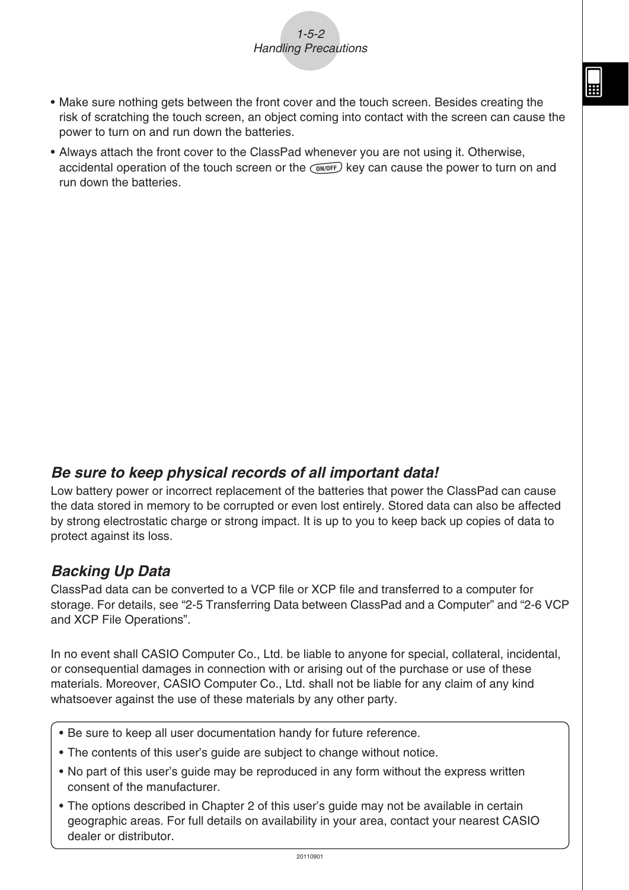- Make sure nothing gets between the front cover and the touch screen. Besides creating the risk of scratching the touch screen, an object coming into contact with the screen can cause the power to turn on and run down the batteries.
- Always attach the front cover to the ClassPad whenever you are not using it. Otherwise, accidental operation of the touch screen or the ON/OFF key can cause the power to turn on and run down the batteries.

### *Be sure to keep physical records of all important data!*

Low battery power or incorrect replacement of the batteries that power the ClassPad can cause the data stored in memory to be corrupted or even lost entirely. Stored data can also be affected by strong electrostatic charge or strong impact. It is up to you to keep back up copies of data to protect against its loss.

### *Backing Up Data*

ClassPad data can be converted to a VCP file or XCP file and transferred to a computer for storage. For details, see “2-5 Transferring Data between ClassPad and a Computer” and “2-6 VCP and XCP File Operations”.

In no event shall CASIO Computer Co., Ltd. be liable to anyone for special, collateral, incidental, or consequential damages in connection with or arising out of the purchase or use of these materials. Moreover, CASIO Computer Co., Ltd. shall not be liable for any claim of any kind whatsoever against the use of these materials by any other party.

- Be sure to keep all user documentation handy for future reference.
- The contents of this user’s guide are subject to change without notice.
- No part of this user’s guide may be reproduced in any form without the express written consent of the manufacturer.
- The options described in Chapter 2 of this user’s guide may not be available in certain geographic areas. For full details on availability in your area, contact your nearest CASIO dealer or distributor.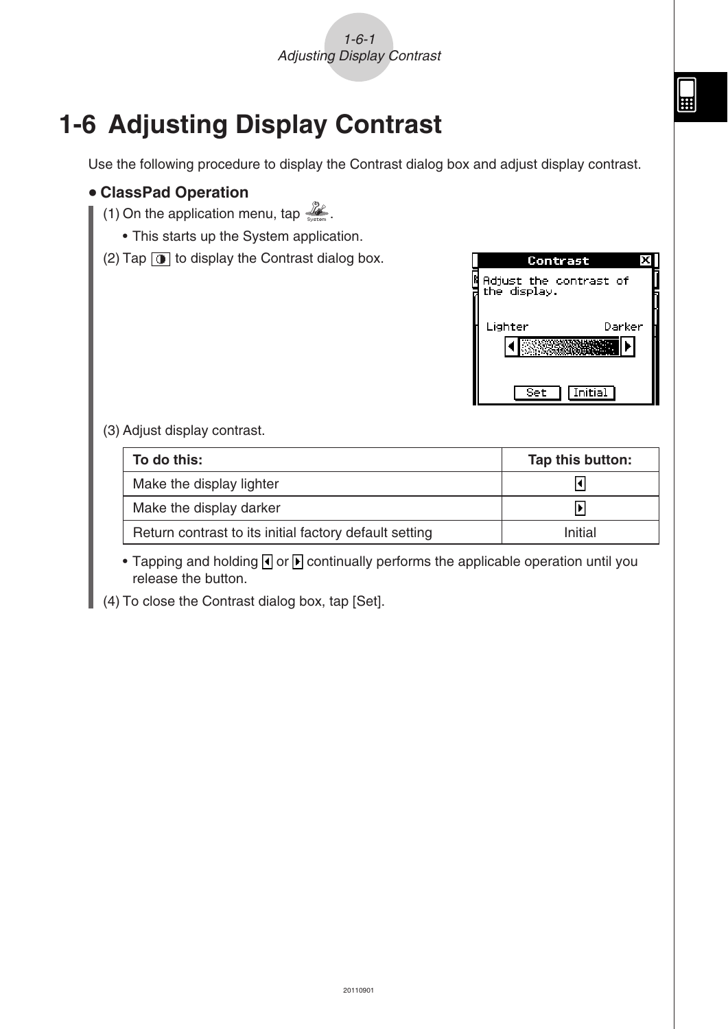# 1-6 Adjusting Display Contrast

Use the following procedure to display the Contrast dialog box and adjust display contrast.

**• ClassPad Operation**

(1) On the application menu, tap System.

- This starts up the System application.

(2) Tap the contrast icon to display the Contrast dialog box.

(3) Adjust display contrast.

| To do this: | Tap this button: |
|---|---|
| Make the display lighter | ◀ |
| Make the display darker | ▶ |
| Return contrast to its initial factory default setting | Initial |

- Tapping and holding ◀ or ▶ continually performs the applicable operation until you release the button.

(4) To close the Contrast dialog box, tap [Set].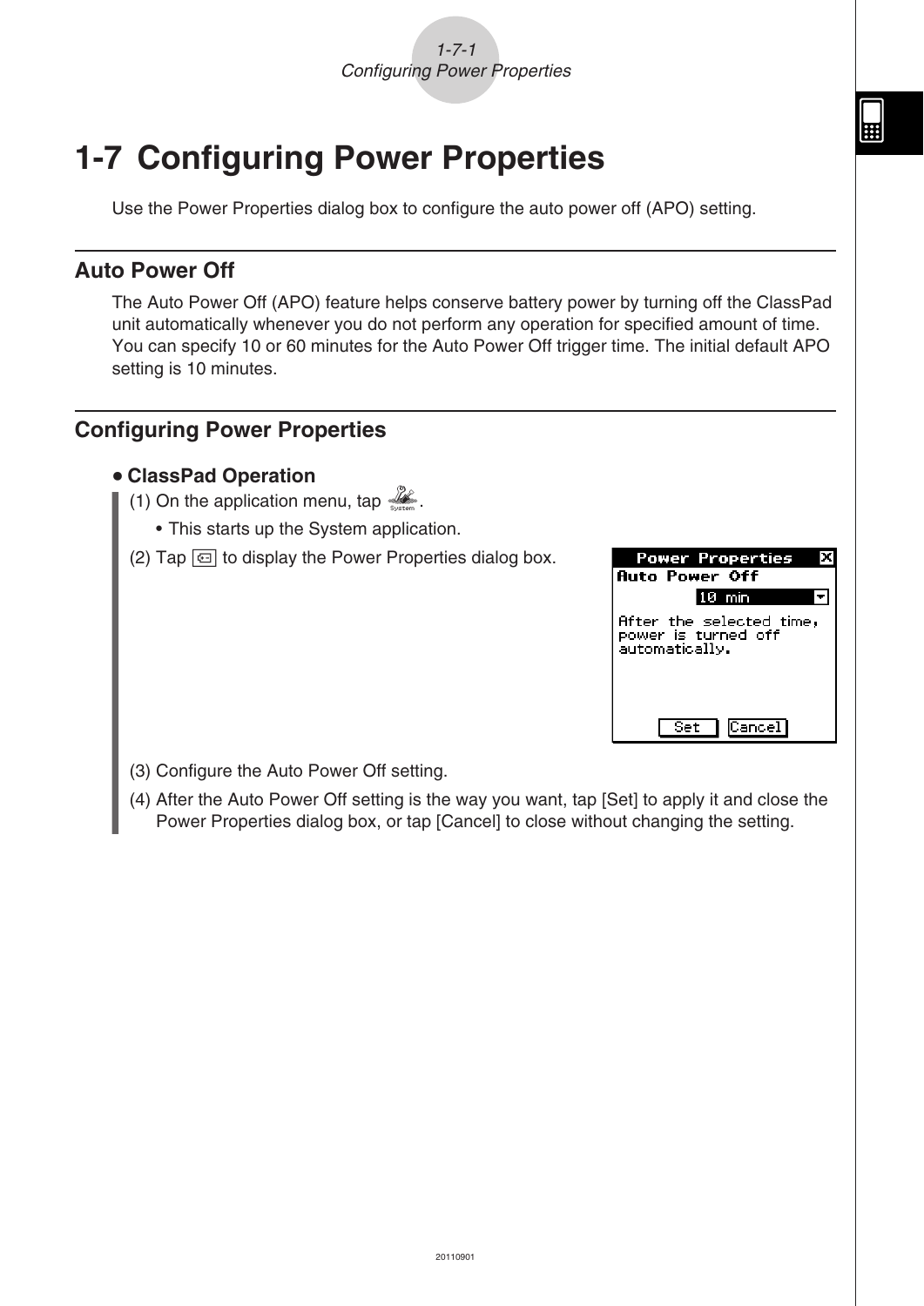# 1-7 Configuring Power Properties

Use the Power Properties dialog box to configure the auto power off (APO) setting.

## Auto Power Off

The Auto Power Off (APO) feature helps conserve battery power by turning off the ClassPad unit automatically whenever you do not perform any operation for specified amount of time. You can specify 10 or 60 minutes for the Auto Power Off trigger time. The initial default APO setting is 10 minutes.

## Configuring Power Properties

**• ClassPad Operation**

(1) On the application menu, tap System.

• This starts up the System application.

(2) Tap to display the Power Properties dialog box.

(3) Configure the Auto Power Off setting.

(4) After the Auto Power Off setting is the way you want, tap [Set] to apply it and close the Power Properties dialog box, or tap [Cancel] to close without changing the setting.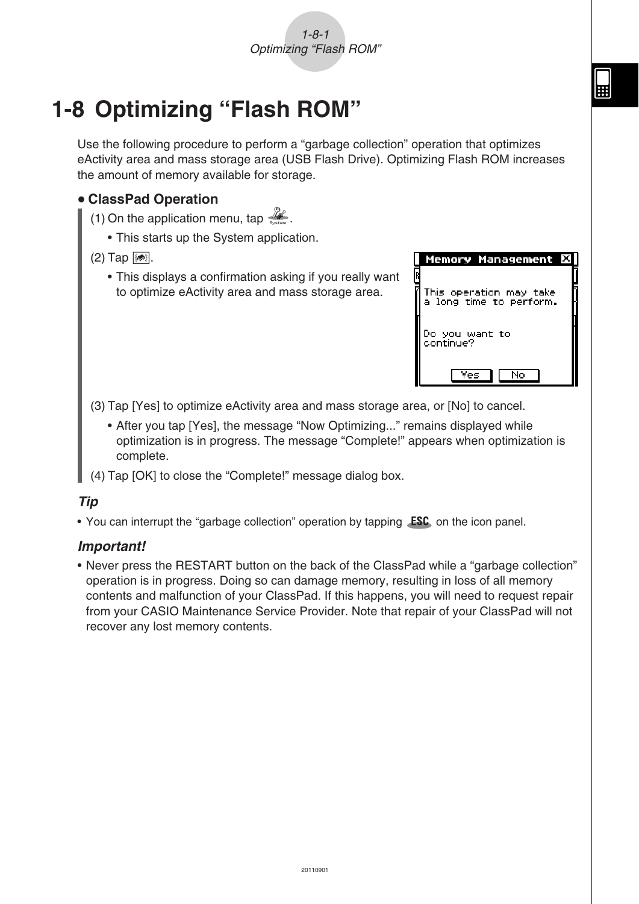# 1-8 Optimizing "Flash ROM"

Use the following procedure to perform a "garbage collection" operation that optimizes eActivity area and mass storage area (USB Flash Drive). Optimizing Flash ROM increases the amount of memory available for storage.

**• ClassPad Operation**

(1) On the application menu, tap System.
- This starts up the System application.

(2) Tap the optimize icon.
- This displays a confirmation asking if you really want to optimize eActivity area and mass storage area.

Memory Management

This operation may take a long time to perform.

Do you want to continue?

[Yes] [No]

(3) Tap [Yes] to optimize eActivity area and mass storage area, or [No] to cancel.
- After you tap [Yes], the message "Now Optimizing..." remains displayed while optimization is in progress. The message "Complete!" appears when optimization is complete.

(4) Tap [OK] to close the "Complete!" message dialog box.

***Tip***

- You can interrupt the "garbage collection" operation by tapping ESC on the icon panel.

***Important!***

- Never press the RESTART button on the back of the ClassPad while a "garbage collection" operation is in progress. Doing so can damage memory, resulting in loss of all memory contents and malfunction of your ClassPad. If this happens, you will need to request repair from your CASIO Maintenance Service Provider. Note that repair of your ClassPad will not recover any lost memory contents.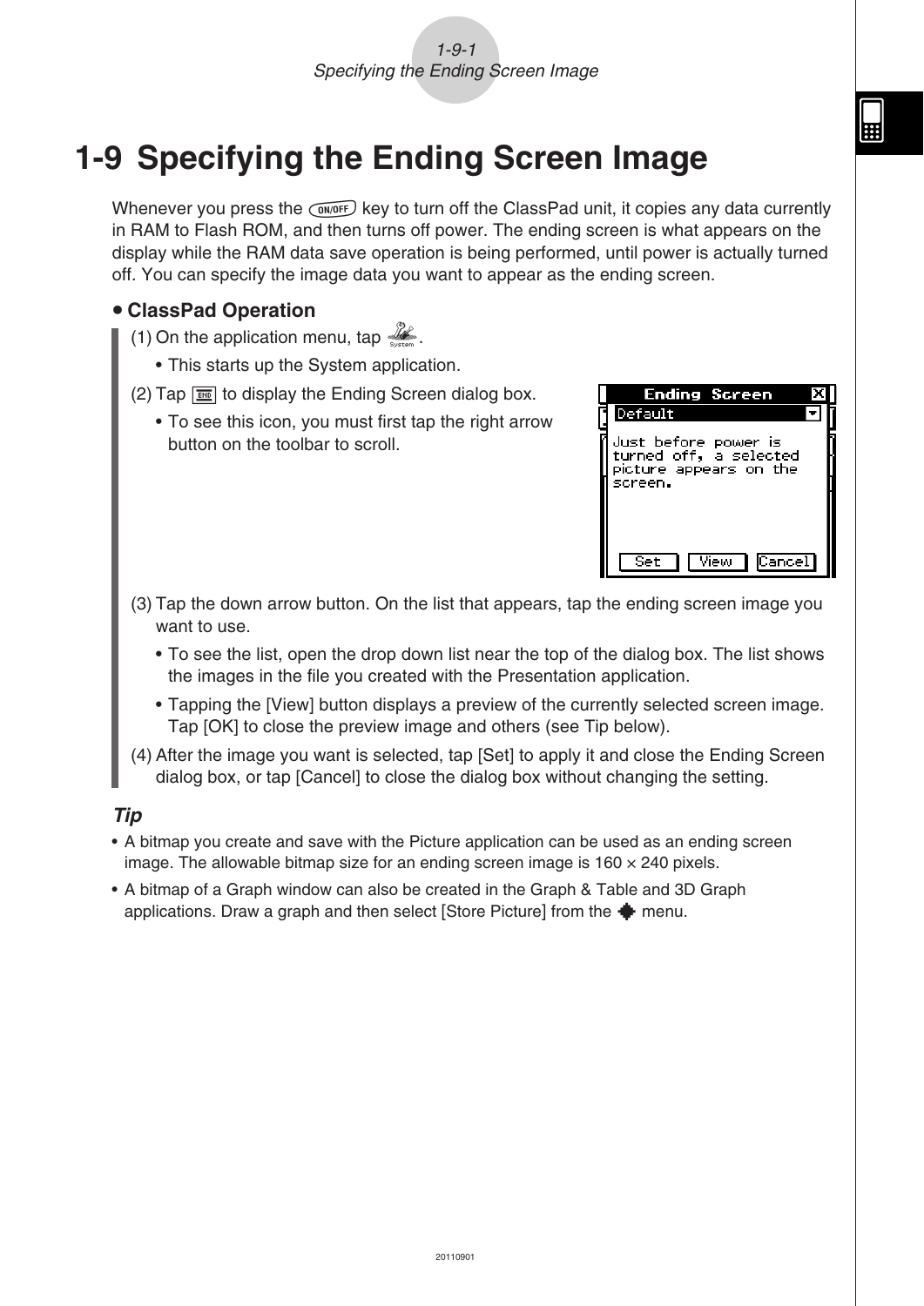# 1-9 Specifying the Ending Screen Image

Whenever you press the ON/OFF key to turn off the ClassPad unit, it copies any data currently in RAM to Flash ROM, and then turns off power. The ending screen is what appears on the display while the RAM data save operation is being performed, until power is actually turned off. You can specify the image data you want to appear as the ending screen.

**• ClassPad Operation**

(1) On the application menu, tap System.

- This starts up the System application.

(2) Tap END to display the Ending Screen dialog box.

- To see this icon, you must first tap the right arrow button on the toolbar to scroll.

(3) Tap the down arrow button. On the list that appears, tap the ending screen image you want to use.

- To see the list, open the drop down list near the top of the dialog box. The list shows the images in the file you created with the Presentation application.
- Tapping the [View] button displays a preview of the currently selected screen image. Tap [OK] to close the preview image and others (see Tip below).

(4) After the image you want is selected, tap [Set] to apply it and close the Ending Screen dialog box, or tap [Cancel] to close the dialog box without changing the setting.

***Tip***

- A bitmap you create and save with the Picture application can be used as an ending screen image. The allowable bitmap size for an ending screen image is 160 × 240 pixels.
- A bitmap of a Graph window can also be created in the Graph & Table and 3D Graph applications. Draw a graph and then select [Store Picture] from the ✦ menu.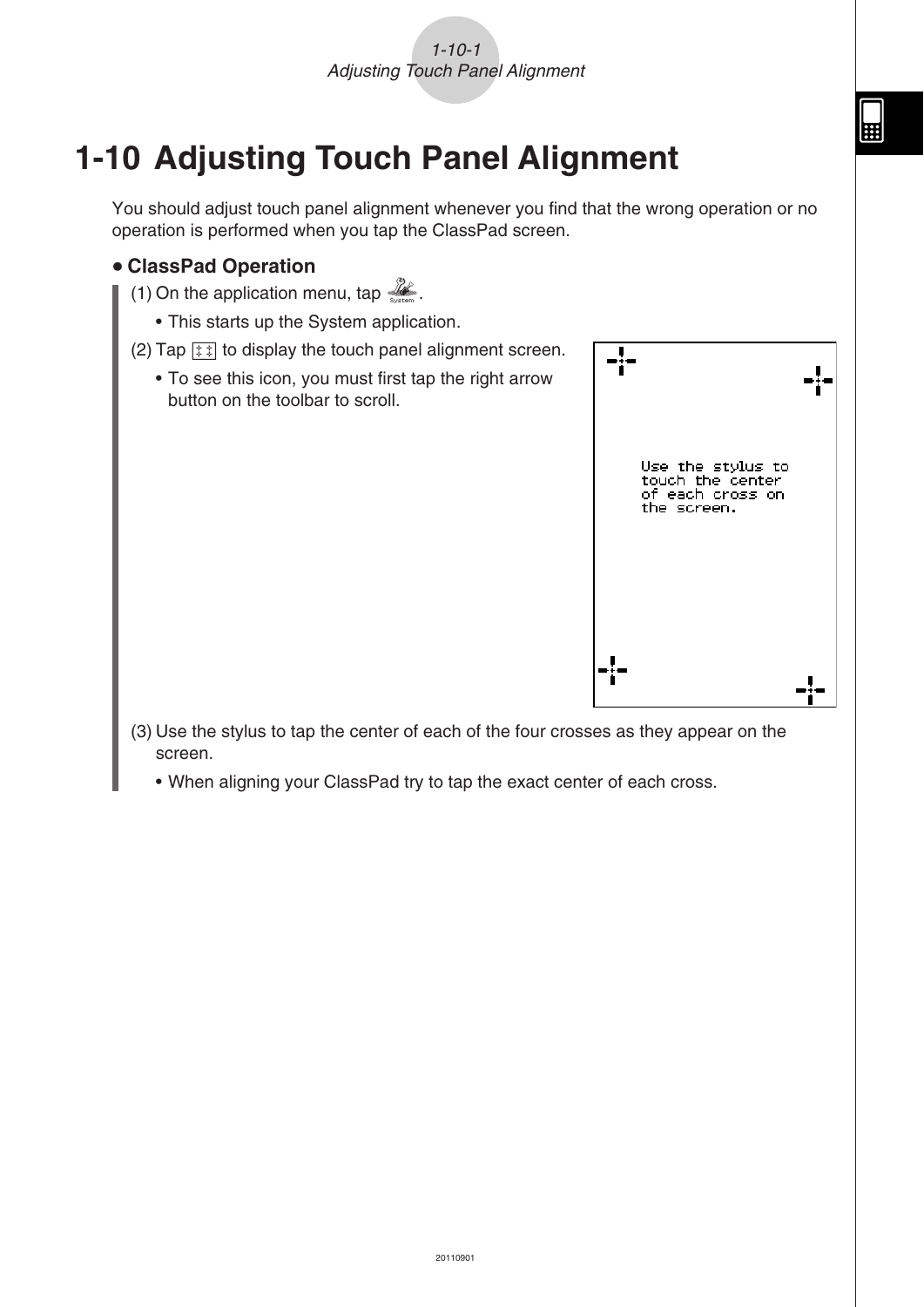# 1-10 Adjusting Touch Panel Alignment

You should adjust touch panel alignment whenever you find that the wrong operation or no operation is performed when you tap the ClassPad screen.

**• ClassPad Operation**

(1) On the application menu, tap System.

- This starts up the System application.

(2) Tap the touch panel alignment icon to display the touch panel alignment screen.

- To see this icon, you must first tap the right arrow button on the toolbar to scroll.

(3) Use the stylus to tap the center of each of the four crosses as they appear on the screen.

- When aligning your ClassPad try to tap the exact center of each cross.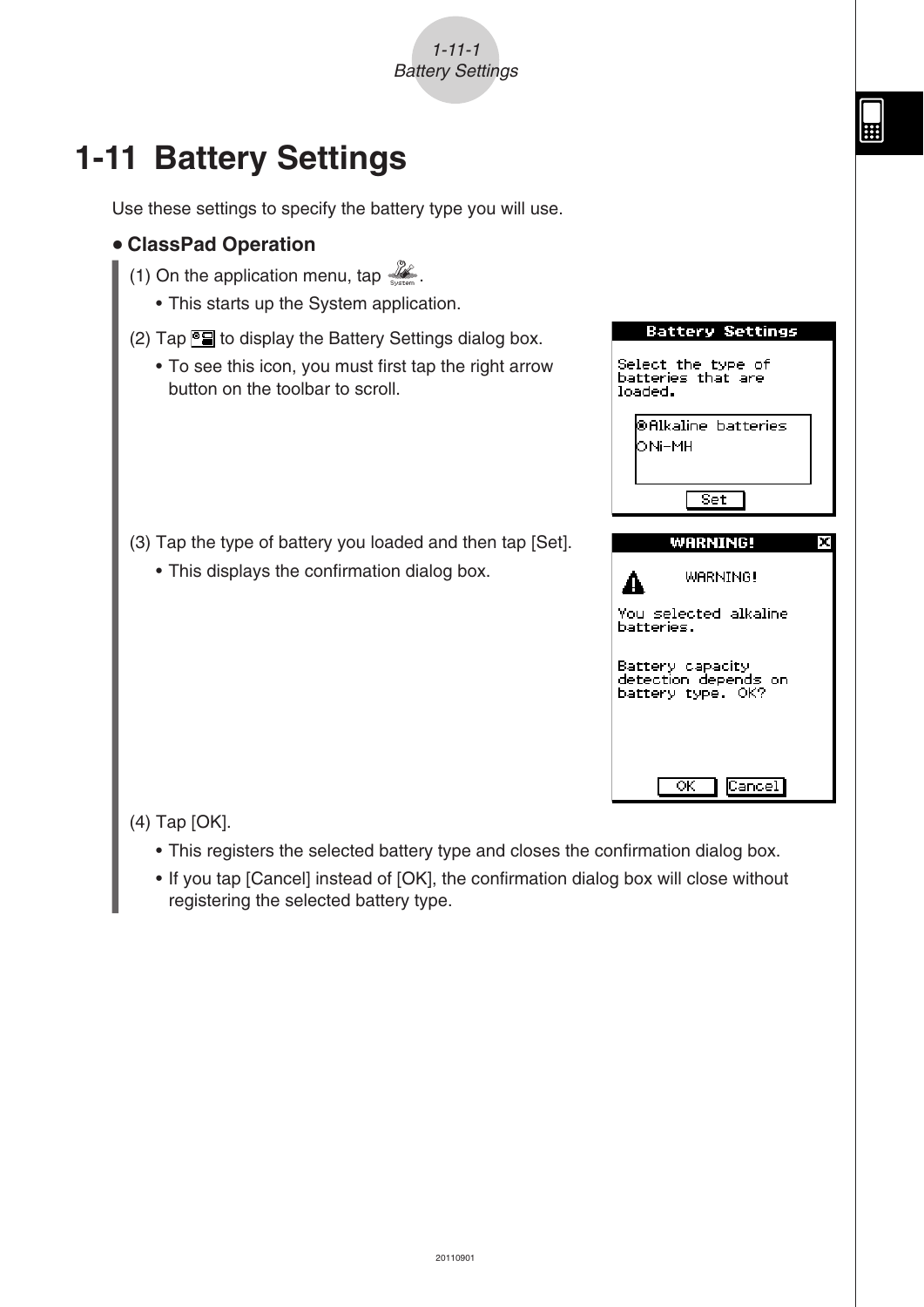# 1-11 Battery Settings

Use these settings to specify the battery type you will use.

**• ClassPad Operation**

(1) On the application menu, tap System.

- This starts up the System application.

(2) Tap the Battery Settings icon to display the Battery Settings dialog box.

- To see this icon, you must first tap the right arrow button on the toolbar to scroll.

(3) Tap the type of battery you loaded and then tap [Set].

- This displays the confirmation dialog box.

(4) Tap [OK].

- This registers the selected battery type and closes the confirmation dialog box.
- If you tap [Cancel] instead of [OK], the confirmation dialog box will close without registering the selected battery type.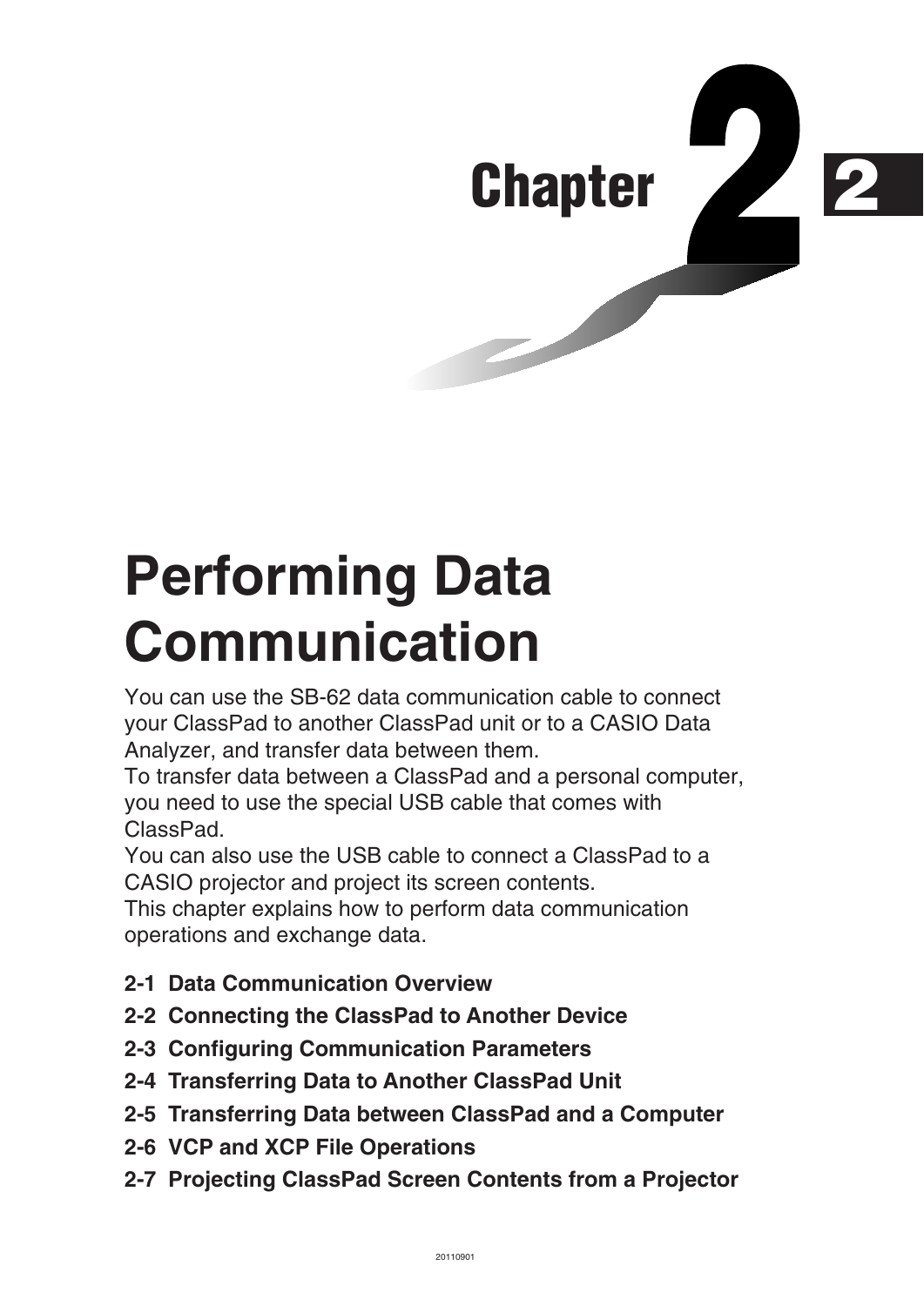# Chapter 2

# Performing Data Communication

You can use the SB-62 data communication cable to connect your ClassPad to another ClassPad unit or to a CASIO Data Analyzer, and transfer data between them.
To transfer data between a ClassPad and a personal computer, you need to use the special USB cable that comes with ClassPad.
You can also use the USB cable to connect a ClassPad to a CASIO projector and project its screen contents.
This chapter explains how to perform data communication operations and exchange data.

**2-1 Data Communication Overview**

**2-2 Connecting the ClassPad to Another Device**

**2-3 Configuring Communication Parameters**

**2-4 Transferring Data to Another ClassPad Unit**

**2-5 Transferring Data between ClassPad and a Computer**

**2-6 VCP and XCP File Operations**

**2-7 Projecting ClassPad Screen Contents from a Projector**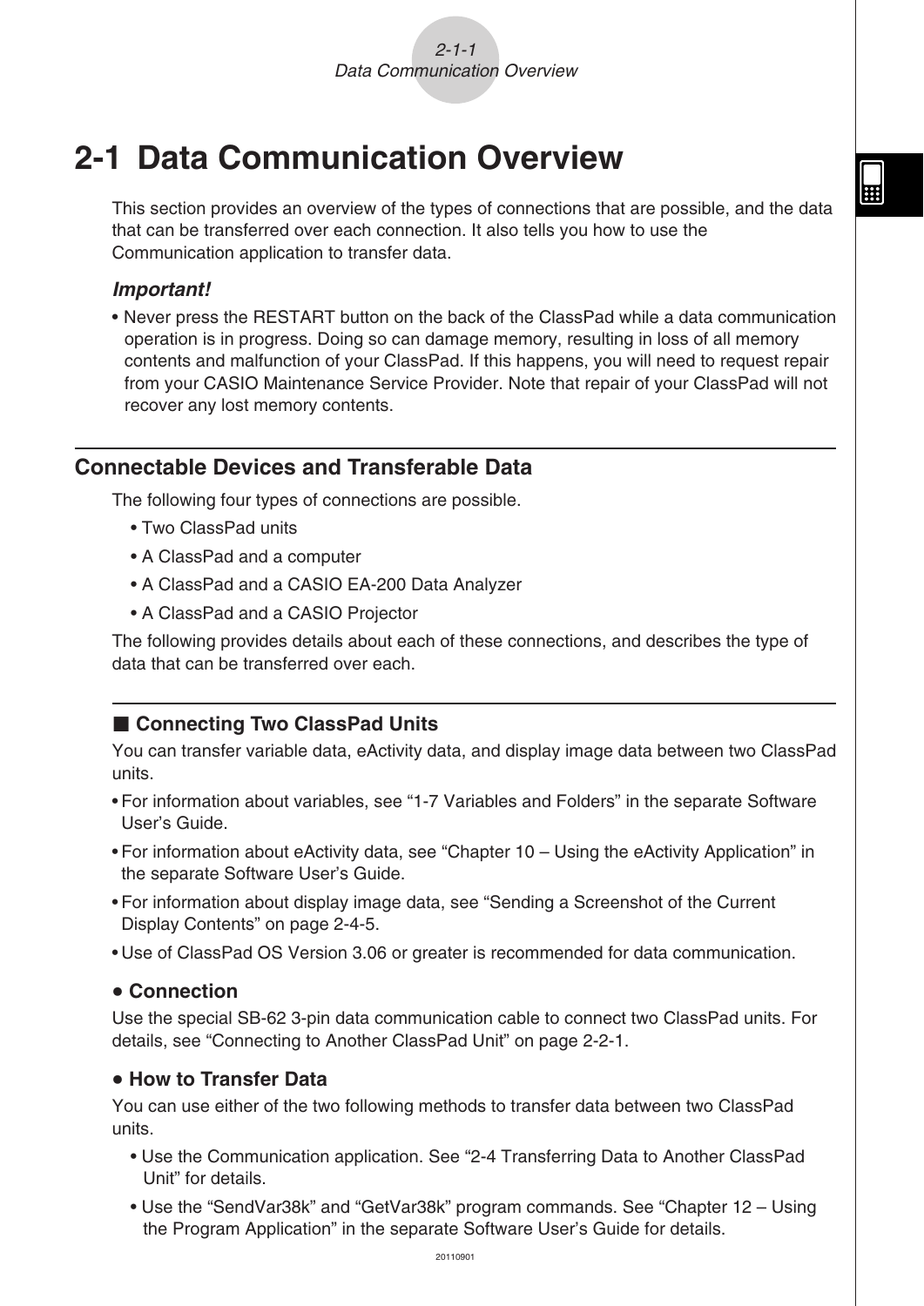# 2-1 Data Communication Overview

This section provides an overview of the types of connections that are possible, and the data that can be transferred over each connection. It also tells you how to use the Communication application to transfer data.

***Important!***

- Never press the RESTART button on the back of the ClassPad while a data communication operation is in progress. Doing so can damage memory, resulting in loss of all memory contents and malfunction of your ClassPad. If this happens, you will need to request repair from your CASIO Maintenance Service Provider. Note that repair of your ClassPad will not recover any lost memory contents.

## Connectable Devices and Transferable Data

The following four types of connections are possible.

- Two ClassPad units
- A ClassPad and a computer
- A ClassPad and a CASIO EA-200 Data Analyzer
- A ClassPad and a CASIO Projector

The following provides details about each of these connections, and describes the type of data that can be transferred over each.

### ■ Connecting Two ClassPad Units

You can transfer variable data, eActivity data, and display image data between two ClassPad units.

- For information about variables, see "1-7 Variables and Folders" in the separate Software User's Guide.
- For information about eActivity data, see "Chapter 10 – Using the eActivity Application" in the separate Software User's Guide.
- For information about display image data, see "Sending a Screenshot of the Current Display Contents" on page 2-4-5.
- Use of ClassPad OS Version 3.06 or greater is recommended for data communication.

**• Connection**

Use the special SB-62 3-pin data communication cable to connect two ClassPad units. For details, see "Connecting to Another ClassPad Unit" on page 2-2-1.

**• How to Transfer Data**

You can use either of the two following methods to transfer data between two ClassPad units.

- Use the Communication application. See "2-4 Transferring Data to Another ClassPad Unit" for details.
- Use the "SendVar38k" and "GetVar38k" program commands. See "Chapter 12 – Using the Program Application" in the separate Software User's Guide for details.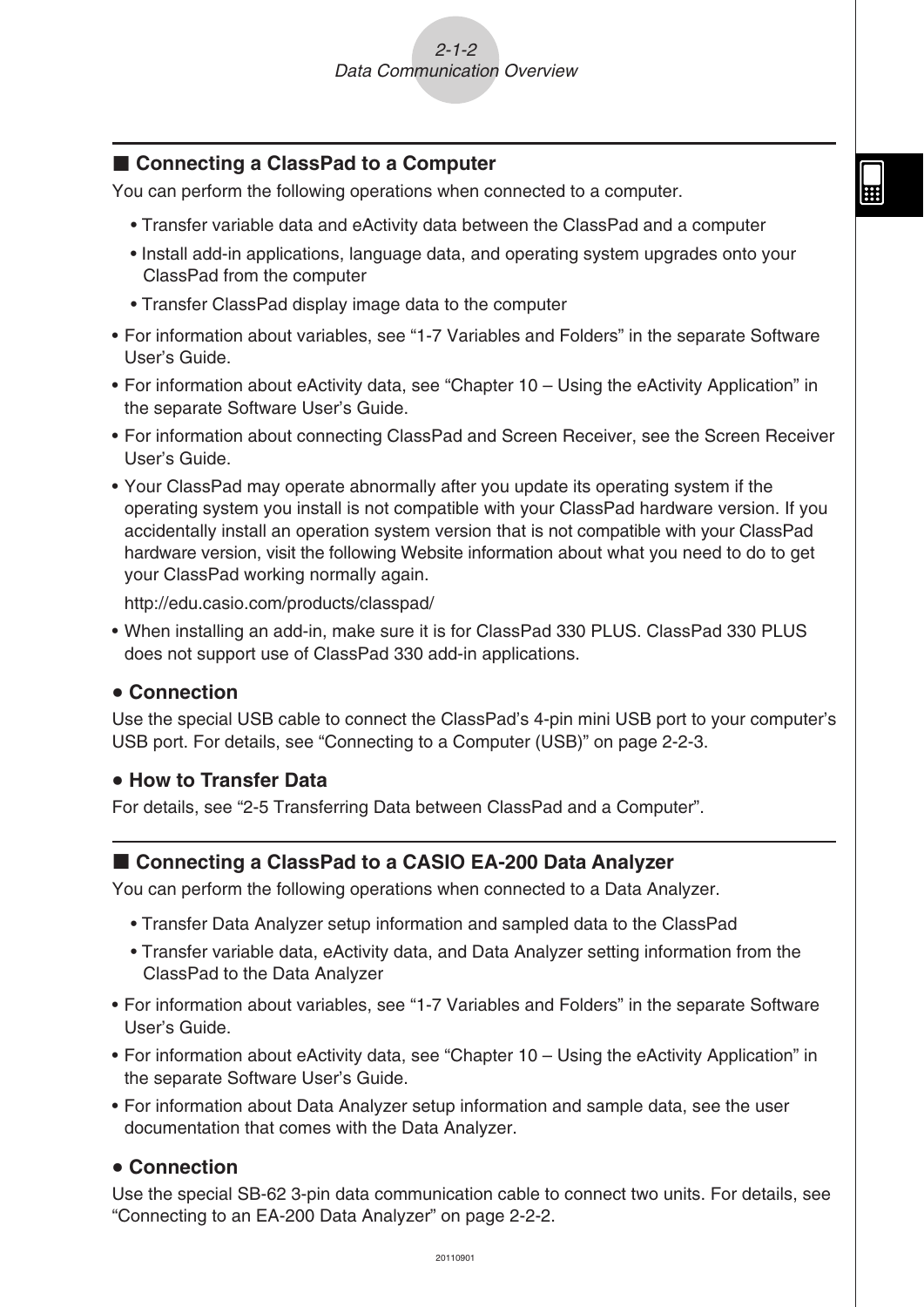## ■ Connecting a ClassPad to a Computer

You can perform the following operations when connected to a computer.

- Transfer variable data and eActivity data between the ClassPad and a computer
- Install add-in applications, language data, and operating system upgrades onto your ClassPad from the computer
- Transfer ClassPad display image data to the computer

- For information about variables, see "1-7 Variables and Folders" in the separate Software User's Guide.
- For information about eActivity data, see "Chapter 10 – Using the eActivity Application" in the separate Software User's Guide.
- For information about connecting ClassPad and Screen Receiver, see the Screen Receiver User's Guide.
- Your ClassPad may operate abnormally after you update its operating system if the operating system you install is not compatible with your ClassPad hardware version. If you accidentally install an operation system version that is not compatible with your ClassPad hardware version, visit the following Website information about what you need to do to get your ClassPad working normally again.

  http://edu.casio.com/products/classpad/
- When installing an add-in, make sure it is for ClassPad 330 PLUS. ClassPad 330 PLUS does not support use of ClassPad 330 add-in applications.

### • Connection

Use the special USB cable to connect the ClassPad's 4-pin mini USB port to your computer's USB port. For details, see "Connecting to a Computer (USB)" on page 2-2-3.

### • How to Transfer Data

For details, see "2-5 Transferring Data between ClassPad and a Computer".

## ■ Connecting a ClassPad to a CASIO EA-200 Data Analyzer

You can perform the following operations when connected to a Data Analyzer.

- Transfer Data Analyzer setup information and sampled data to the ClassPad
- Transfer variable data, eActivity data, and Data Analyzer setting information from the ClassPad to the Data Analyzer

- For information about variables, see "1-7 Variables and Folders" in the separate Software User's Guide.
- For information about eActivity data, see "Chapter 10 – Using the eActivity Application" in the separate Software User's Guide.
- For information about Data Analyzer setup information and sample data, see the user documentation that comes with the Data Analyzer.

### • Connection

Use the special SB-62 3-pin data communication cable to connect two units. For details, see "Connecting to an EA-200 Data Analyzer" on page 2-2-2.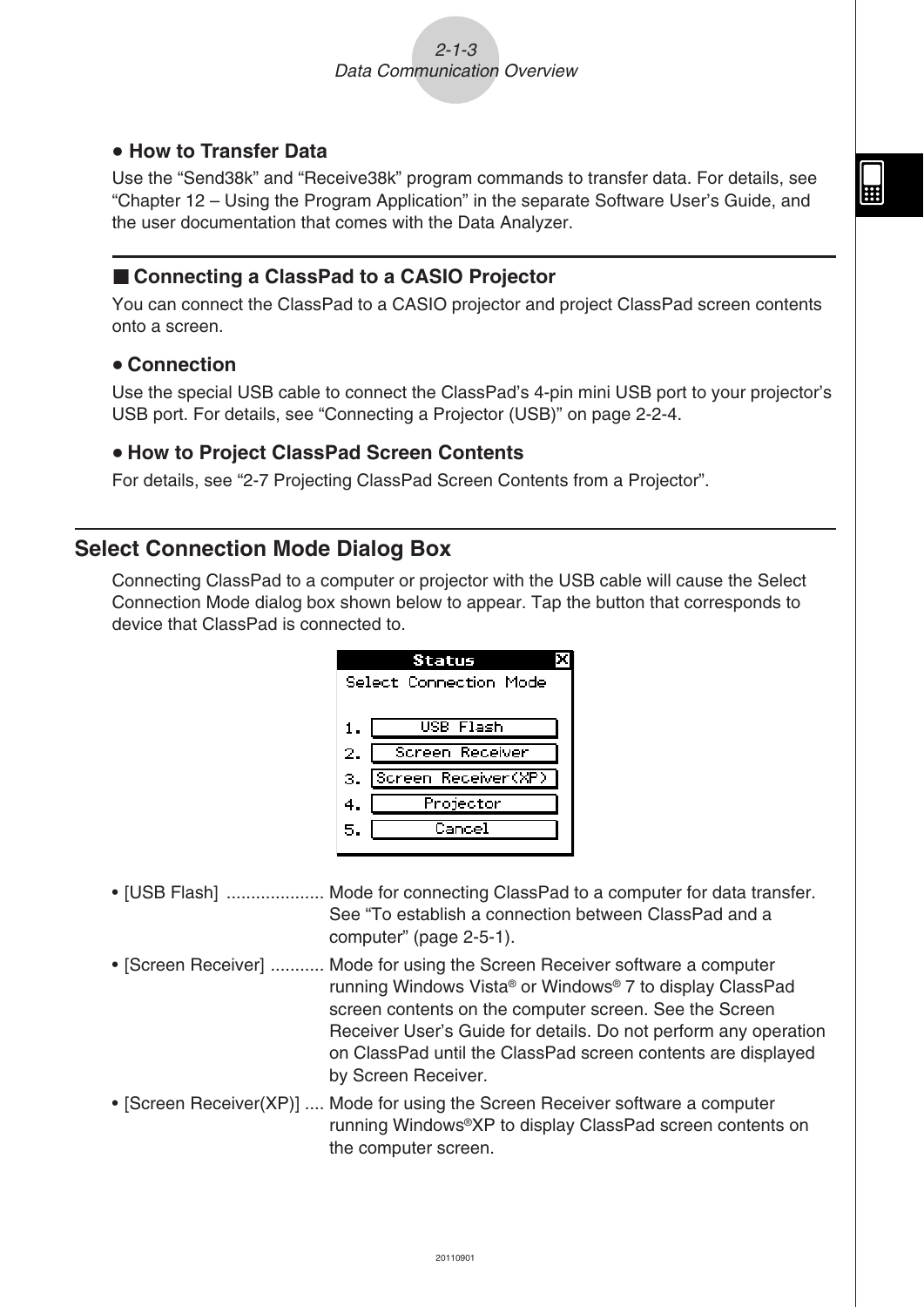**• How to Transfer Data**

Use the "Send38k" and "Receive38k" program commands to transfer data. For details, see "Chapter 12 – Using the Program Application" in the separate Software User's Guide, and the user documentation that comes with the Data Analyzer.

### ■ Connecting a ClassPad to a CASIO Projector

You can connect the ClassPad to a CASIO projector and project ClassPad screen contents onto a screen.

**• Connection**

Use the special USB cable to connect the ClassPad's 4-pin mini USB port to your projector's USB port. For details, see "Connecting a Projector (USB)" on page 2-2-4.

**• How to Project ClassPad Screen Contents**

For details, see "2-7 Projecting ClassPad Screen Contents from a Projector".

## Select Connection Mode Dialog Box

Connecting ClassPad to a computer or projector with the USB cable will cause the Select Connection Mode dialog box shown below to appear. Tap the button that corresponds to device that ClassPad is connected to.

```
Status
Select Connection Mode

1. USB Flash
2. Screen Receiver
3. Screen Receiver(XP)
4. Projector
5. Cancel
```

- [USB Flash] .................... Mode for connecting ClassPad to a computer for data transfer. See "To establish a connection between ClassPad and a computer" (page 2-5-1).
- [Screen Receiver] ........... Mode for using the Screen Receiver software a computer running Windows Vista® or Windows® 7 to display ClassPad screen contents on the computer screen. See the Screen Receiver User's Guide for details. Do not perform any operation on ClassPad until the ClassPad screen contents are displayed by Screen Receiver.
- [Screen Receiver(XP)] .... Mode for using the Screen Receiver software a computer running Windows®XP to display ClassPad screen contents on the computer screen.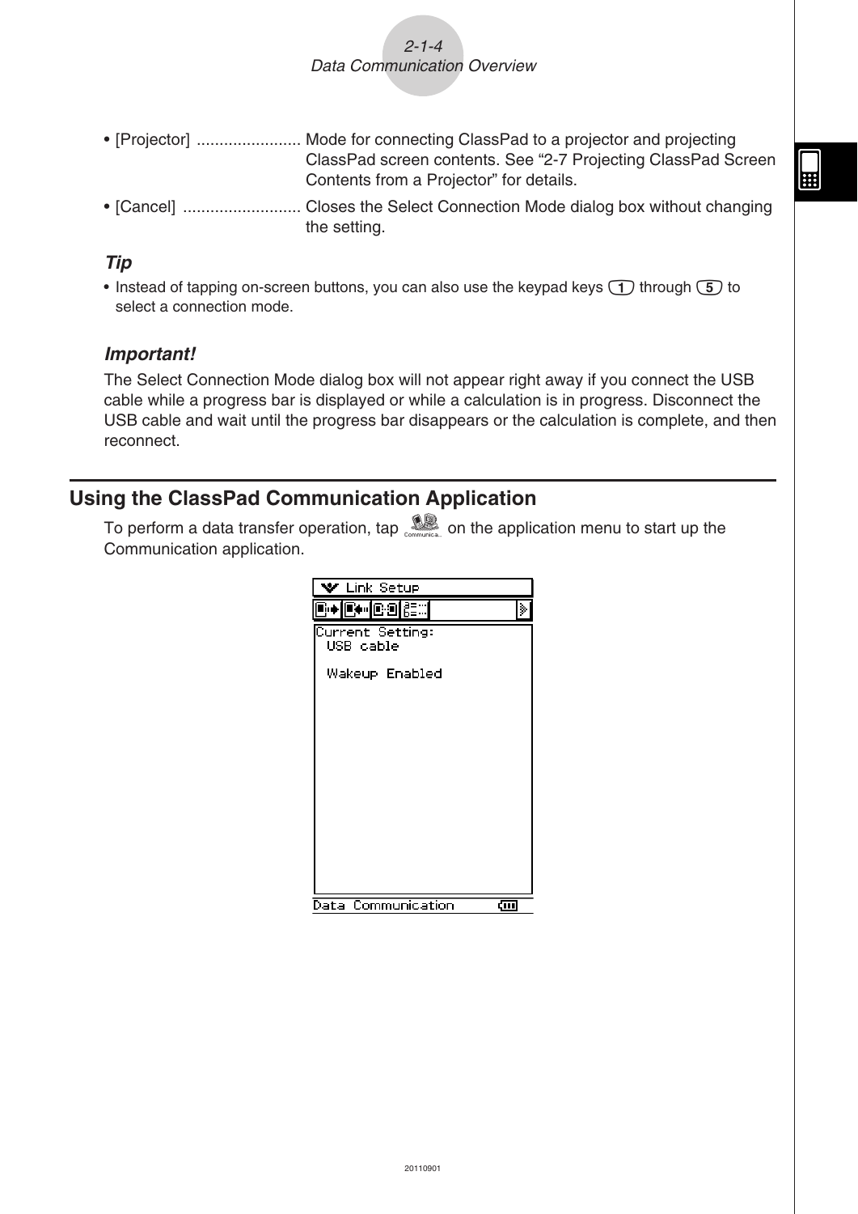- [Projector] ....................... Mode for connecting ClassPad to a projector and projecting ClassPad screen contents. See “2-7 Projecting ClassPad Screen Contents from a Projector” for details.
- [Cancel] .......................... Closes the Select Connection Mode dialog box without changing the setting.

*Tip*

- Instead of tapping on-screen buttons, you can also use the keypad keys 1 through 5 to select a connection mode.

***Important!***

The Select Connection Mode dialog box will not appear right away if you connect the USB cable while a progress bar is displayed or while a calculation is in progress. Disconnect the USB cable and wait until the progress bar disappears or the calculation is complete, and then reconnect.

## Using the ClassPad Communication Application

To perform a data transfer operation, tap Communica... on the application menu to start up the Communication application.

```
Link Setup

Current Setting:
  USB cable

  Wakeup Enabled

Data Communication
```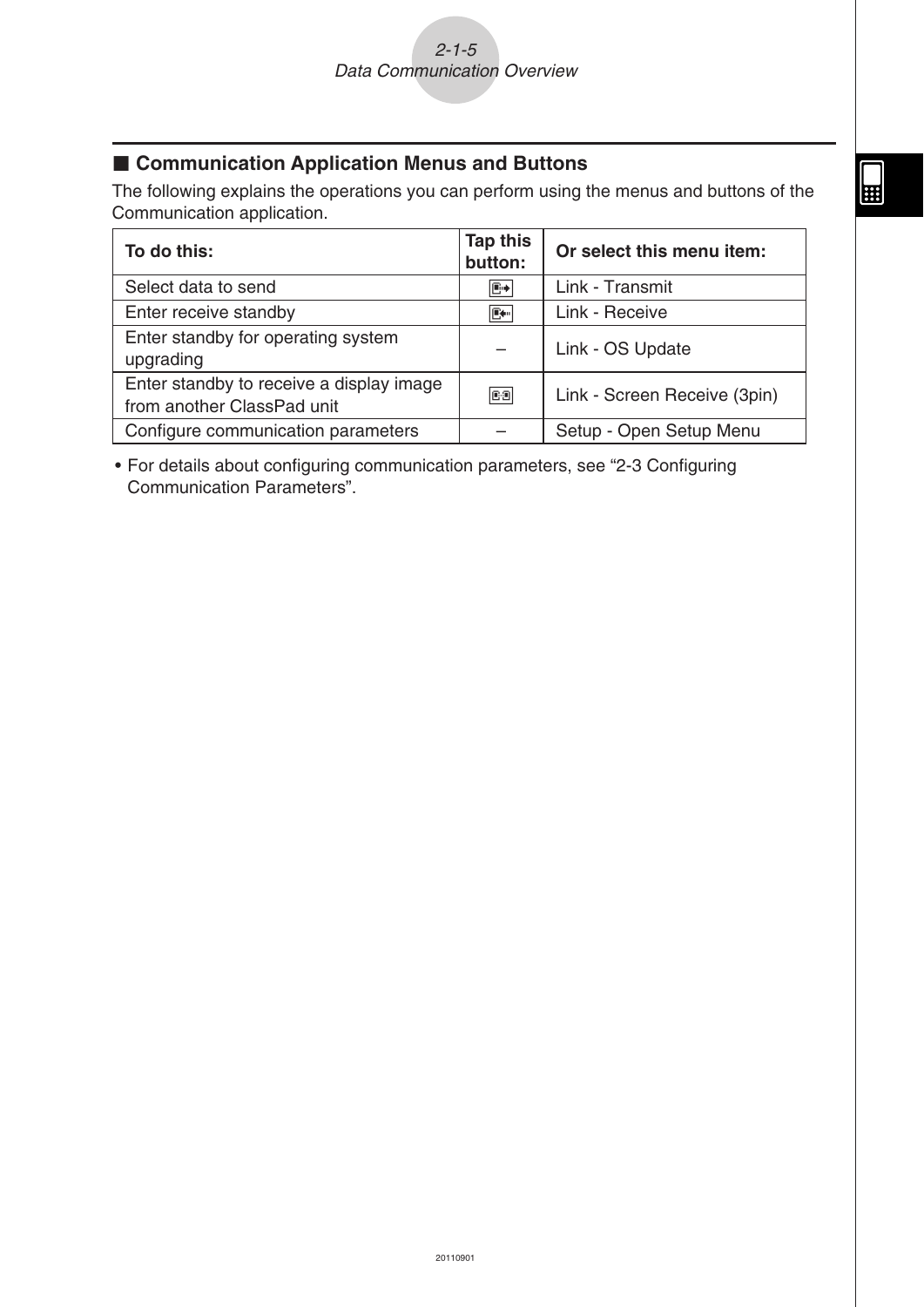## ■ Communication Application Menus and Buttons

The following explains the operations you can perform using the menus and buttons of the Communication application.

| To do this: | Tap this button: | Or select this menu item: |
|---|---|---|
| Select data to send | | Link - Transmit |
| Enter receive standby | | Link - Receive |
| Enter standby for operating system upgrading | – | Link - OS Update |
| Enter standby to receive a display image from another ClassPad unit | | Link - Screen Receive (3pin) |
| Configure communication parameters | – | Setup - Open Setup Menu |

- For details about configuring communication parameters, see "2-3 Configuring Communication Parameters".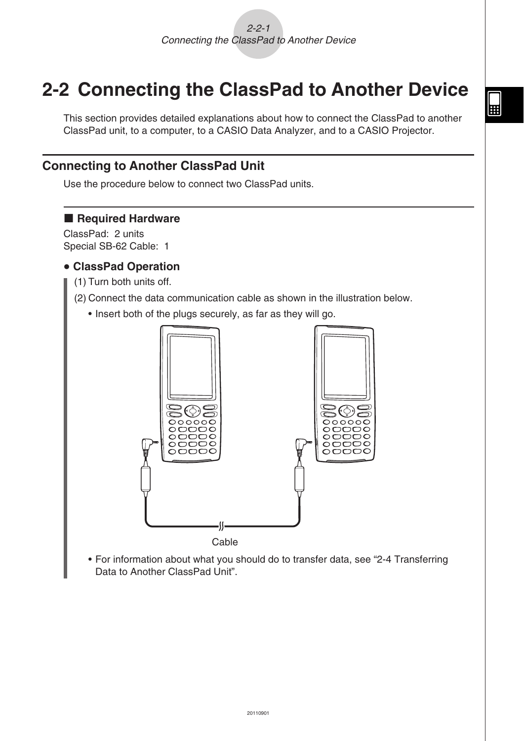# 2-2 Connecting the ClassPad to Another Device

This section provides detailed explanations about how to connect the ClassPad to another ClassPad unit, to a computer, to a CASIO Data Analyzer, and to a CASIO Projector.

## Connecting to Another ClassPad Unit

Use the procedure below to connect two ClassPad units.

### ■ Required Hardware

ClassPad: 2 units
Special SB-62 Cable: 1

**• ClassPad Operation**

(1) Turn both units off.

(2) Connect the data communication cable as shown in the illustration below.

- Insert both of the plugs securely, as far as they will go.

Cable

- For information about what you should do to transfer data, see "2-4 Transferring Data to Another ClassPad Unit".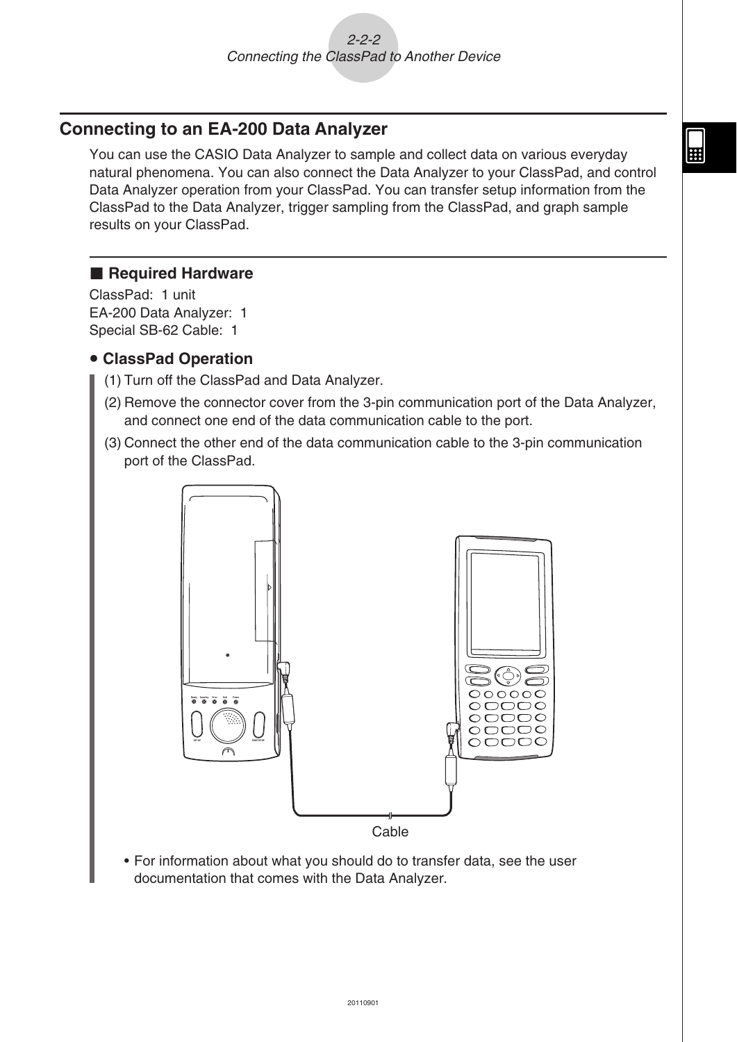## Connecting to an EA-200 Data Analyzer

You can use the CASIO Data Analyzer to sample and collect data on various everyday natural phenomena. You can also connect the Data Analyzer to your ClassPad, and control Data Analyzer operation from your ClassPad. You can transfer setup information from the ClassPad to the Data Analyzer, trigger sampling from the ClassPad, and graph sample results on your ClassPad.

### ■ Required Hardware

ClassPad: 1 unit
EA-200 Data Analyzer: 1
Special SB-62 Cable: 1

#### • ClassPad Operation

(1) Turn off the ClassPad and Data Analyzer.

(2) Remove the connector cover from the 3-pin communication port of the Data Analyzer, and connect one end of the data communication cable to the port.

(3) Connect the other end of the data communication cable to the 3-pin communication port of the ClassPad.

Cable

- For information about what you should do to transfer data, see the user documentation that comes with the Data Analyzer.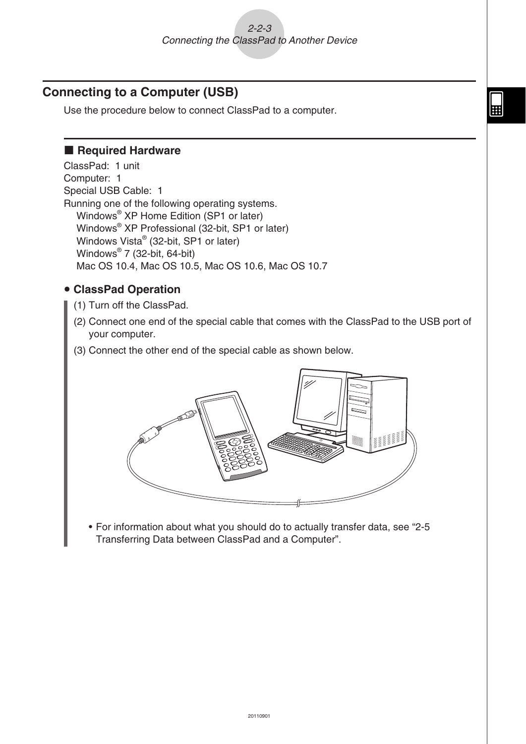## Connecting to a Computer (USB)

Use the procedure below to connect ClassPad to a computer.

### ■ Required Hardware

ClassPad: 1 unit
Computer: 1
Special USB Cable: 1
Running one of the following operating systems.
Windows® XP Home Edition (SP1 or later)
Windows® XP Professional (32-bit, SP1 or later)
Windows Vista® (32-bit, SP1 or later)
Windows® 7 (32-bit, 64-bit)
Mac OS 10.4, Mac OS 10.5, Mac OS 10.6, Mac OS 10.7

**• ClassPad Operation**

(1) Turn off the ClassPad.

(2) Connect one end of the special cable that comes with the ClassPad to the USB port of your computer.

(3) Connect the other end of the special cable as shown below.

- For information about what you should do to actually transfer data, see "2-5 Transferring Data between ClassPad and a Computer".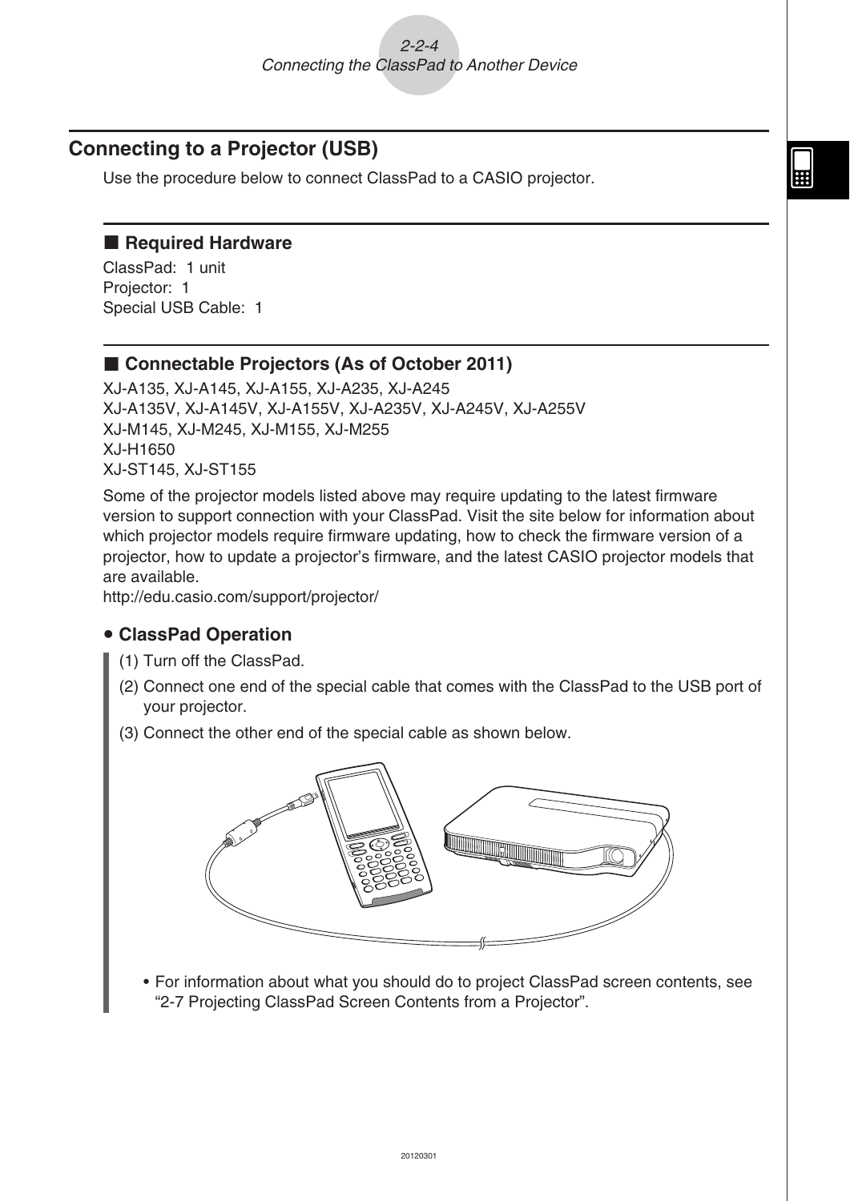## Connecting to a Projector (USB)

Use the procedure below to connect ClassPad to a CASIO projector.

### ■ Required Hardware

ClassPad: 1 unit
Projector: 1
Special USB Cable: 1

### ■ Connectable Projectors (As of October 2011)

XJ-A135, XJ-A145, XJ-A155, XJ-A235, XJ-A245
XJ-A135V, XJ-A145V, XJ-A155V, XJ-A235V, XJ-A245V, XJ-A255V
XJ-M145, XJ-M245, XJ-M155, XJ-M255
XJ-H1650
XJ-ST145, XJ-ST155

Some of the projector models listed above may require updating to the latest firmware version to support connection with your ClassPad. Visit the site below for information about which projector models require firmware updating, how to check the firmware version of a projector, how to update a projector's firmware, and the latest CASIO projector models that are available.
http://edu.casio.com/support/projector/

**• ClassPad Operation**

(1) Turn off the ClassPad.

(2) Connect one end of the special cable that comes with the ClassPad to the USB port of your projector.

(3) Connect the other end of the special cable as shown below.

- For information about what you should do to project ClassPad screen contents, see "2-7 Projecting ClassPad Screen Contents from a Projector".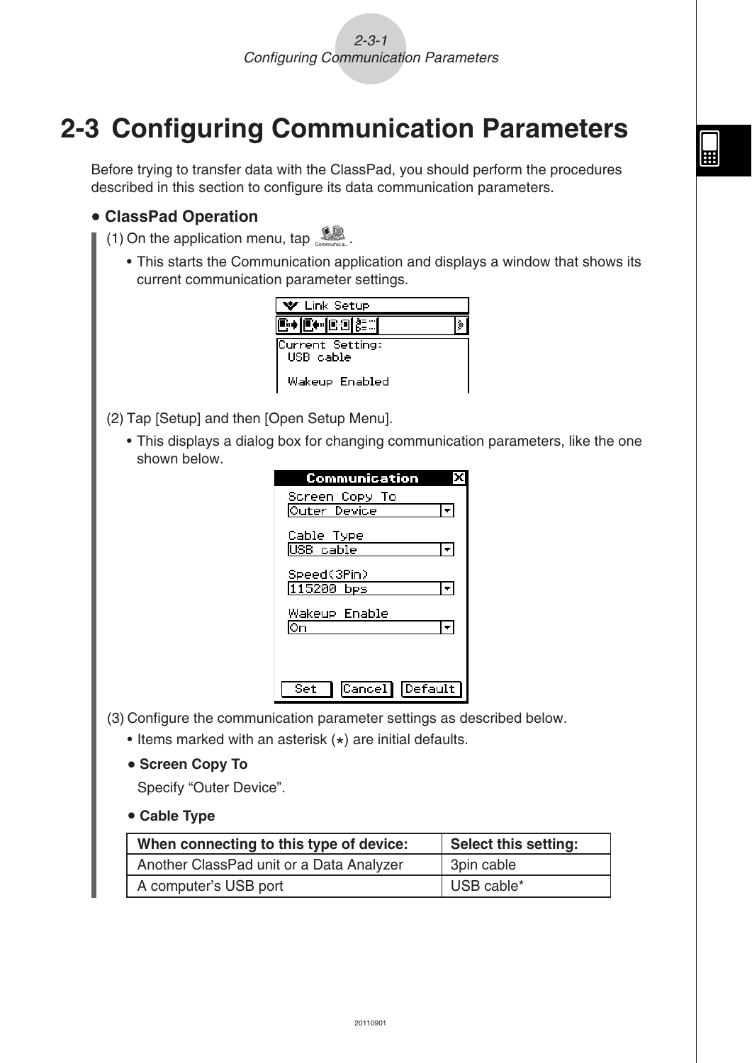# 2-3 Configuring Communication Parameters

Before trying to transfer data with the ClassPad, you should perform the procedures described in this section to configure its data communication parameters.

### • ClassPad Operation

(1) On the application menu, tap Communication.

- This starts the Communication application and displays a window that shows its current communication parameter settings.

(2) Tap [Setup] and then [Open Setup Menu].

- This displays a dialog box for changing communication parameters, like the one shown below.

(3) Configure the communication parameter settings as described below.

- Items marked with an asterisk (*) are initial defaults.

**• Screen Copy To**

Specify "Outer Device".

**• Cable Type**

| When connecting to this type of device: | Select this setting: |
|---|---|
| Another ClassPad unit or a Data Analyzer | 3pin cable |
| A computer's USB port | USB cable* |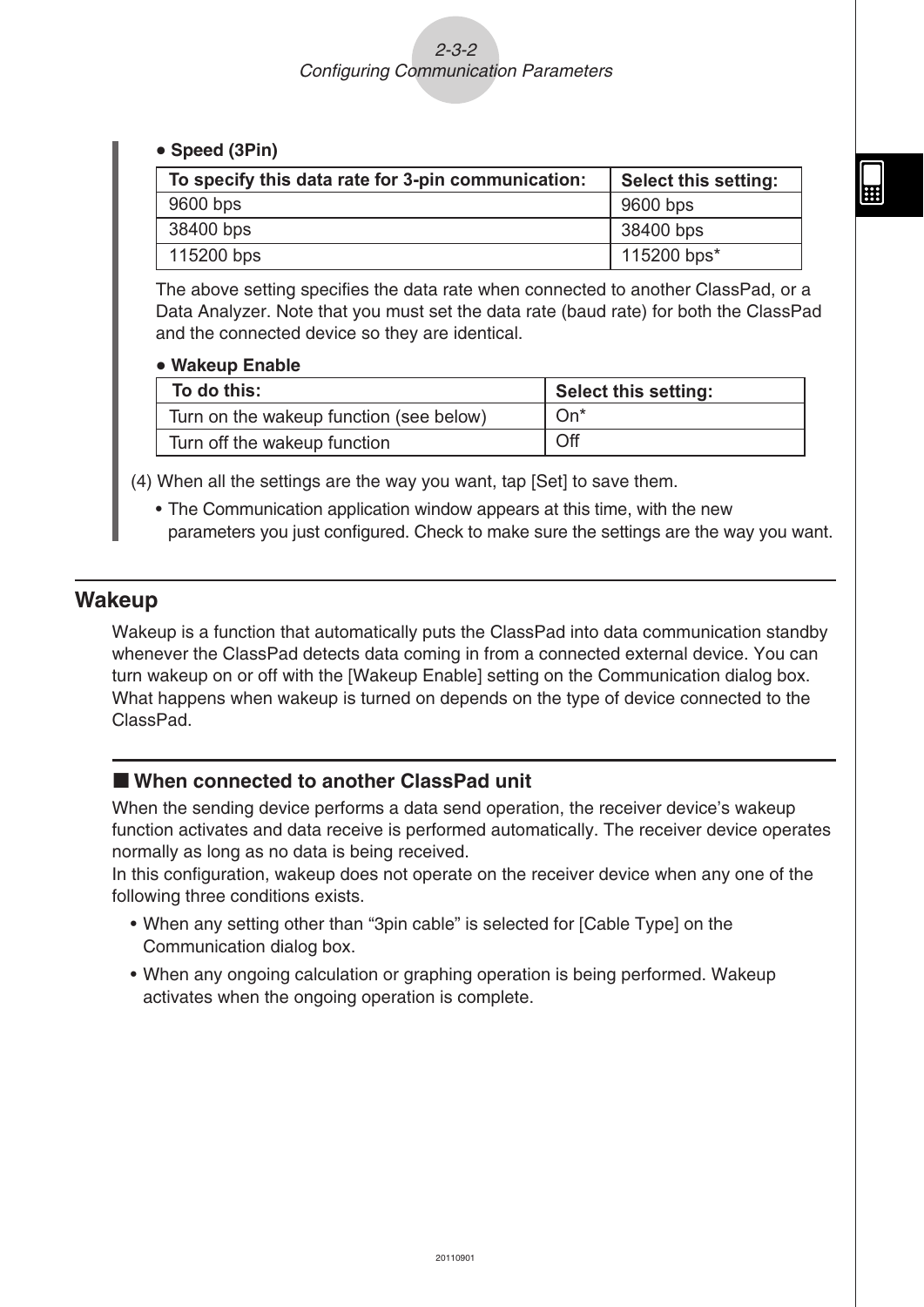- **Speed (3Pin)**

| To specify this data rate for 3-pin communication: | Select this setting: |
|---|---|
| 9600 bps | 9600 bps |
| 38400 bps | 38400 bps |
| 115200 bps | 115200 bps* |

The above setting specifies the data rate when connected to another ClassPad, or a Data Analyzer. Note that you must set the data rate (baud rate) for both the ClassPad and the connected device so they are identical.

- **Wakeup Enable**

| To do this: | Select this setting: |
|---|---|
| Turn on the wakeup function (see below) | On* |
| Turn off the wakeup function | Off |

(4) When all the settings are the way you want, tap [Set] to save them.

- The Communication application window appears at this time, with the new parameters you just configured. Check to make sure the settings are the way you want.

## Wakeup

Wakeup is a function that automatically puts the ClassPad into data communication standby whenever the ClassPad detects data coming in from a connected external device. You can turn wakeup on or off with the [Wakeup Enable] setting on the Communication dialog box. What happens when wakeup is turned on depends on the type of device connected to the ClassPad.

### ■ When connected to another ClassPad unit

When the sending device performs a data send operation, the receiver device's wakeup function activates and data receive is performed automatically. The receiver device operates normally as long as no data is being received.
In this configuration, wakeup does not operate on the receiver device when any one of the following three conditions exists.

- When any setting other than "3pin cable" is selected for [Cable Type] on the Communication dialog box.
- When any ongoing calculation or graphing operation is being performed. Wakeup activates when the ongoing operation is complete.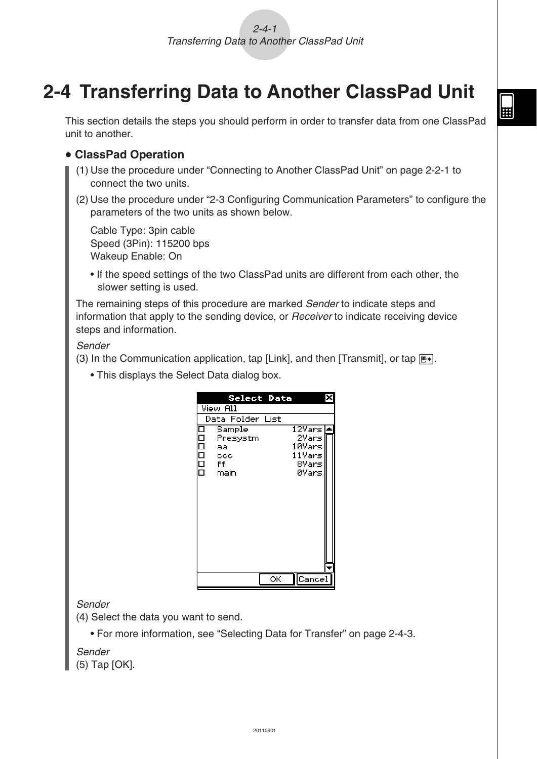# 2-4 Transferring Data to Another ClassPad Unit

This section details the steps you should perform in order to transfer data from one ClassPad unit to another.

## • ClassPad Operation

(1) Use the procedure under "Connecting to Another ClassPad Unit" on page 2-2-1 to connect the two units.

(2) Use the procedure under "2-3 Configuring Communication Parameters" to configure the parameters of the two units as shown below.

Cable Type: 3pin cable
Speed (3Pin): 115200 bps
Wakeup Enable: On

- If the speed settings of the two ClassPad units are different from each other, the slower setting is used.

The remaining steps of this procedure are marked *Sender* to indicate steps and information that apply to the sending device, or *Receiver* to indicate receiving device steps and information.

*Sender*
(3) In the Communication application, tap [Link], and then [Transmit], or tap the transmit icon.

- This displays the Select Data dialog box.

*Sender*
(4) Select the data you want to send.

- For more information, see "Selecting Data for Transfer" on page 2-4-3.

*Sender*
(5) Tap [OK].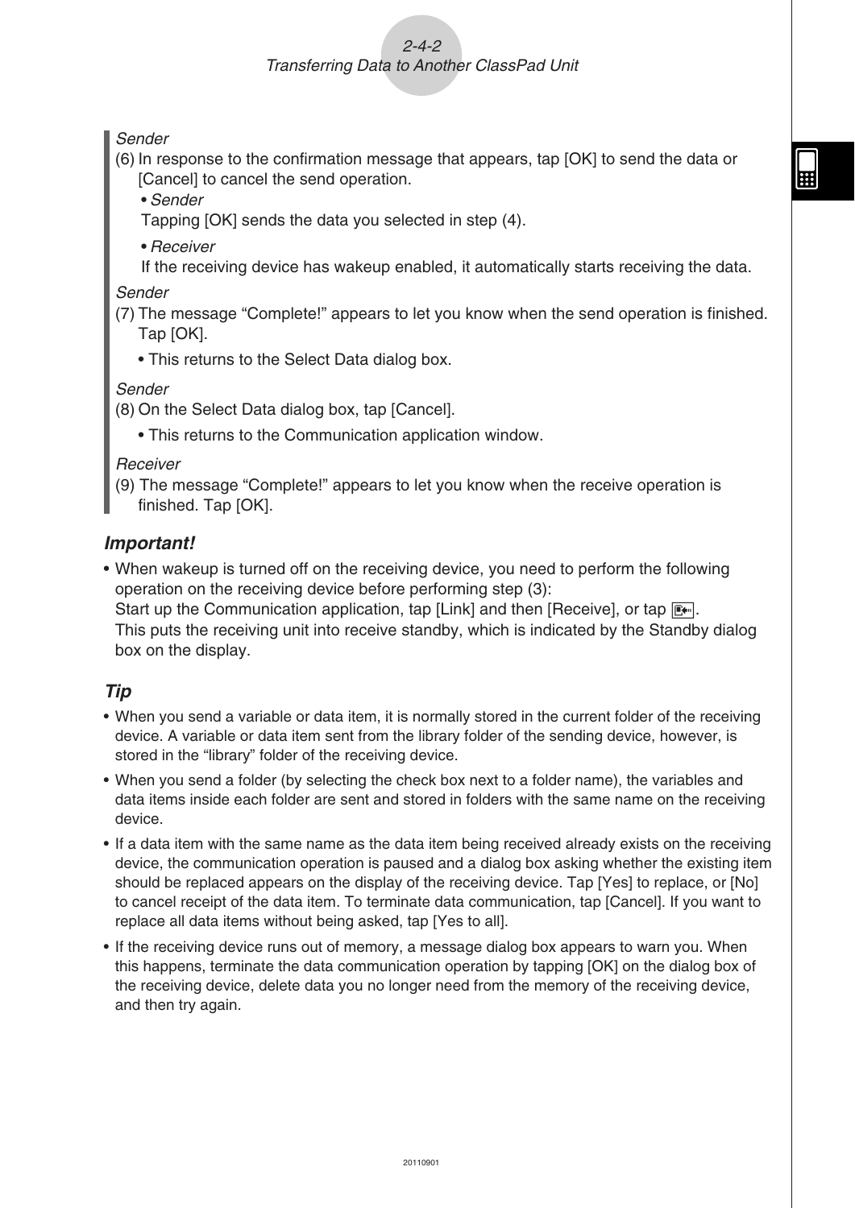*Sender*

(6) In response to the confirmation message that appears, tap [OK] to send the data or [Cancel] to cancel the send operation.

- *Sender*

  Tapping [OK] sends the data you selected in step (4).

- *Receiver*

  If the receiving device has wakeup enabled, it automatically starts receiving the data.

*Sender*

(7) The message “Complete!” appears to let you know when the send operation is finished. Tap [OK].

- This returns to the Select Data dialog box.

*Sender*

(8) On the Select Data dialog box, tap [Cancel].

- This returns to the Communication application window.

*Receiver*

(9) The message “Complete!” appears to let you know when the receive operation is finished. Tap [OK].

### *Important!*

- When wakeup is turned off on the receiving device, you need to perform the following operation on the receiving device before performing step (3):
  Start up the Communication application, tap [Link] and then [Receive], or tap .
  This puts the receiving unit into receive standby, which is indicated by the Standby dialog box on the display.

### *Tip*

- When you send a variable or data item, it is normally stored in the current folder of the receiving device. A variable or data item sent from the library folder of the sending device, however, is stored in the “library” folder of the receiving device.
- When you send a folder (by selecting the check box next to a folder name), the variables and data items inside each folder are sent and stored in folders with the same name on the receiving device.
- If a data item with the same name as the data item being received already exists on the receiving device, the communication operation is paused and a dialog box asking whether the existing item should be replaced appears on the display of the receiving device. Tap [Yes] to replace, or [No] to cancel receipt of the data item. To terminate data communication, tap [Cancel]. If you want to replace all data items without being asked, tap [Yes to all].
- If the receiving device runs out of memory, a message dialog box appears to warn you. When this happens, terminate the data communication operation by tapping [OK] on the dialog box of the receiving device, delete data you no longer need from the memory of the receiving device, and then try again.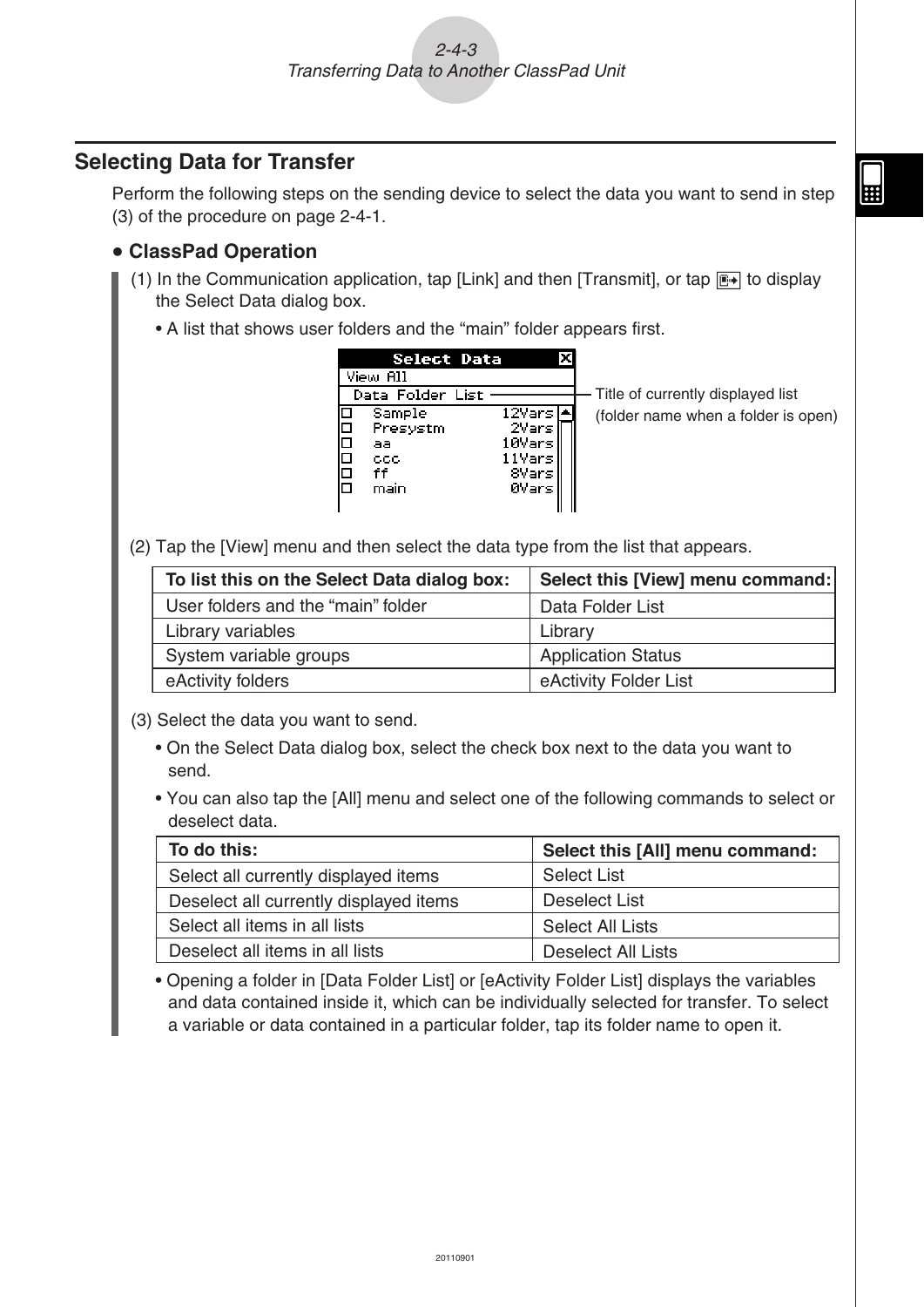## Selecting Data for Transfer

Perform the following steps on the sending device to select the data you want to send in step (3) of the procedure on page 2-4-1.

**• ClassPad Operation**

(1) In the Communication application, tap [Link] and then [Transmit], or tap to display the Select Data dialog box.

- A list that shows user folders and the "main" folder appears first.

```
Select Data
View All
 Data Folder List
□  Sample        12Vars
□  Presystm       2Vars
□  aa            10Vars
□  ccc           11Vars
□  ff             8Vars
□  main           0Vars
```

Title of currently displayed list (folder name when a folder is open)

(2) Tap the [View] menu and then select the data type from the list that appears.

| To list this on the Select Data dialog box: | Select this [View] menu command: |
|---|---|
| User folders and the "main" folder | Data Folder List |
| Library variables | Library |
| System variable groups | Application Status |
| eActivity folders | eActivity Folder List |

(3) Select the data you want to send.

- On the Select Data dialog box, select the check box next to the data you want to send.
- You can also tap the [All] menu and select one of the following commands to select or deselect data.

| To do this: | Select this [All] menu command: |
|---|---|
| Select all currently displayed items | Select List |
| Deselect all currently displayed items | Deselect List |
| Select all items in all lists | Select All Lists |
| Deselect all items in all lists | Deselect All Lists |

- Opening a folder in [Data Folder List] or [eActivity Folder List] displays the variables and data contained inside it, which can be individually selected for transfer. To select a variable or data contained in a particular folder, tap its folder name to open it.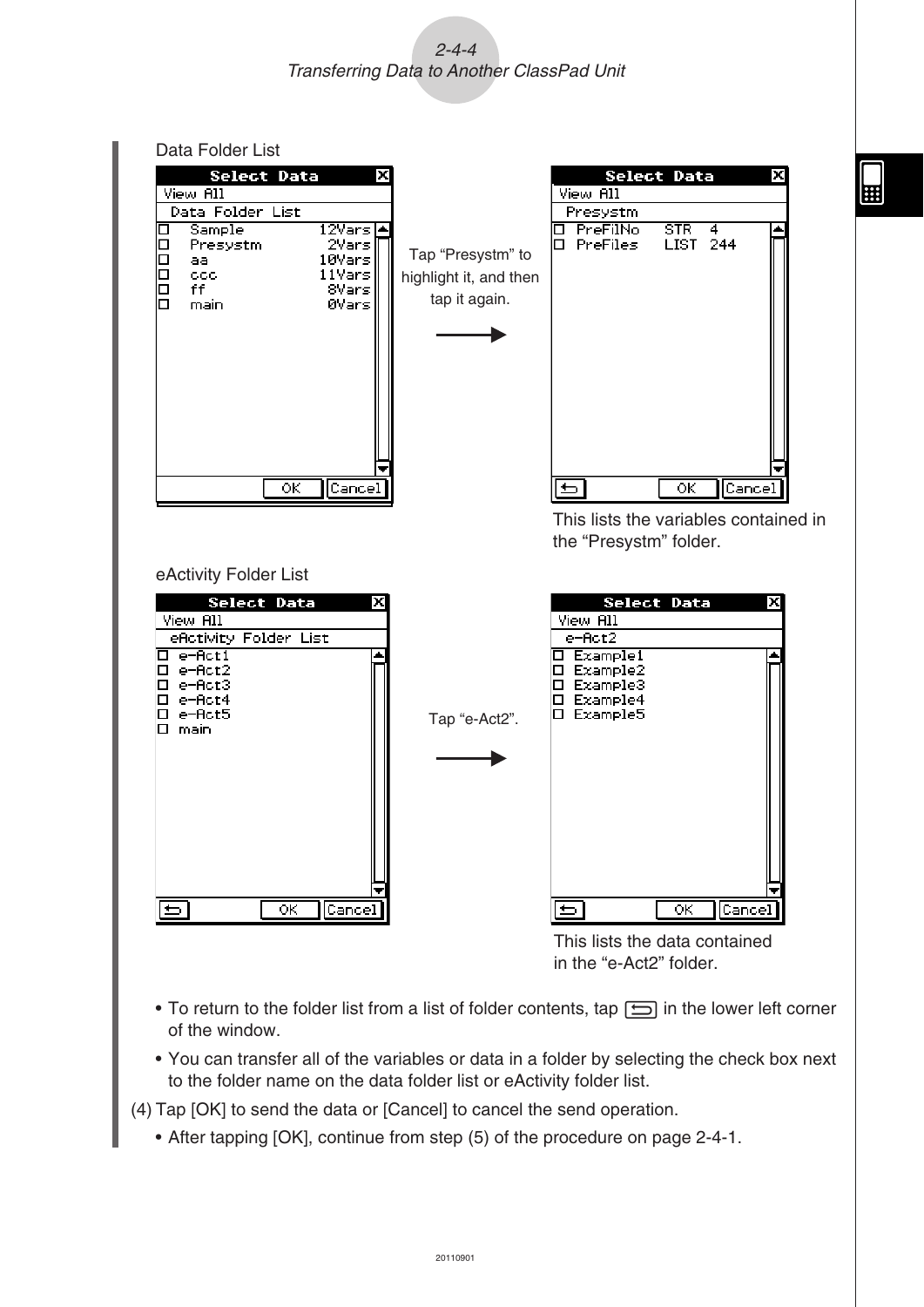Data Folder List

Tap "Presystm" to highlight it, and then tap it again.

This lists the variables contained in the "Presystm" folder.

eActivity Folder List

Tap "e-Act2".

This lists the data contained in the "e-Act2" folder.

- To return to the folder list from a list of folder contents, tap [⮌] in the lower left corner of the window.
- You can transfer all of the variables or data in a folder by selecting the check box next to the folder name on the data folder list or eActivity folder list.

(4) Tap [OK] to send the data or [Cancel] to cancel the send operation.

- After tapping [OK], continue from step (5) of the procedure on page 2-4-1.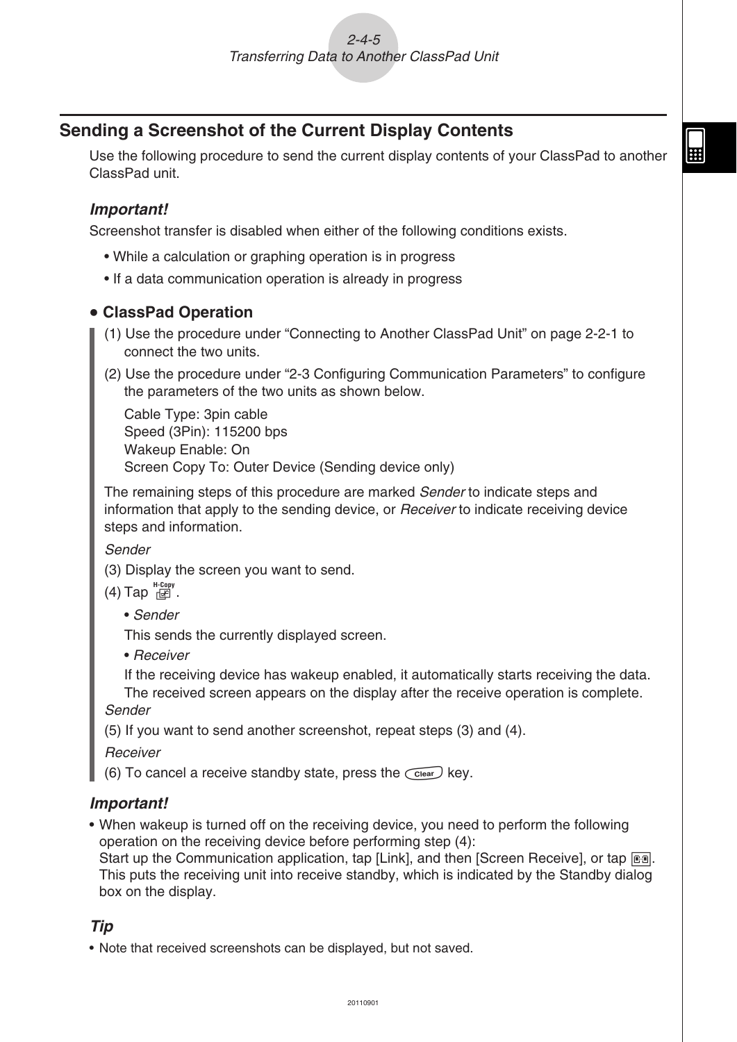## Sending a Screenshot of the Current Display Contents

Use the following procedure to send the current display contents of your ClassPad to another ClassPad unit.

***Important!***

Screenshot transfer is disabled when either of the following conditions exists.

- While a calculation or graphing operation is in progress
- If a data communication operation is already in progress

### • ClassPad Operation

(1) Use the procedure under "Connecting to Another ClassPad Unit" on page 2-2-1 to connect the two units.

(2) Use the procedure under "2-3 Configuring Communication Parameters" to configure the parameters of the two units as shown below.

Cable Type: 3pin cable
Speed (3Pin): 115200 bps
Wakeup Enable: On
Screen Copy To: Outer Device (Sending device only)

The remaining steps of this procedure are marked *Sender* to indicate steps and information that apply to the sending device, or *Receiver* to indicate receiving device steps and information.

*Sender*

(3) Display the screen you want to send.

(4) Tap H-Copy.

- *Sender*

  This sends the currently displayed screen.

- *Receiver*

  If the receiving device has wakeup enabled, it automatically starts receiving the data. The received screen appears on the display after the receive operation is complete.

*Sender*

(5) If you want to send another screenshot, repeat steps (3) and (4).

*Receiver*

(6) To cancel a receive standby state, press the Clear key.

***Important!***

- When wakeup is turned off on the receiving device, you need to perform the following operation on the receiving device before performing step (4):
  Start up the Communication application, tap [Link], and then [Screen Receive], or tap the screen receive icon.
  This puts the receiving unit into receive standby, which is indicated by the Standby dialog box on the display.

***Tip***

- Note that received screenshots can be displayed, but not saved.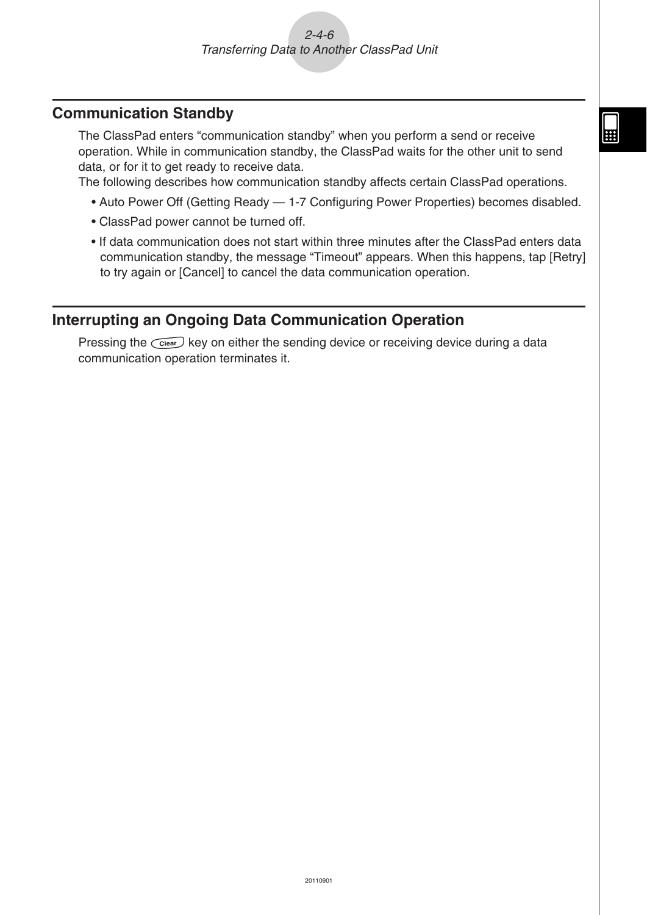## Communication Standby

The ClassPad enters "communication standby" when you perform a send or receive operation. While in communication standby, the ClassPad waits for the other unit to send data, or for it to get ready to receive data.

The following describes how communication standby affects certain ClassPad operations.

- Auto Power Off (Getting Ready — 1-7 Configuring Power Properties) becomes disabled.
- ClassPad power cannot be turned off.
- If data communication does not start within three minutes after the ClassPad enters data communication standby, the message "Timeout" appears. When this happens, tap [Retry] to try again or [Cancel] to cancel the data communication operation.

## Interrupting an Ongoing Data Communication Operation

Pressing the Clear key on either the sending device or receiving device during a data communication operation terminates it.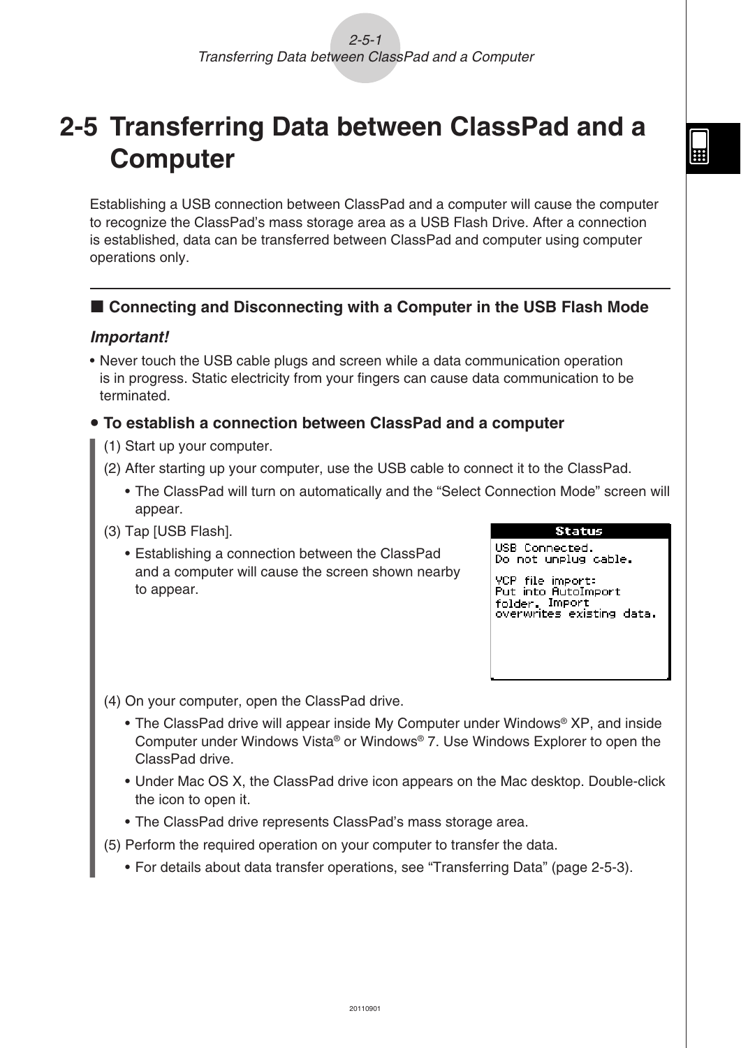# 2-5 Transferring Data between ClassPad and a Computer

Establishing a USB connection between ClassPad and a computer will cause the computer to recognize the ClassPad's mass storage area as a USB Flash Drive. After a connection is established, data can be transferred between ClassPad and computer using computer operations only.

## ■ Connecting and Disconnecting with a Computer in the USB Flash Mode

***Important!***

- Never touch the USB cable plugs and screen while a data communication operation is in progress. Static electricity from your fingers can cause data communication to be terminated.

### • To establish a connection between ClassPad and a computer

(1) Start up your computer.

(2) After starting up your computer, use the USB cable to connect it to the ClassPad.

- The ClassPad will turn on automatically and the "Select Connection Mode" screen will appear.

(3) Tap [USB Flash].

- Establishing a connection between the ClassPad and a computer will cause the screen shown nearby to appear.

```
Status
USB Connected.
Do not unplug cable.

VCP file import:
Put into AutoImport
folder. Import
overwrites existing data.
```

(4) On your computer, open the ClassPad drive.

- The ClassPad drive will appear inside My Computer under Windows® XP, and inside Computer under Windows Vista® or Windows® 7. Use Windows Explorer to open the ClassPad drive.
- Under Mac OS X, the ClassPad drive icon appears on the Mac desktop. Double-click the icon to open it.
- The ClassPad drive represents ClassPad's mass storage area.

(5) Perform the required operation on your computer to transfer the data.

- For details about data transfer operations, see "Transferring Data" (page 2-5-3).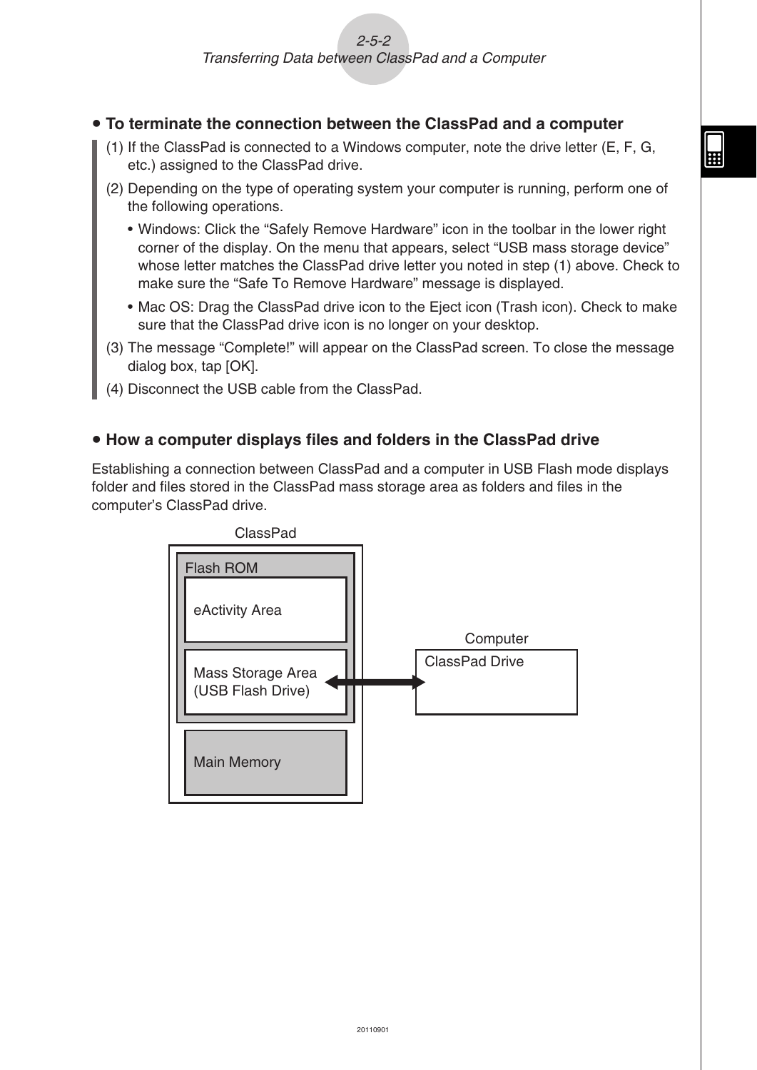## • To terminate the connection between the ClassPad and a computer

(1) If the ClassPad is connected to a Windows computer, note the drive letter (E, F, G, etc.) assigned to the ClassPad drive.

(2) Depending on the type of operating system your computer is running, perform one of the following operations.

- Windows: Click the "Safely Remove Hardware" icon in the toolbar in the lower right corner of the display. On the menu that appears, select "USB mass storage device" whose letter matches the ClassPad drive letter you noted in step (1) above. Check to make sure the "Safe To Remove Hardware" message is displayed.
- Mac OS: Drag the ClassPad drive icon to the Eject icon (Trash icon). Check to make sure that the ClassPad drive icon is no longer on your desktop.

(3) The message "Complete!" will appear on the ClassPad screen. To close the message dialog box, tap [OK].

(4) Disconnect the USB cable from the ClassPad.

## • How a computer displays files and folders in the ClassPad drive

Establishing a connection between ClassPad and a computer in USB Flash mode displays folder and files stored in the ClassPad mass storage area as folders and files in the computer's ClassPad drive.

ClassPad

Flash ROM

eActivity Area

Mass Storage Area (USB Flash Drive)

Main Memory

Computer

ClassPad Drive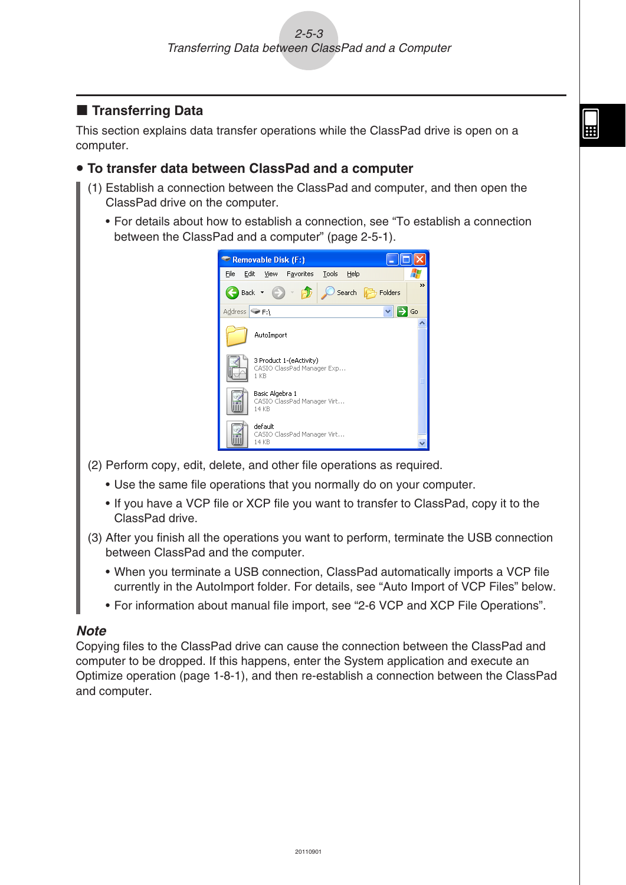## ■ Transferring Data

This section explains data transfer operations while the ClassPad drive is open on a computer.

### • To transfer data between ClassPad and a computer

(1) Establish a connection between the ClassPad and computer, and then open the ClassPad drive on the computer.

- For details about how to establish a connection, see "To establish a connection between the ClassPad and a computer" (page 2-5-1).

(2) Perform copy, edit, delete, and other file operations as required.

- Use the same file operations that you normally do on your computer.
- If you have a VCP file or XCP file you want to transfer to ClassPad, copy it to the ClassPad drive.

(3) After you finish all the operations you want to perform, terminate the USB connection between ClassPad and the computer.

- When you terminate a USB connection, ClassPad automatically imports a VCP file currently in the AutoImport folder. For details, see "Auto Import of VCP Files" below.
- For information about manual file import, see "2-6 VCP and XCP File Operations".

***Note***

Copying files to the ClassPad drive can cause the connection between the ClassPad and computer to be dropped. If this happens, enter the System application and execute an Optimize operation (page 1-8-1), and then re-establish a connection between the ClassPad and computer.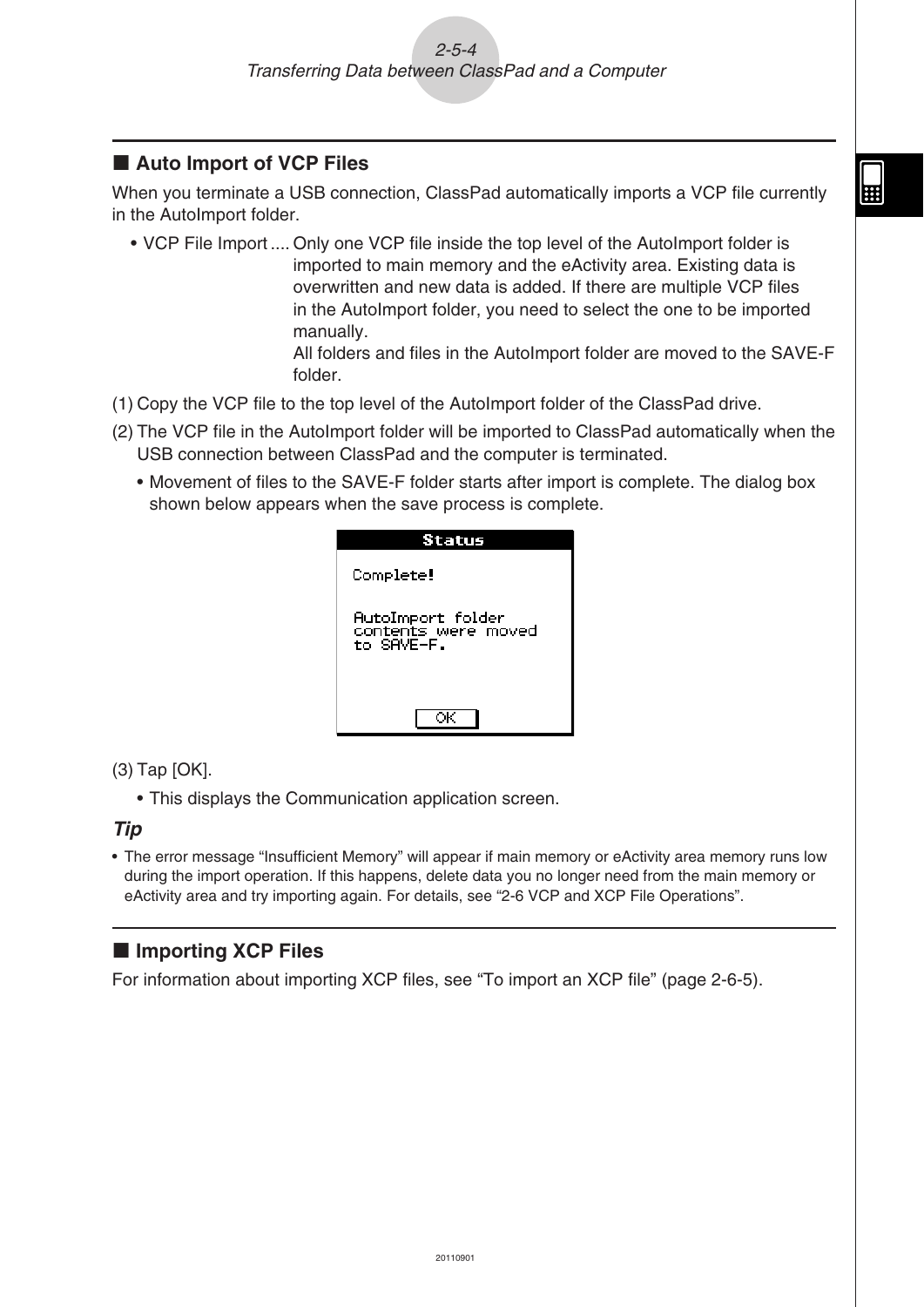## ■ Auto Import of VCP Files

When you terminate a USB connection, ClassPad automatically imports a VCP file currently in the AutoImport folder.

- VCP File Import .... Only one VCP file inside the top level of the AutoImport folder is imported to main memory and the eActivity area. Existing data is overwritten and new data is added. If there are multiple VCP files in the AutoImport folder, you need to select the one to be imported manually.
  All folders and files in the AutoImport folder are moved to the SAVE-F folder.

(1) Copy the VCP file to the top level of the AutoImport folder of the ClassPad drive.

(2) The VCP file in the AutoImport folder will be imported to ClassPad automatically when the USB connection between ClassPad and the computer is terminated.

- Movement of files to the SAVE-F folder starts after import is complete. The dialog box shown below appears when the save process is complete.

(3) Tap [OK].

- This displays the Communication application screen.

***Tip***

- The error message "Insufficient Memory" will appear if main memory or eActivity area memory runs low during the import operation. If this happens, delete data you no longer need from the main memory or eActivity area and try importing again. For details, see "2-6 VCP and XCP File Operations".

## ■ Importing XCP Files

For information about importing XCP files, see "To import an XCP file" (page 2-6-5).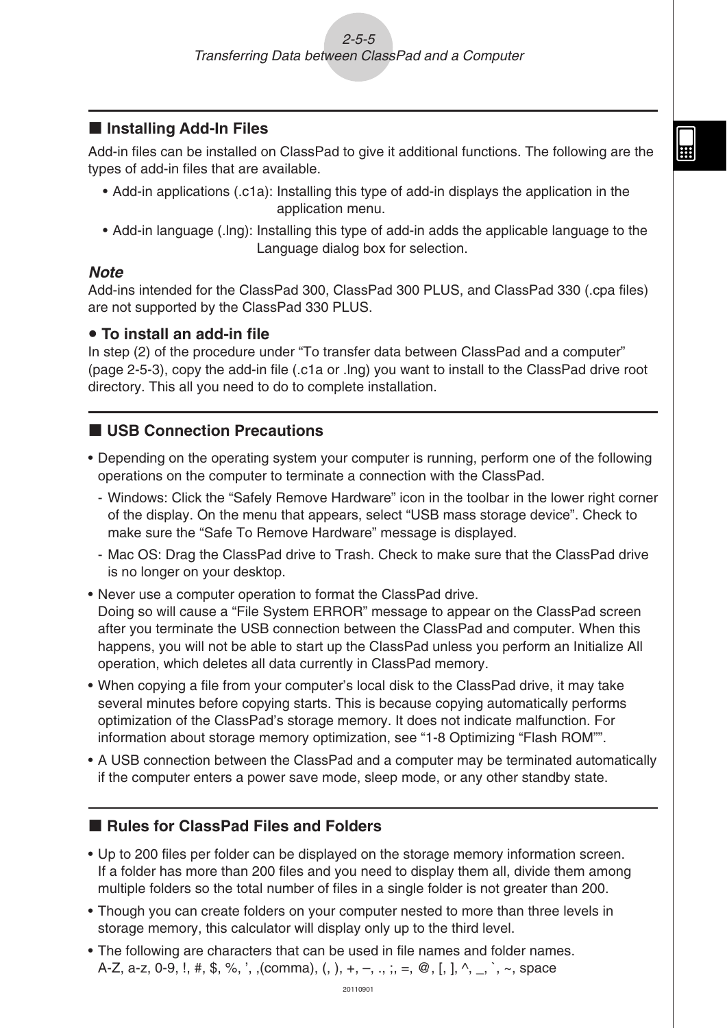## ■ Installing Add-In Files

Add-in files can be installed on ClassPad to give it additional functions. The following are the types of add-in files that are available.

- Add-in applications (.c1a): Installing this type of add-in displays the application in the application menu.
- Add-in language (.lng): Installing this type of add-in adds the applicable language to the Language dialog box for selection.

***Note***

Add-ins intended for the ClassPad 300, ClassPad 300 PLUS, and ClassPad 330 (.cpa files) are not supported by the ClassPad 330 PLUS.

### • To install an add-in file

In step (2) of the procedure under "To transfer data between ClassPad and a computer" (page 2-5-3), copy the add-in file (.c1a or .lng) you want to install to the ClassPad drive root directory. This all you need to do to complete installation.

## ■ USB Connection Precautions

- Depending on the operating system your computer is running, perform one of the following operations on the computer to terminate a connection with the ClassPad.
  - Windows: Click the "Safely Remove Hardware" icon in the toolbar in the lower right corner of the display. On the menu that appears, select "USB mass storage device". Check to make sure the "Safe To Remove Hardware" message is displayed.
  - Mac OS: Drag the ClassPad drive to Trash. Check to make sure that the ClassPad drive is no longer on your desktop.
- Never use a computer operation to format the ClassPad drive.
  Doing so will cause a "File System ERROR" message to appear on the ClassPad screen after you terminate the USB connection between the ClassPad and computer. When this happens, you will not be able to start up the ClassPad unless you perform an Initialize All operation, which deletes all data currently in ClassPad memory.
- When copying a file from your computer's local disk to the ClassPad drive, it may take several minutes before copying starts. This is because copying automatically performs optimization of the ClassPad's storage memory. It does not indicate malfunction. For information about storage memory optimization, see "1-8 Optimizing "Flash ROM"".
- A USB connection between the ClassPad and a computer may be terminated automatically if the computer enters a power save mode, sleep mode, or any other standby state.

## ■ Rules for ClassPad Files and Folders

- Up to 200 files per folder can be displayed on the storage memory information screen. If a folder has more than 200 files and you need to display them all, divide them among multiple folders so the total number of files in a single folder is not greater than 200.
- Though you can create folders on your computer nested to more than three levels in storage memory, this calculator will display only up to the third level.
- The following are characters that can be used in file names and folder names.
  A-Z, a-z, 0-9, !, #, $, %, ', ,(comma), (, ), +, –, ., ;, =, @, [, ], ^, _, `, ~, space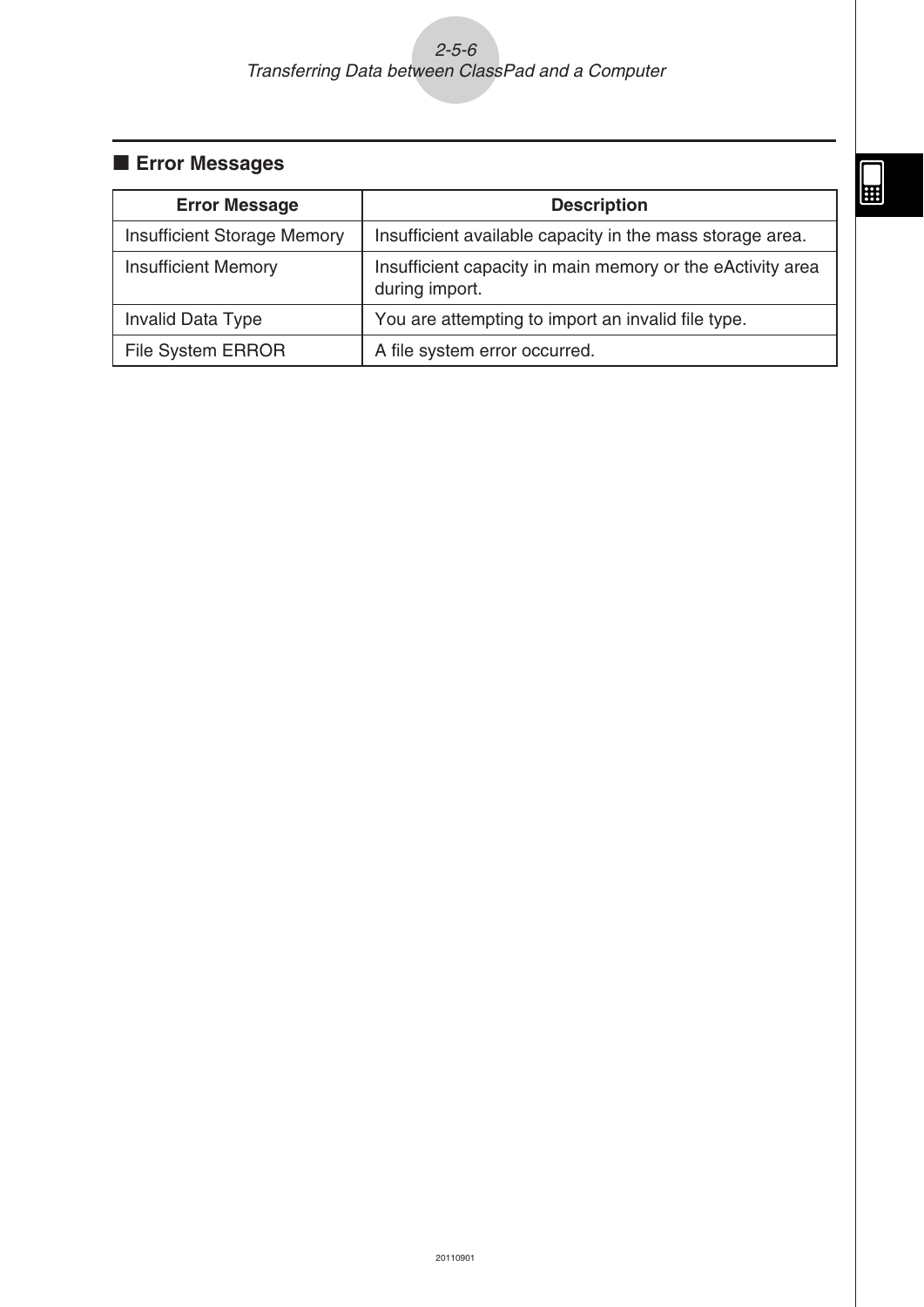## ■ Error Messages

| Error Message | Description |
| --- | --- |
| Insufficient Storage Memory | Insufficient available capacity in the mass storage area. |
| Insufficient Memory | Insufficient capacity in main memory or the eActivity area during import. |
| Invalid Data Type | You are attempting to import an invalid file type. |
| File System ERROR | A file system error occurred. |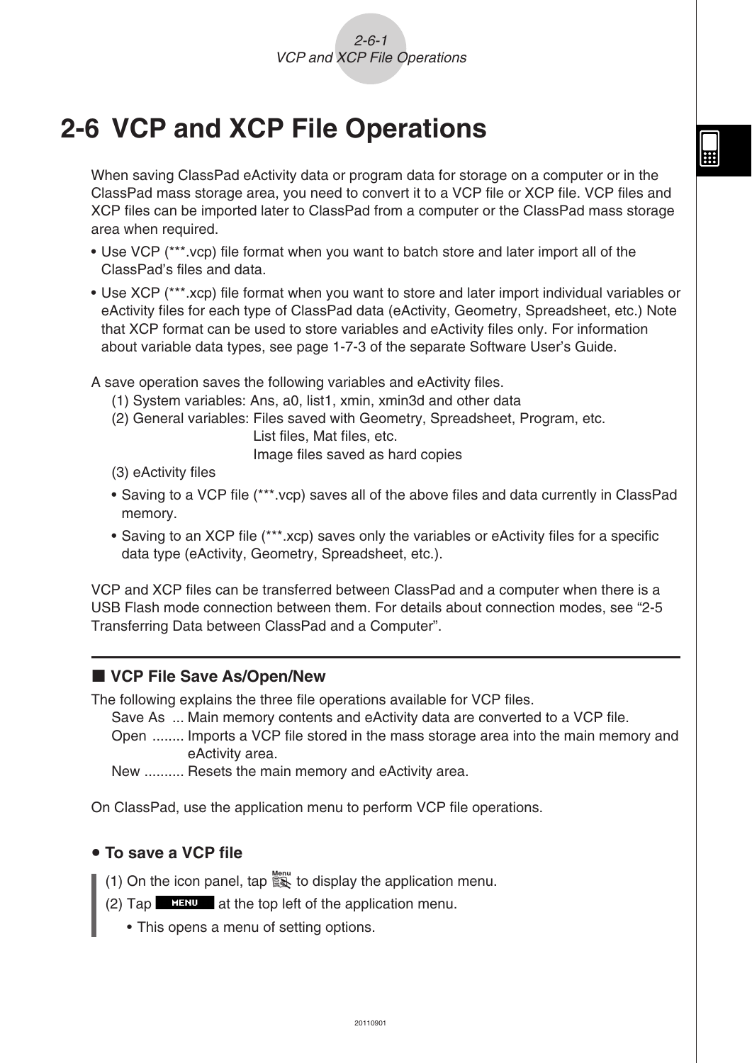# 2-6 VCP and XCP File Operations

When saving ClassPad eActivity data or program data for storage on a computer or in the ClassPad mass storage area, you need to convert it to a VCP file or XCP file. VCP files and XCP files can be imported later to ClassPad from a computer or the ClassPad mass storage area when required.

- Use VCP (***.vcp) file format when you want to batch store and later import all of the ClassPad's files and data.
- Use XCP (***.xcp) file format when you want to store and later import individual variables or eActivity files for each type of ClassPad data (eActivity, Geometry, Spreadsheet, etc.) Note that XCP format can be used to store variables and eActivity files only. For information about variable data types, see page 1-7-3 of the separate Software User's Guide.

A save operation saves the following variables and eActivity files.

(1) System variables: Ans, a0, list1, xmin, xmin3d and other data
(2) General variables: Files saved with Geometry, Spreadsheet, Program, etc.
List files, Mat files, etc.
Image files saved as hard copies
(3) eActivity files

- Saving to a VCP file (***.vcp) saves all of the above files and data currently in ClassPad memory.
- Saving to an XCP file (***.xcp) saves only the variables or eActivity files for a specific data type (eActivity, Geometry, Spreadsheet, etc.).

VCP and XCP files can be transferred between ClassPad and a computer when there is a USB Flash mode connection between them. For details about connection modes, see "2-5 Transferring Data between ClassPad and a Computer".

## ■ VCP File Save As/Open/New

The following explains the three file operations available for VCP files.

Save As ... Main memory contents and eActivity data are converted to a VCP file.
Open ........ Imports a VCP file stored in the mass storage area into the main memory and eActivity area.
New .......... Resets the main memory and eActivity area.

On ClassPad, use the application menu to perform VCP file operations.

### • To save a VCP file

(1) On the icon panel, tap [Menu] to display the application menu.
(2) Tap [MENU] at the top left of the application menu.

- This opens a menu of setting options.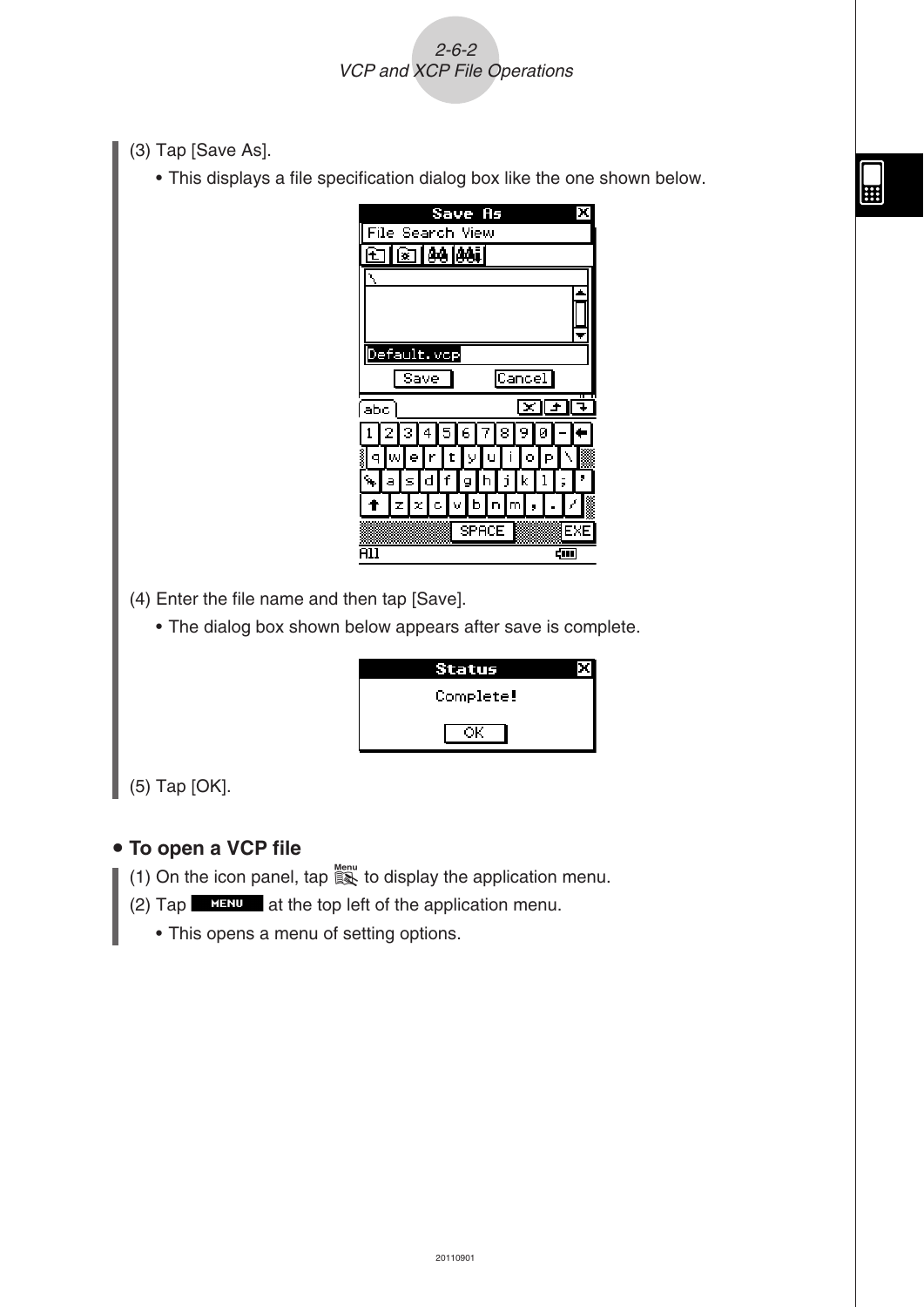(3) Tap [Save As].

- This displays a file specification dialog box like the one shown below.

(4) Enter the file name and then tap [Save].

- The dialog box shown below appears after save is complete.

(5) Tap [OK].

## • To open a VCP file

(1) On the icon panel, tap Menu to display the application menu.

(2) Tap MENU at the top left of the application menu.

- This opens a menu of setting options.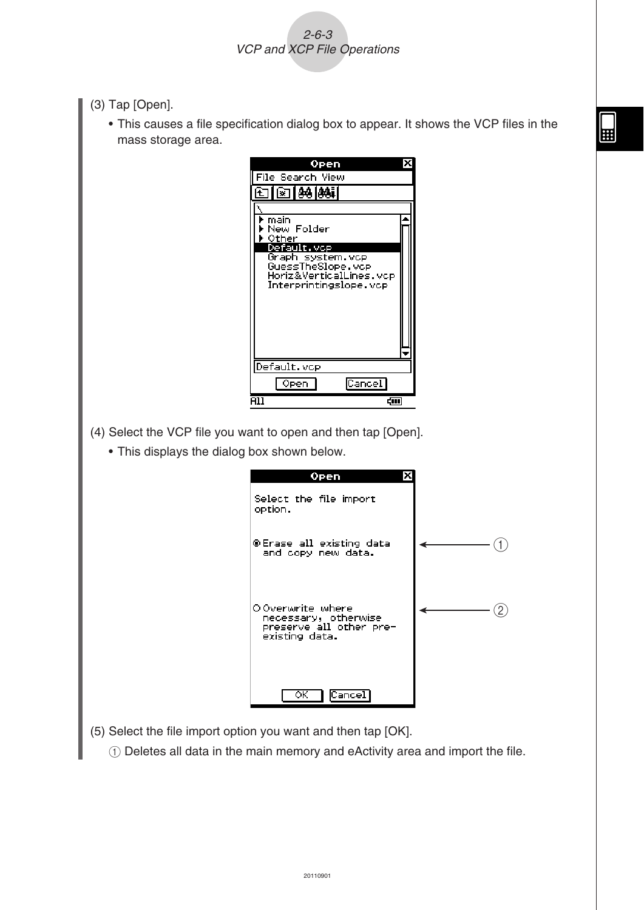(3) Tap [Open].

- This causes a file specification dialog box to appear. It shows the VCP files in the mass storage area.

(4) Select the VCP file you want to open and then tap [Open].

- This displays the dialog box shown below.

(5) Select the file import option you want and then tap [OK].

① Deletes all data in the main memory and eActivity area and import the file.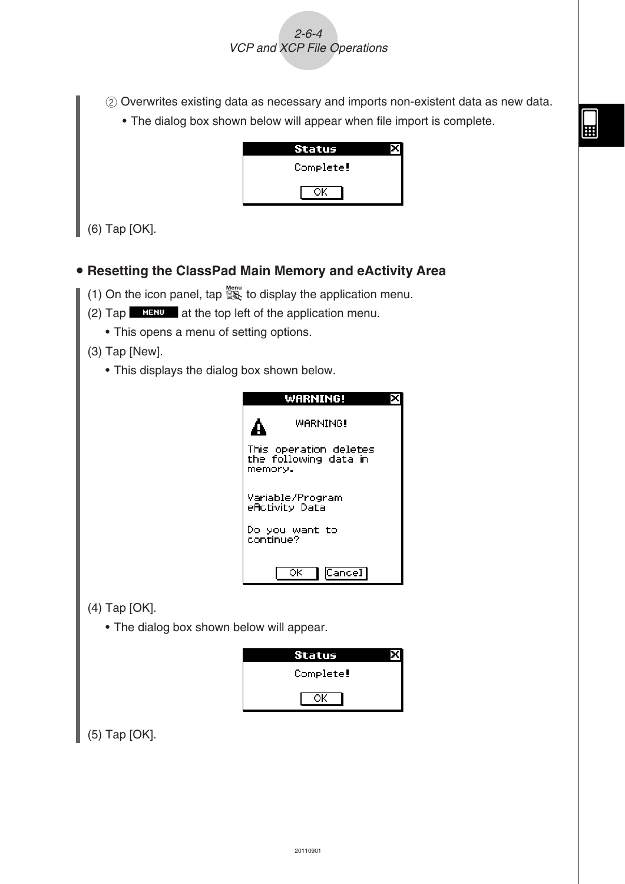② Overwrites existing data as necessary and imports non-existent data as new data.

- The dialog box shown below will appear when file import is complete.

Status
Complete!
OK

(6) Tap [OK].

## • Resetting the ClassPad Main Memory and eActivity Area

(1) On the icon panel, tap Menu to display the application menu.

(2) Tap MENU at the top left of the application menu.

- This opens a menu of setting options.

(3) Tap [New].

- This displays the dialog box shown below.

WARNING!
WARNING!
This operation deletes the following data in memory.
Variable/Program
eActivity Data
Do you want to continue?
OK Cancel

(4) Tap [OK].

- The dialog box shown below will appear.

Status
Complete!
OK

(5) Tap [OK].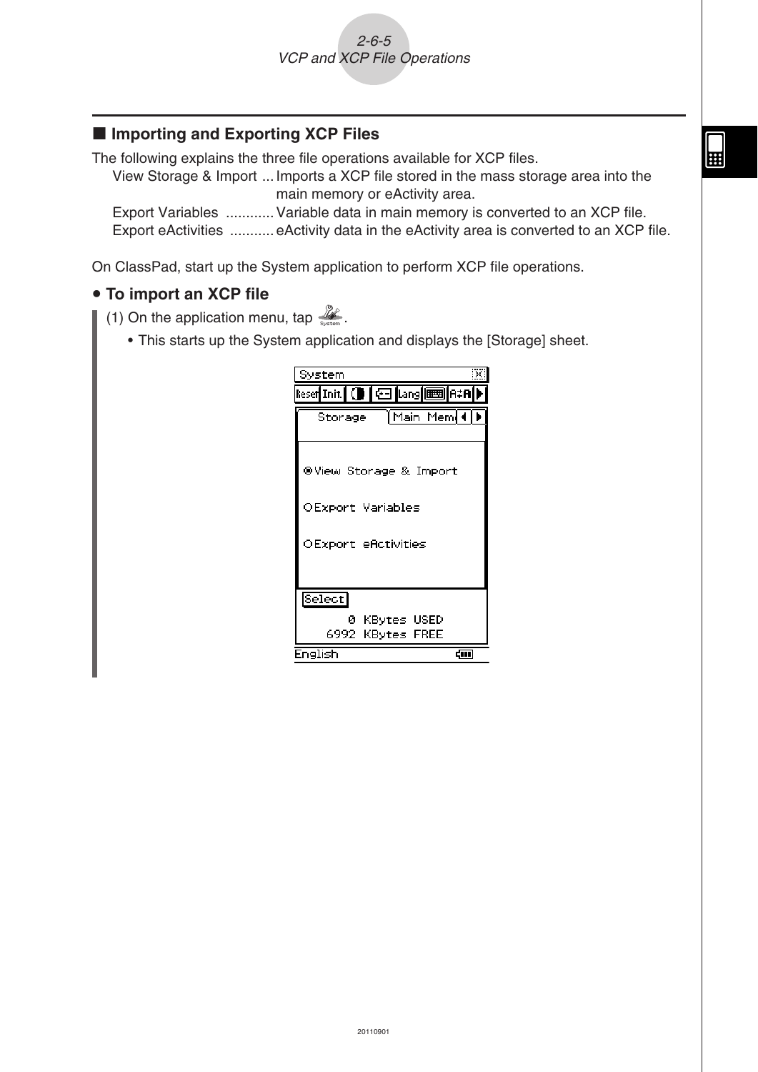## ■ Importing and Exporting XCP Files

The following explains the three file operations available for XCP files.

View Storage & Import ... Imports a XCP file stored in the mass storage area into the main memory or eActivity area.

Export Variables ............ Variable data in main memory is converted to an XCP file.

Export eActivities ........... eActivity data in the eActivity area is converted to an XCP file.

On ClassPad, start up the System application to perform XCP file operations.

### • To import an XCP file

(1) On the application menu, tap System.

- This starts up the System application and displays the [Storage] sheet.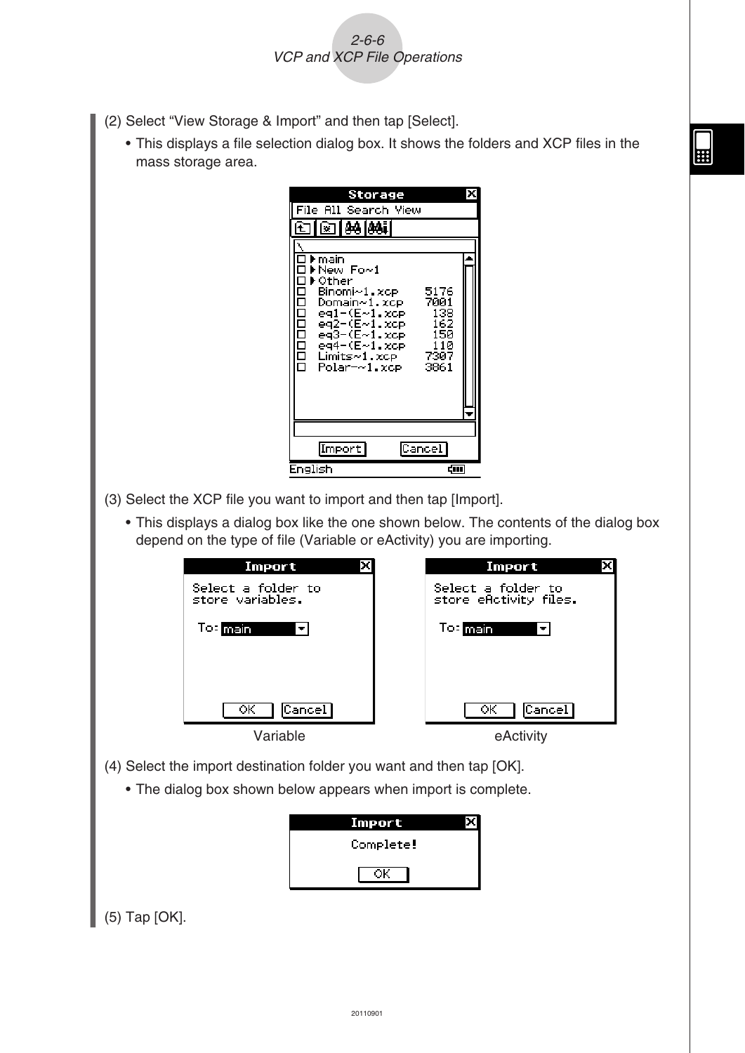(2) Select "View Storage & Import" and then tap [Select].

- This displays a file selection dialog box. It shows the folders and XCP files in the mass storage area.

(3) Select the XCP file you want to import and then tap [Import].

- This displays a dialog box like the one shown below. The contents of the dialog box depend on the type of file (Variable or eActivity) you are importing.

Variable

eActivity

(4) Select the import destination folder you want and then tap [OK].

- The dialog box shown below appears when import is complete.

(5) Tap [OK].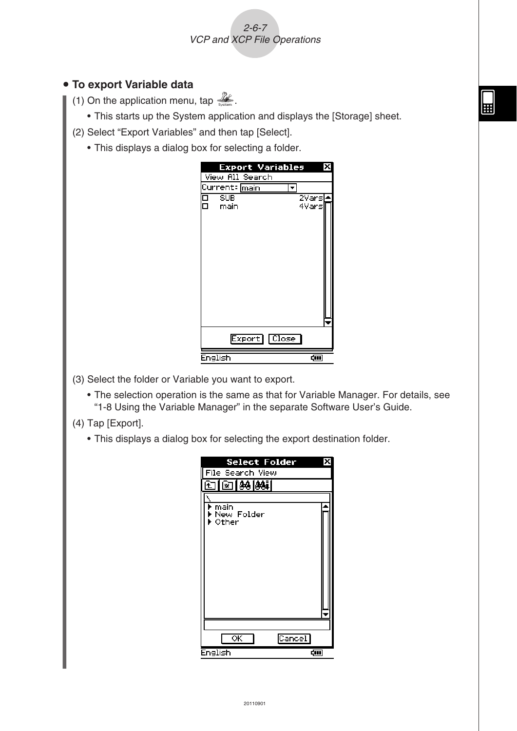## • To export Variable data

(1) On the application menu, tap System.

- This starts up the System application and displays the [Storage] sheet.

(2) Select "Export Variables" and then tap [Select].

- This displays a dialog box for selecting a folder.

(3) Select the folder or Variable you want to export.

- The selection operation is the same as that for Variable Manager. For details, see "1-8 Using the Variable Manager" in the separate Software User's Guide.

(4) Tap [Export].

- This displays a dialog box for selecting the export destination folder.

20110901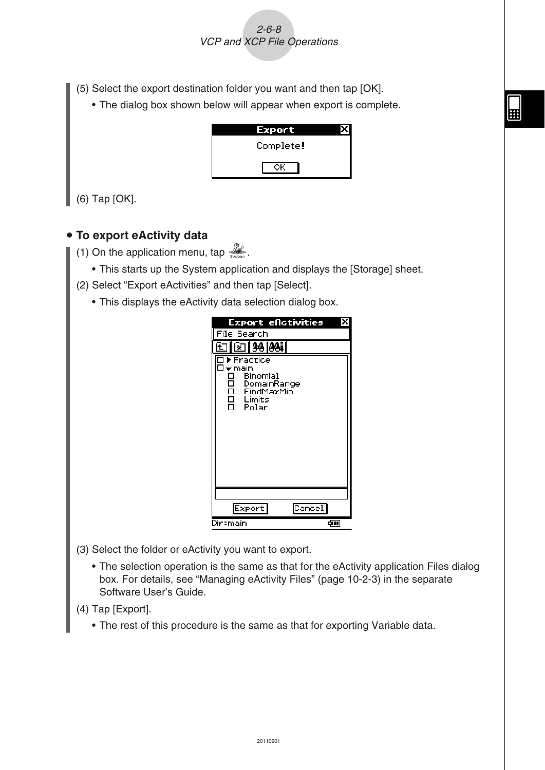(5) Select the export destination folder you want and then tap [OK].

- The dialog box shown below will appear when export is complete.

(6) Tap [OK].

## • To export eActivity data

(1) On the application menu, tap System.

- This starts up the System application and displays the [Storage] sheet.

(2) Select "Export eActivities" and then tap [Select].

- This displays the eActivity data selection dialog box.

(3) Select the folder or eActivity you want to export.

- The selection operation is the same as that for the eActivity application Files dialog box. For details, see "Managing eActivity Files" (page 10-2-3) in the separate Software User's Guide.

(4) Tap [Export].

- The rest of this procedure is the same as that for exporting Variable data.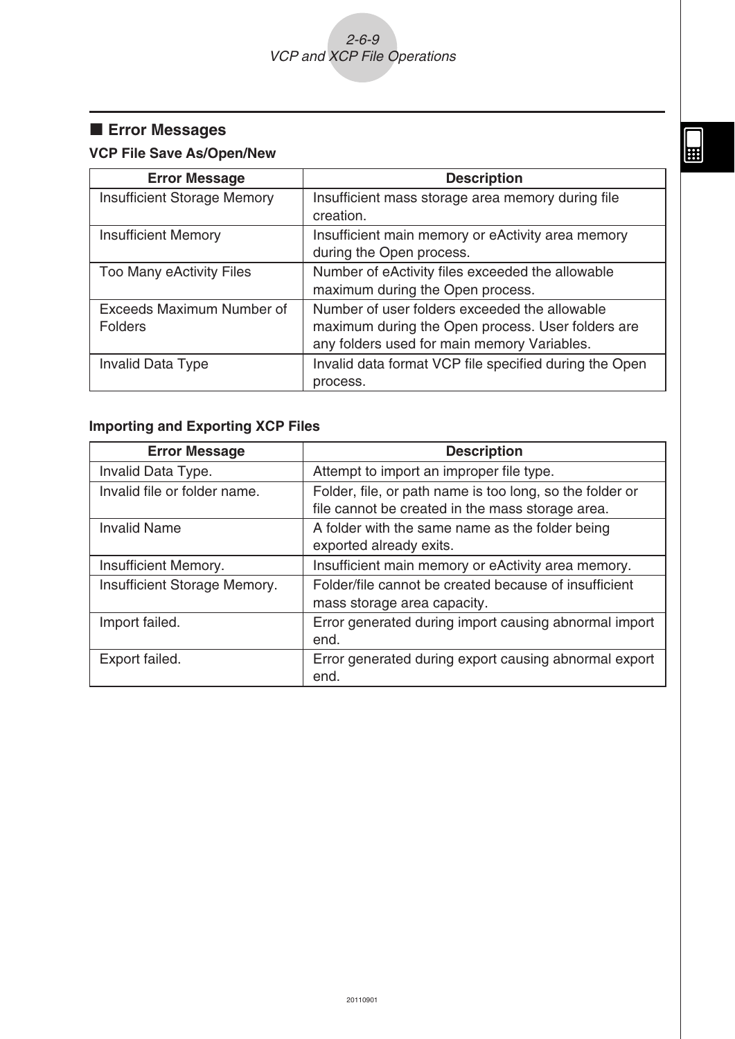## ■ Error Messages

### VCP File Save As/Open/New

| Error Message | Description |
|---|---|
| Insufficient Storage Memory | Insufficient mass storage area memory during file creation. |
| Insufficient Memory | Insufficient main memory or eActivity area memory during the Open process. |
| Too Many eActivity Files | Number of eActivity files exceeded the allowable maximum during the Open process. |
| Exceeds Maximum Number of Folders | Number of user folders exceeded the allowable maximum during the Open process. User folders are any folders used for main memory Variables. |
| Invalid Data Type | Invalid data format VCP file specified during the Open process. |

### Importing and Exporting XCP Files

| Error Message | Description |
|---|---|
| Invalid Data Type. | Attempt to import an improper file type. |
| Invalid file or folder name. | Folder, file, or path name is too long, so the folder or file cannot be created in the mass storage area. |
| Invalid Name | A folder with the same name as the folder being exported already exits. |
| Insufficient Memory. | Insufficient main memory or eActivity area memory. |
| Insufficient Storage Memory. | Folder/file cannot be created because of insufficient mass storage area capacity. |
| Import failed. | Error generated during import causing abnormal import end. |
| Export failed. | Error generated during export causing abnormal export end. |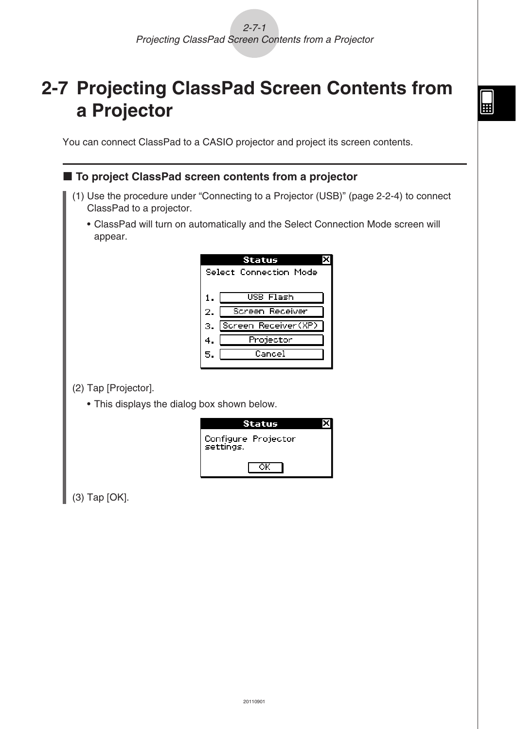# 2-7 Projecting ClassPad Screen Contents from a Projector

You can connect ClassPad to a CASIO projector and project its screen contents.

### ■ To project ClassPad screen contents from a projector

(1) Use the procedure under "Connecting to a Projector (USB)" (page 2-2-4) to connect ClassPad to a projector.

- ClassPad will turn on automatically and the Select Connection Mode screen will appear.

(2) Tap [Projector].

- This displays the dialog box shown below.

(3) Tap [OK].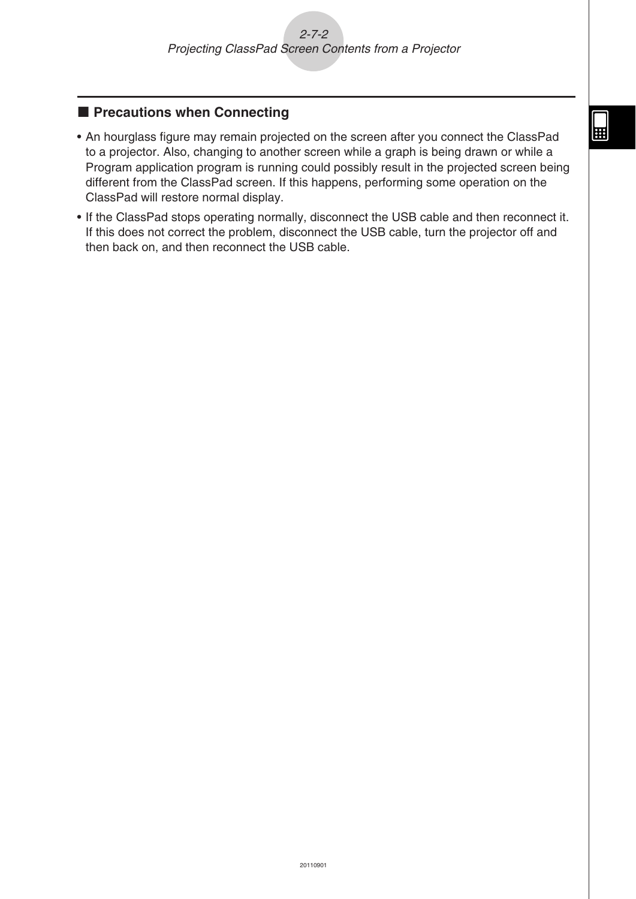## ■ Precautions when Connecting

- An hourglass figure may remain projected on the screen after you connect the ClassPad to a projector. Also, changing to another screen while a graph is being drawn or while a Program application program is running could possibly result in the projected screen being different from the ClassPad screen. If this happens, performing some operation on the ClassPad will restore normal display.
- If the ClassPad stops operating normally, disconnect the USB cable and then reconnect it. If this does not correct the problem, disconnect the USB cable, turn the projector off and then back on, and then reconnect the USB cable.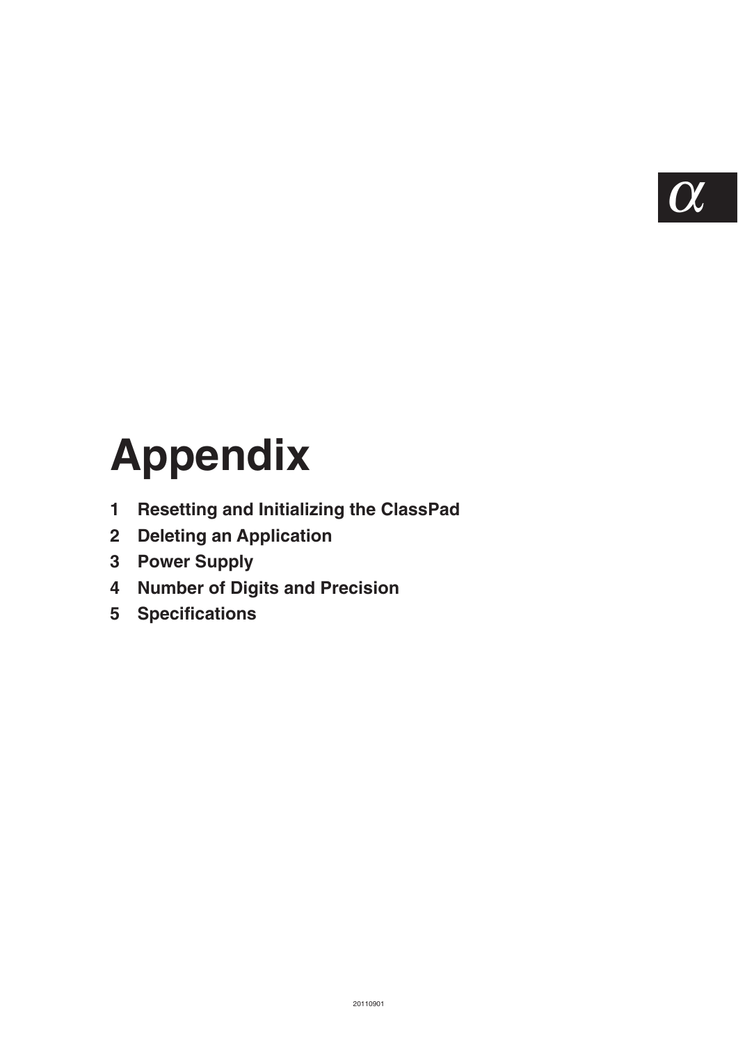# Appendix

1 Resetting and Initializing the ClassPad
2 Deleting an Application
3 Power Supply
4 Number of Digits and Precision
5 Specifications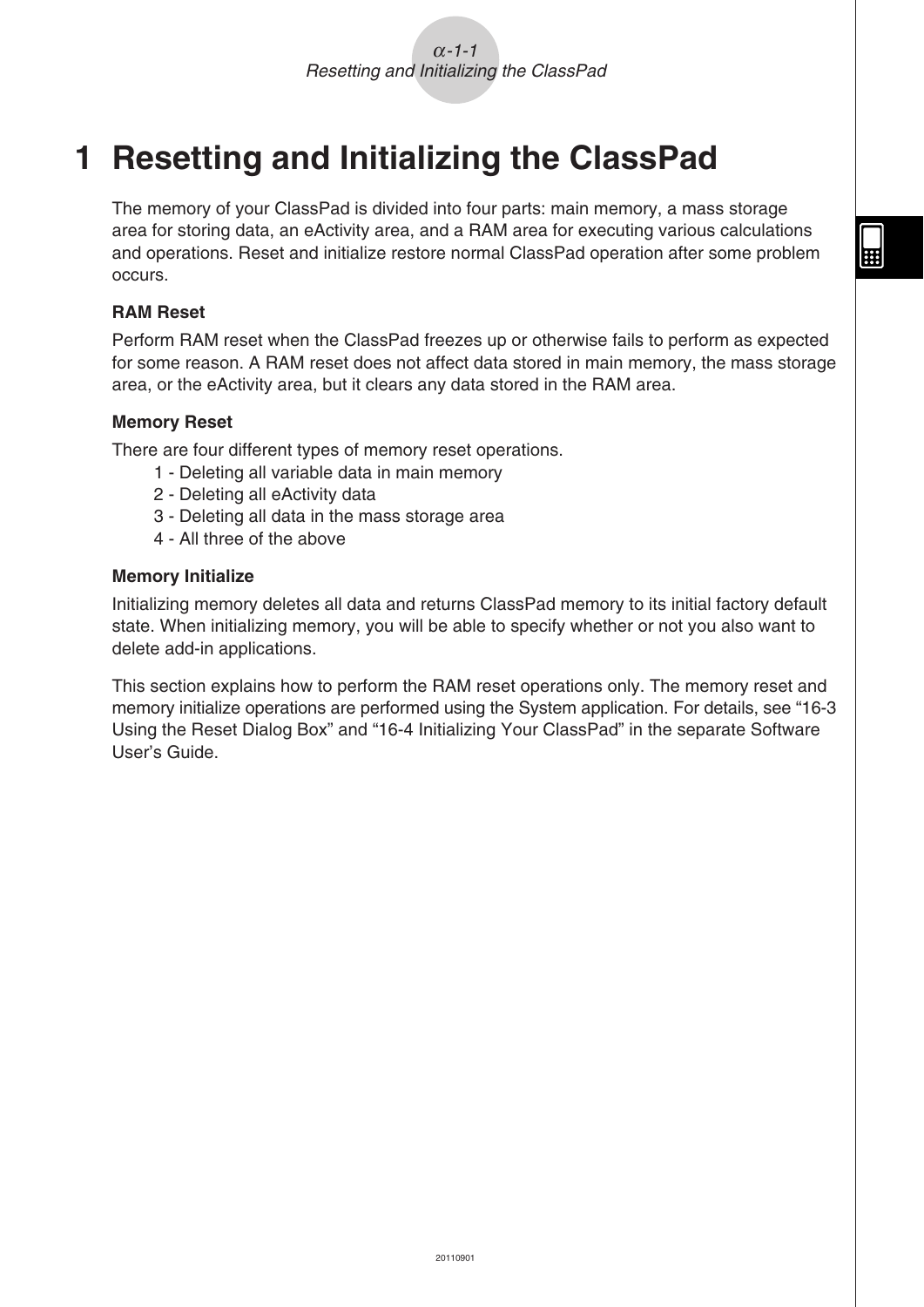# 1 Resetting and Initializing the ClassPad

The memory of your ClassPad is divided into four parts: main memory, a mass storage area for storing data, an eActivity area, and a RAM area for executing various calculations and operations. Reset and initialize restore normal ClassPad operation after some problem occurs.

**RAM Reset**

Perform RAM reset when the ClassPad freezes up or otherwise fails to perform as expected for some reason. A RAM reset does not affect data stored in main memory, the mass storage area, or the eActivity area, but it clears any data stored in the RAM area.

**Memory Reset**

There are four different types of memory reset operations.

1 - Deleting all variable data in main memory
2 - Deleting all eActivity data
3 - Deleting all data in the mass storage area
4 - All three of the above

**Memory Initialize**

Initializing memory deletes all data and returns ClassPad memory to its initial factory default state. When initializing memory, you will be able to specify whether or not you also want to delete add-in applications.

This section explains how to perform the RAM reset operations only. The memory reset and memory initialize operations are performed using the System application. For details, see "16-3 Using the Reset Dialog Box" and "16-4 Initializing Your ClassPad" in the separate Software User's Guide.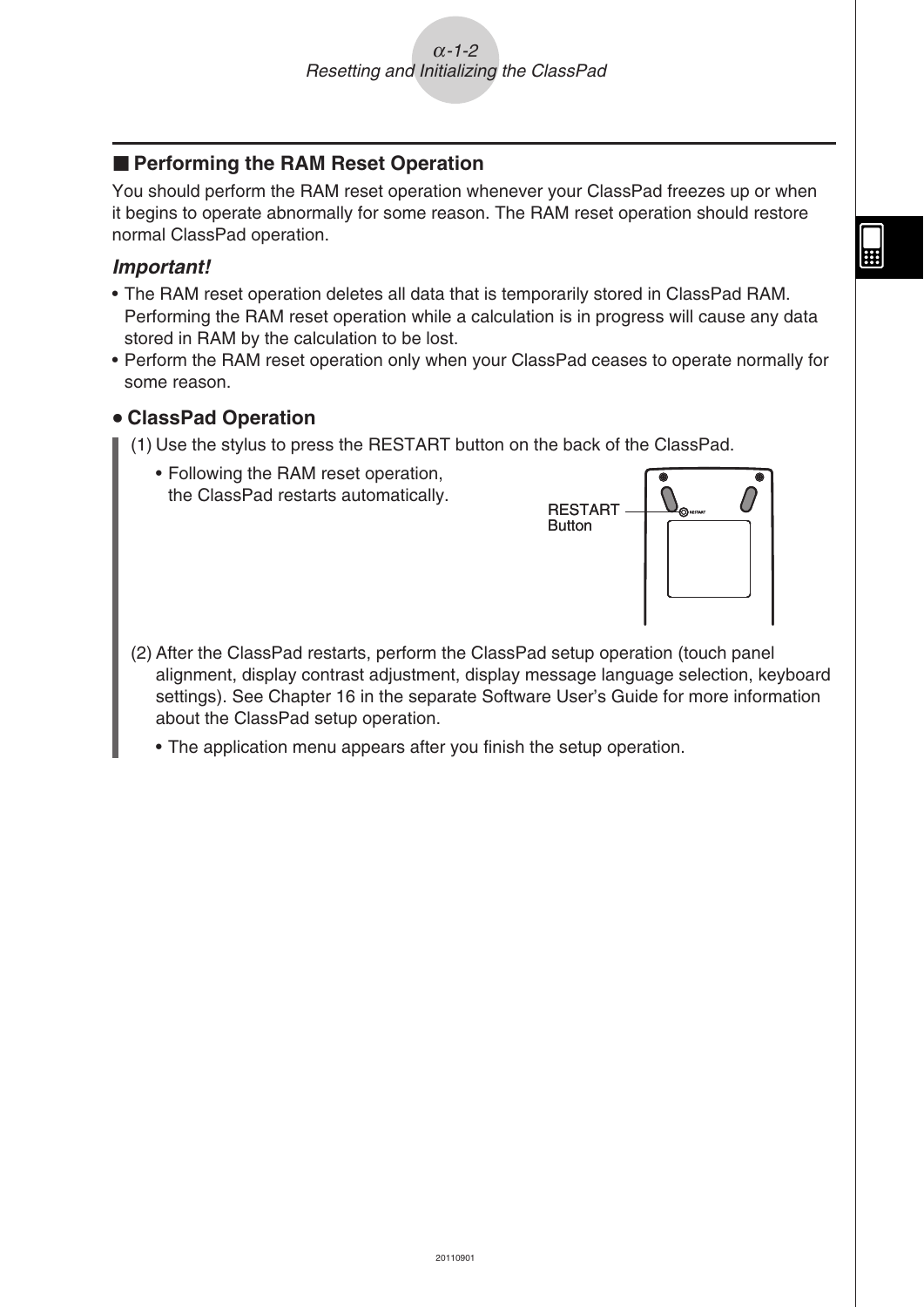## ■ Performing the RAM Reset Operation

You should perform the RAM reset operation whenever your ClassPad freezes up or when it begins to operate abnormally for some reason. The RAM reset operation should restore normal ClassPad operation.

***Important!***

- The RAM reset operation deletes all data that is temporarily stored in ClassPad RAM. Performing the RAM reset operation while a calculation is in progress will cause any data stored in RAM by the calculation to be lost.
- Perform the RAM reset operation only when your ClassPad ceases to operate normally for some reason.

### • ClassPad Operation

(1) Use the stylus to press the RESTART button on the back of the ClassPad.

- Following the RAM reset operation, the ClassPad restarts automatically.

RESTART Button

(2) After the ClassPad restarts, perform the ClassPad setup operation (touch panel alignment, display contrast adjustment, display message language selection, keyboard settings). See Chapter 16 in the separate Software User's Guide for more information about the ClassPad setup operation.

- The application menu appears after you finish the setup operation.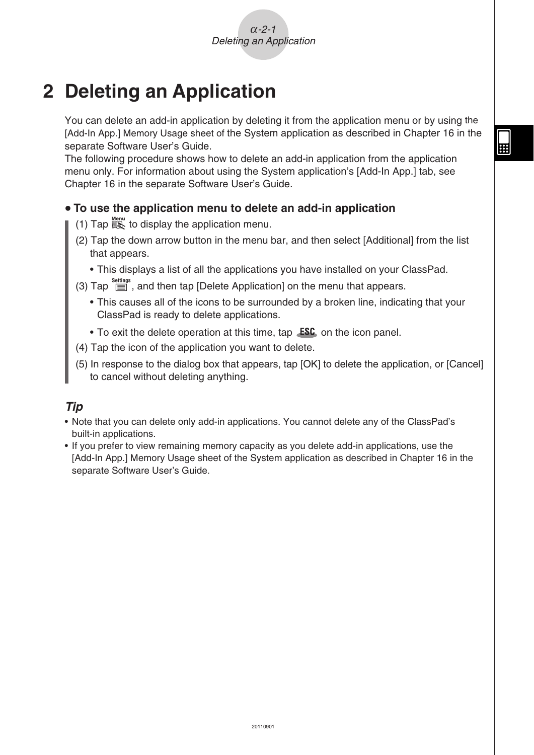# 2 Deleting an Application

You can delete an add-in application by deleting it from the application menu or by using the [Add-In App.] Memory Usage sheet of the System application as described in Chapter 16 in the separate Software User's Guide.
The following procedure shows how to delete an add-in application from the application menu only. For information about using the System application's [Add-In App.] tab, see Chapter 16 in the separate Software User's Guide.

**• To use the application menu to delete an add-in application**

(1) Tap Menu to display the application menu.

(2) Tap the down arrow button in the menu bar, and then select [Additional] from the list that appears.

- This displays a list of all the applications you have installed on your ClassPad.

(3) Tap Settings, and then tap [Delete Application] on the menu that appears.

- This causes all of the icons to be surrounded by a broken line, indicating that your ClassPad is ready to delete applications.
- To exit the delete operation at this time, tap ESC on the icon panel.

(4) Tap the icon of the application you want to delete.

(5) In response to the dialog box that appears, tap [OK] to delete the application, or [Cancel] to cancel without deleting anything.

***Tip***

- Note that you can delete only add-in applications. You cannot delete any of the ClassPad's built-in applications.
- If you prefer to view remaining memory capacity as you delete add-in applications, use the [Add-In App.] Memory Usage sheet of the System application as described in Chapter 16 in the separate Software User's Guide.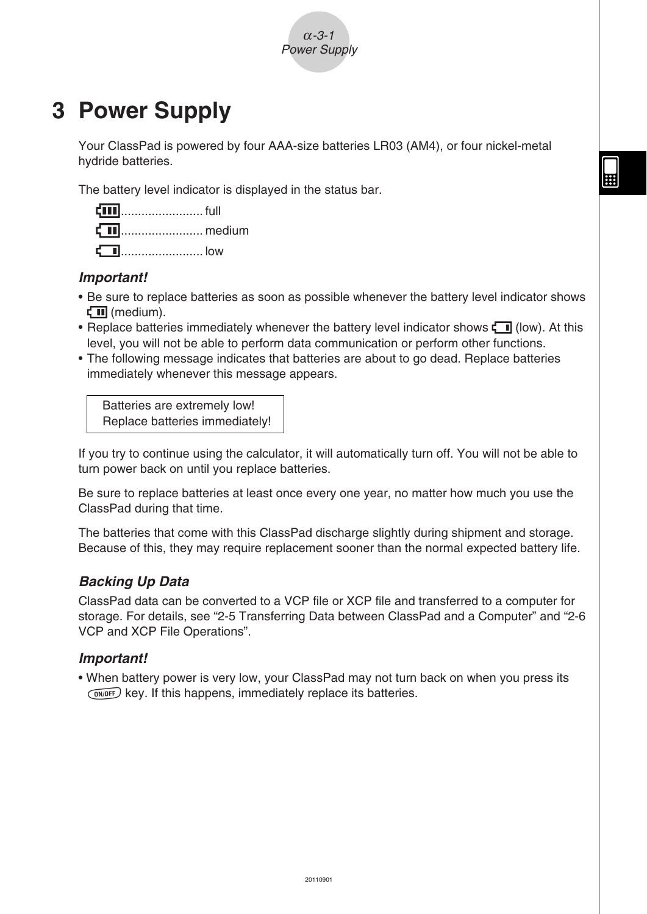# 3 Power Supply

Your ClassPad is powered by four AAA-size batteries LR03 (AM4), or four nickel-metal hydride batteries.

The battery level indicator is displayed in the status bar.

- ........................ full
- ........................ medium
- ........................ low

### *Important!*

- Be sure to replace batteries as soon as possible whenever the battery level indicator shows (medium).
- Replace batteries immediately whenever the battery level indicator shows (low). At this level, you will not be able to perform data communication or perform other functions.
- The following message indicates that batteries are about to go dead. Replace batteries immediately whenever this message appears.

```
Batteries are extremely low!
Replace batteries immediately!
```

If you try to continue using the calculator, it will automatically turn off. You will not be able to turn power back on until you replace batteries.

Be sure to replace batteries at least once every one year, no matter how much you use the ClassPad during that time.

The batteries that come with this ClassPad discharge slightly during shipment and storage. Because of this, they may require replacement sooner than the normal expected battery life.

### *Backing Up Data*

ClassPad data can be converted to a VCP file or XCP file and transferred to a computer for storage. For details, see "2-5 Transferring Data between ClassPad and a Computer" and "2-6 VCP and XCP File Operations".

### *Important!*

- When battery power is very low, your ClassPad may not turn back on when you press its ON/OFF key. If this happens, immediately replace its batteries.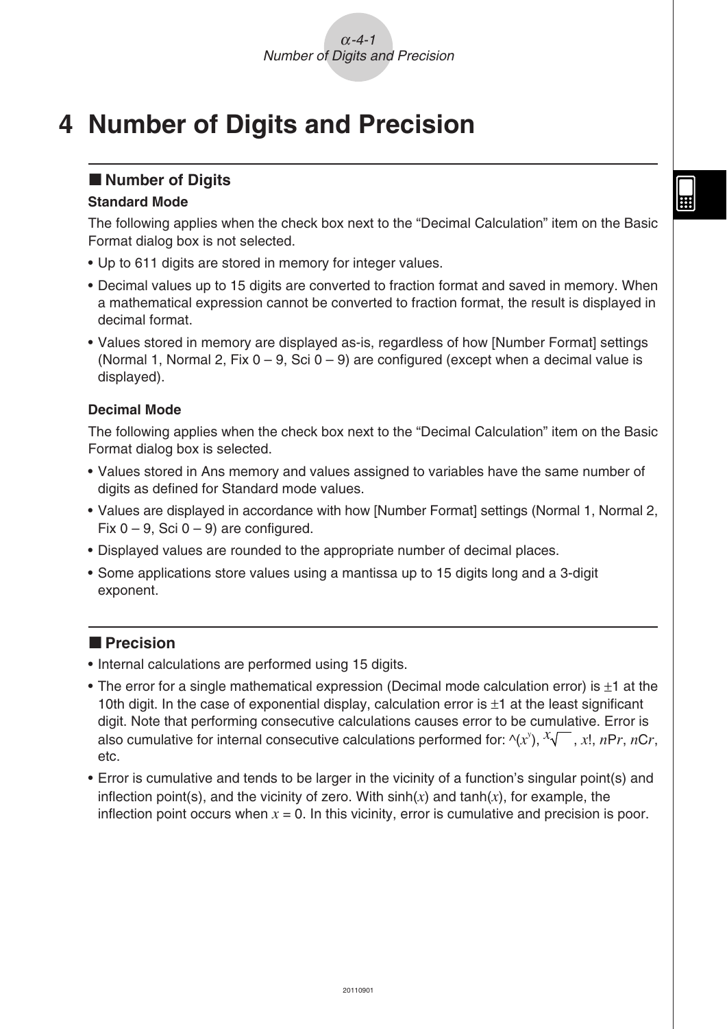# 4 Number of Digits and Precision

## ■ Number of Digits

**Standard Mode**

The following applies when the check box next to the "Decimal Calculation" item on the Basic Format dialog box is not selected.

- Up to 611 digits are stored in memory for integer values.
- Decimal values up to 15 digits are converted to fraction format and saved in memory. When a mathematical expression cannot be converted to fraction format, the result is displayed in decimal format.
- Values stored in memory are displayed as-is, regardless of how [Number Format] settings (Normal 1, Normal 2, Fix 0 – 9, Sci 0 – 9) are configured (except when a decimal value is displayed).

**Decimal Mode**

The following applies when the check box next to the "Decimal Calculation" item on the Basic Format dialog box is selected.

- Values stored in Ans memory and values assigned to variables have the same number of digits as defined for Standard mode values.
- Values are displayed in accordance with how [Number Format] settings (Normal 1, Normal 2, Fix 0 – 9, Sci 0 – 9) are configured.
- Displayed values are rounded to the appropriate number of decimal places.
- Some applications store values using a mantissa up to 15 digits long and a 3-digit exponent.

## ■ Precision

- Internal calculations are performed using 15 digits.
- The error for a single mathematical expression (Decimal mode calculation error) is $\pm1$ at the 10th digit. In the case of exponential display, calculation error is $\pm1$ at the least significant digit. Note that performing consecutive calculations causes error to be cumulative. Error is also cumulative for internal consecutive calculations performed for: ^($x^y$), $\sqrt[x]{\ }$, $x$!, $n$P$r$, $n$C$r$, etc.
- Error is cumulative and tends to be larger in the vicinity of a function's singular point(s) and inflection point(s), and the vicinity of zero. With sinh($x$) and tanh($x$), for example, the inflection point occurs when $x = 0$. In this vicinity, error is cumulative and precision is poor.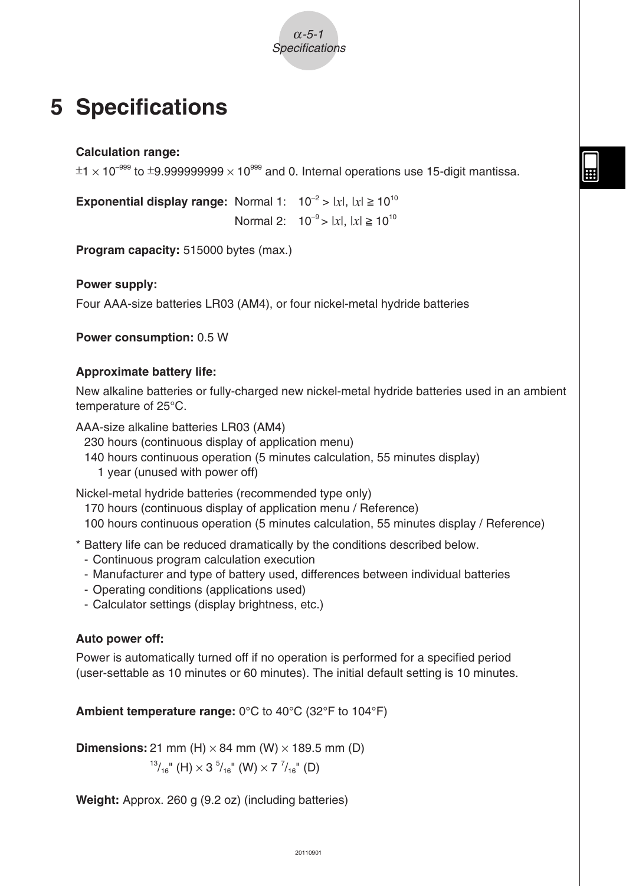# 5 Specifications

**Calculation range:**

$\pm 1 \times 10^{-999}$ to $\pm 9.999999999 \times 10^{999}$ and 0. Internal operations use 15-digit mantissa.

**Exponential display range:** Normal 1: $10^{-2} > |x|, |x| \geqq 10^{10}$

Normal 2: $10^{-9} > |x|, |x| \geqq 10^{10}$

**Program capacity:** 515000 bytes (max.)

**Power supply:**

Four AAA-size batteries LR03 (AM4), or four nickel-metal hydride batteries

**Power consumption:** 0.5 W

**Approximate battery life:**

New alkaline batteries or fully-charged new nickel-metal hydride batteries used in an ambient temperature of 25°C.

AAA-size alkaline batteries LR03 (AM4)
- 230 hours (continuous display of application menu)
- 140 hours continuous operation (5 minutes calculation, 55 minutes display)
- 1 year (unused with power off)

Nickel-metal hydride batteries (recommended type only)
- 170 hours (continuous display of application menu / Reference)
- 100 hours continuous operation (5 minutes calculation, 55 minutes display / Reference)

\* Battery life can be reduced dramatically by the conditions described below.
- Continuous program calculation execution
- Manufacturer and type of battery used, differences between individual batteries
- Operating conditions (applications used)
- Calculator settings (display brightness, etc.)

**Auto power off:**

Power is automatically turned off if no operation is performed for a specified period (user-settable as 10 minutes or 60 minutes). The initial default setting is 10 minutes.

**Ambient temperature range:** 0°C to 40°C (32°F to 104°F)

**Dimensions:** 21 mm (H) × 84 mm (W) × 189.5 mm (D)

$^{13}/_{16}$" (H) × 3 $^{5}/_{16}$" (W) × 7 $^{7}/_{16}$" (D)

**Weight:** Approx. 260 g (9.2 oz) (including batteries)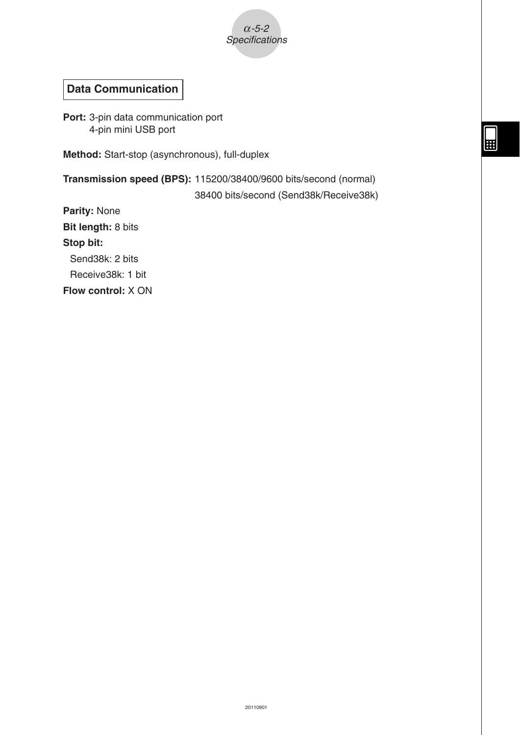## Data Communication

**Port:** 3-pin data communication port
4-pin mini USB port

**Method:** Start-stop (asynchronous), full-duplex

**Transmission speed (BPS):** 115200/38400/9600 bits/second (normal)
38400 bits/second (Send38k/Receive38k)

**Parity:** None

**Bit length:** 8 bits

**Stop bit:**

Send38k: 2 bits

Receive38k: 1 bit

**Flow control:** X ON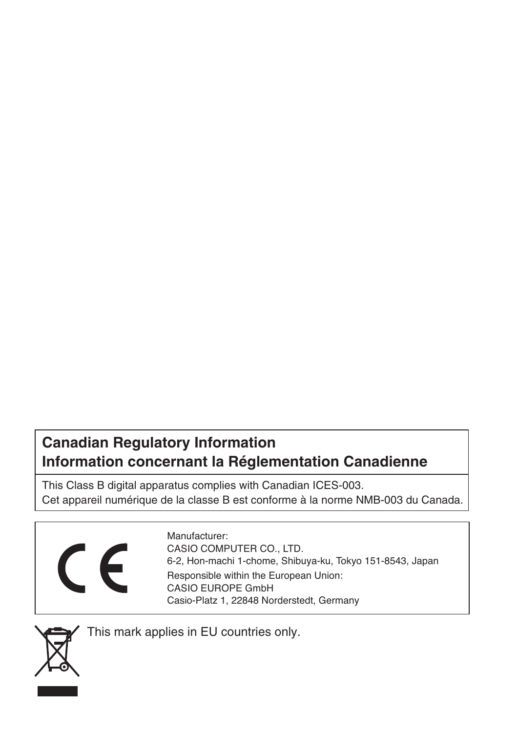## Canadian Regulatory Information
## Information concernant la Réglementation Canadienne

This Class B digital apparatus complies with Canadian ICES-003.
Cet appareil numérique de la classe B est conforme à la norme NMB-003 du Canada.

Manufacturer:
CASIO COMPUTER CO., LTD.
6-2, Hon-machi 1-chome, Shibuya-ku, Tokyo 151-8543, Japan
Responsible within the European Union:
CASIO EUROPE GmbH
Casio-Platz 1, 22848 Norderstedt, Germany

This mark applies in EU countries only.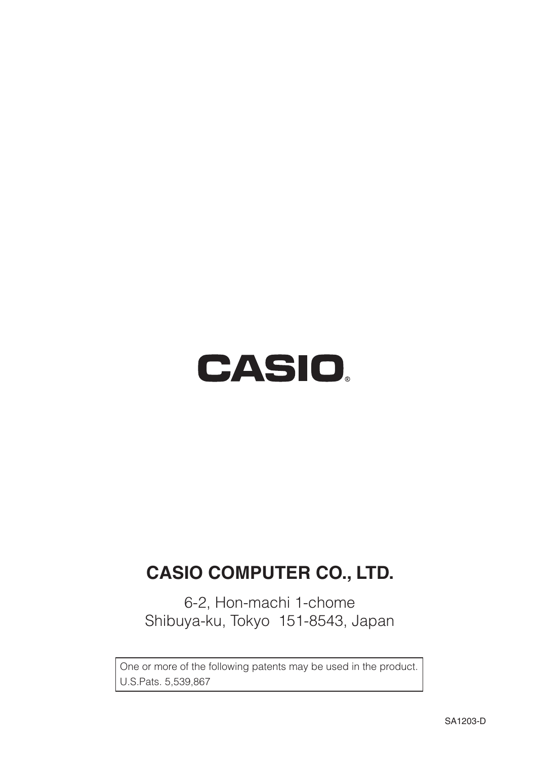CASIO®

**CASIO COMPUTER CO., LTD.**

6-2, Hon-machi 1-chome
Shibuya-ku, Tokyo 151-8543, Japan

One or more of the following patents may be used in the product.
U.S.Pats. 5,539,867

SA1203-D